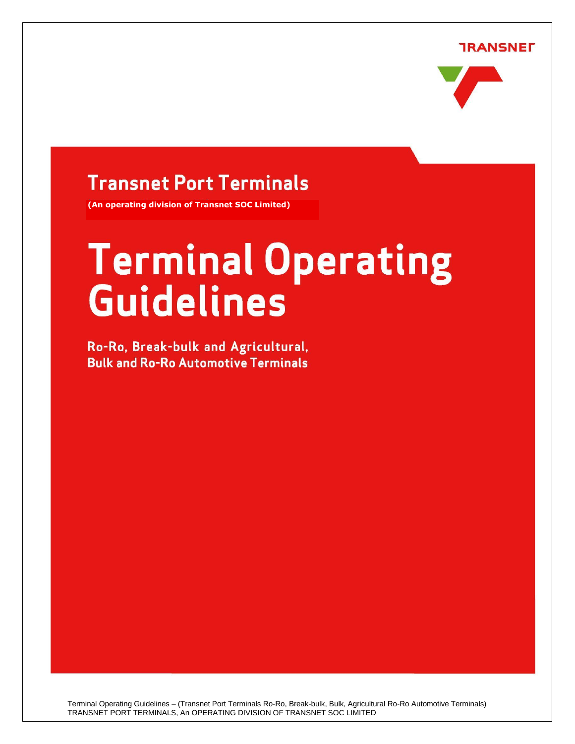TRANSNET

# Transnet Port Terminals

**(An operating division of Transnet SOC Limited)**

# Terminal Operating Guidelines

## Ro-Ro, Break-bulk and Agricultural, Bulk and Ro-Ro Automotive Terminals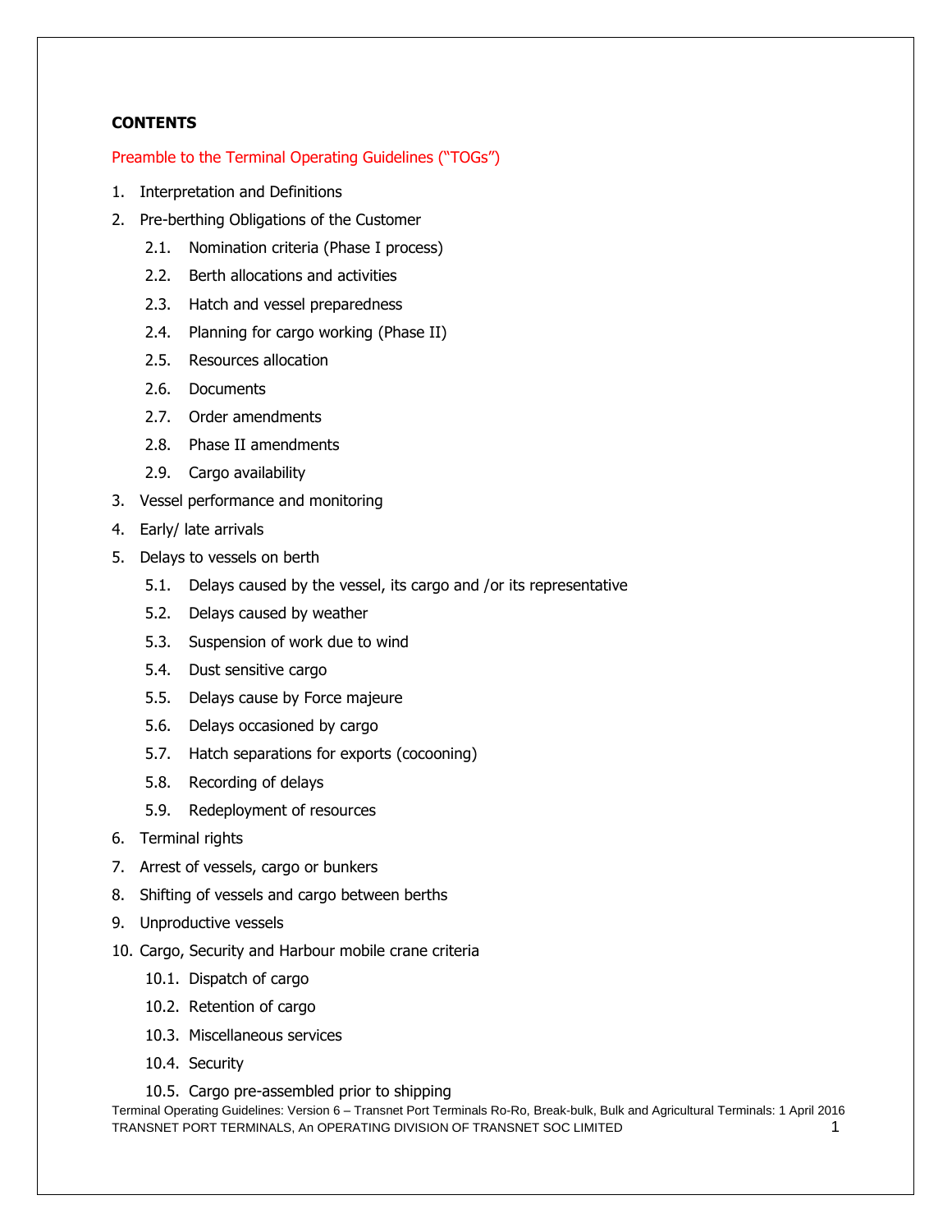**CONTENTS**

Preamble to the Terminal Operating Guidelines ("TOGs")

1. Interpretation and Definitions
2. Pre-berthing Obligations of the Customer
    - 2.1. Nomination criteria (Phase I process)
    - 2.2. Berth allocations and activities
    - 2.3. Hatch and vessel preparedness
    - 2.4. Planning for cargo working (Phase II)
    - 2.5. Resources allocation
    - 2.6. Documents
    - 2.7. Order amendments
    - 2.8. Phase II amendments
    - 2.9. Cargo availability
3. Vessel performance and monitoring
4. Early/ late arrivals
5. Delays to vessels on berth
    - 5.1. Delays caused by the vessel, its cargo and /or its representative
    - 5.2. Delays caused by weather
    - 5.3. Suspension of work due to wind
    - 5.4. Dust sensitive cargo
    - 5.5. Delays cause by Force majeure
    - 5.6. Delays occasioned by cargo
    - 5.7. Hatch separations for exports (cocooning)
    - 5.8. Recording of delays
    - 5.9. Redeployment of resources
6. Terminal rights
7. Arrest of vessels, cargo or bunkers
8. Shifting of vessels and cargo between berths
9. Unproductive vessels
10. Cargo, Security and Harbour mobile crane criteria
    - 10.1. Dispatch of cargo
    - 10.2. Retention of cargo
    - 10.3. Miscellaneous services
    - 10.4. Security
    - 10.5. Cargo pre-assembled prior to shipping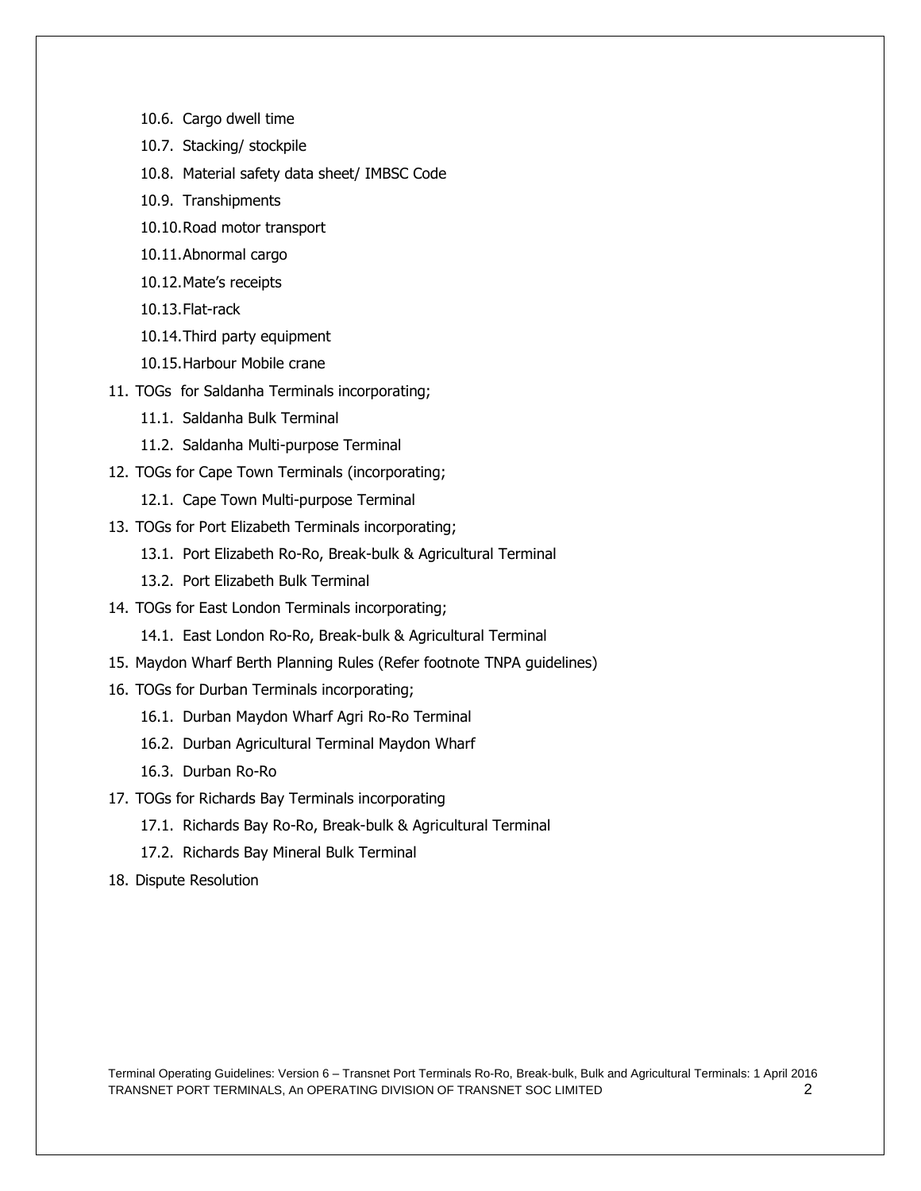- 10.6. Cargo dwell time
- 10.7. Stacking/ stockpile
- 10.8. Material safety data sheet/ IMBSC Code
- 10.9. Transhipments
- 10.10. Road motor transport
- 10.11. Abnormal cargo
- 10.12. Mate's receipts
- 10.13. Flat-rack
- 10.14. Third party equipment
- 10.15. Harbour Mobile crane

11. TOGs for Saldanha Terminals incorporating;
    - 11.1. Saldanha Bulk Terminal
    - 11.2. Saldanha Multi-purpose Terminal
12. TOGs for Cape Town Terminals (incorporating;
    - 12.1. Cape Town Multi-purpose Terminal
13. TOGs for Port Elizabeth Terminals incorporating;
    - 13.1. Port Elizabeth Ro-Ro, Break-bulk & Agricultural Terminal
    - 13.2. Port Elizabeth Bulk Terminal
14. TOGs for East London Terminals incorporating;
    - 14.1. East London Ro-Ro, Break-bulk & Agricultural Terminal
15. Maydon Wharf Berth Planning Rules (Refer footnote TNPA guidelines)
16. TOGs for Durban Terminals incorporating;
    - 16.1. Durban Maydon Wharf Agri Ro-Ro Terminal
    - 16.2. Durban Agricultural Terminal Maydon Wharf
    - 16.3. Durban Ro-Ro
17. TOGs for Richards Bay Terminals incorporating
    - 17.1. Richards Bay Ro-Ro, Break-bulk & Agricultural Terminal
    - 17.2. Richards Bay Mineral Bulk Terminal
18. Dispute Resolution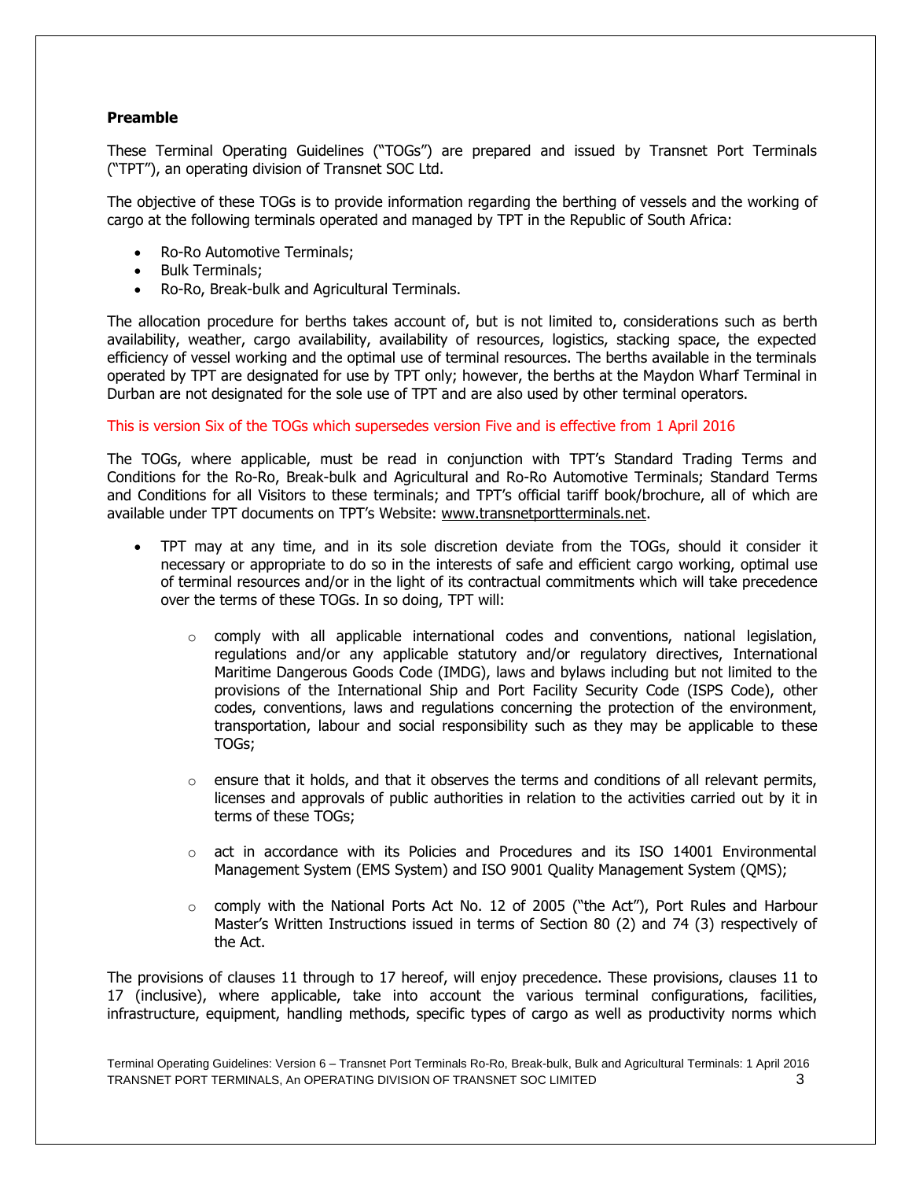## Preamble

These Terminal Operating Guidelines ("TOGs") are prepared and issued by Transnet Port Terminals ("TPT"), an operating division of Transnet SOC Ltd.

The objective of these TOGs is to provide information regarding the berthing of vessels and the working of cargo at the following terminals operated and managed by TPT in the Republic of South Africa:

- Ro-Ro Automotive Terminals;
- Bulk Terminals;
- Ro-Ro, Break-bulk and Agricultural Terminals.

The allocation procedure for berths takes account of, but is not limited to, considerations such as berth availability, weather, cargo availability, availability of resources, logistics, stacking space, the expected efficiency of vessel working and the optimal use of terminal resources. The berths available in the terminals operated by TPT are designated for use by TPT only; however, the berths at the Maydon Wharf Terminal in Durban are not designated for the sole use of TPT and are also used by other terminal operators.

This is version Six of the TOGs which supersedes version Five and is effective from 1 April 2016

The TOGs, where applicable, must be read in conjunction with TPT's Standard Trading Terms and Conditions for the Ro-Ro, Break-bulk and Agricultural and Ro-Ro Automotive Terminals; Standard Terms and Conditions for all Visitors to these terminals; and TPT's official tariff book/brochure, all of which are available under TPT documents on TPT's Website: www.transnetportterminals.net.

- TPT may at any time, and in its sole discretion deviate from the TOGs, should it consider it necessary or appropriate to do so in the interests of safe and efficient cargo working, optimal use of terminal resources and/or in the light of its contractual commitments which will take precedence over the terms of these TOGs. In so doing, TPT will:
    - comply with all applicable international codes and conventions, national legislation, regulations and/or any applicable statutory and/or regulatory directives, International Maritime Dangerous Goods Code (IMDG), laws and bylaws including but not limited to the provisions of the International Ship and Port Facility Security Code (ISPS Code), other codes, conventions, laws and regulations concerning the protection of the environment, transportation, labour and social responsibility such as they may be applicable to these TOGs;
    - ensure that it holds, and that it observes the terms and conditions of all relevant permits, licenses and approvals of public authorities in relation to the activities carried out by it in terms of these TOGs;
    - act in accordance with its Policies and Procedures and its ISO 14001 Environmental Management System (EMS System) and ISO 9001 Quality Management System (QMS);
    - comply with the National Ports Act No. 12 of 2005 ("the Act"), Port Rules and Harbour Master's Written Instructions issued in terms of Section 80 (2) and 74 (3) respectively of the Act.

The provisions of clauses 11 through to 17 hereof, will enjoy precedence. These provisions, clauses 11 to 17 (inclusive), where applicable, take into account the various terminal configurations, facilities, infrastructure, equipment, handling methods, specific types of cargo as well as productivity norms which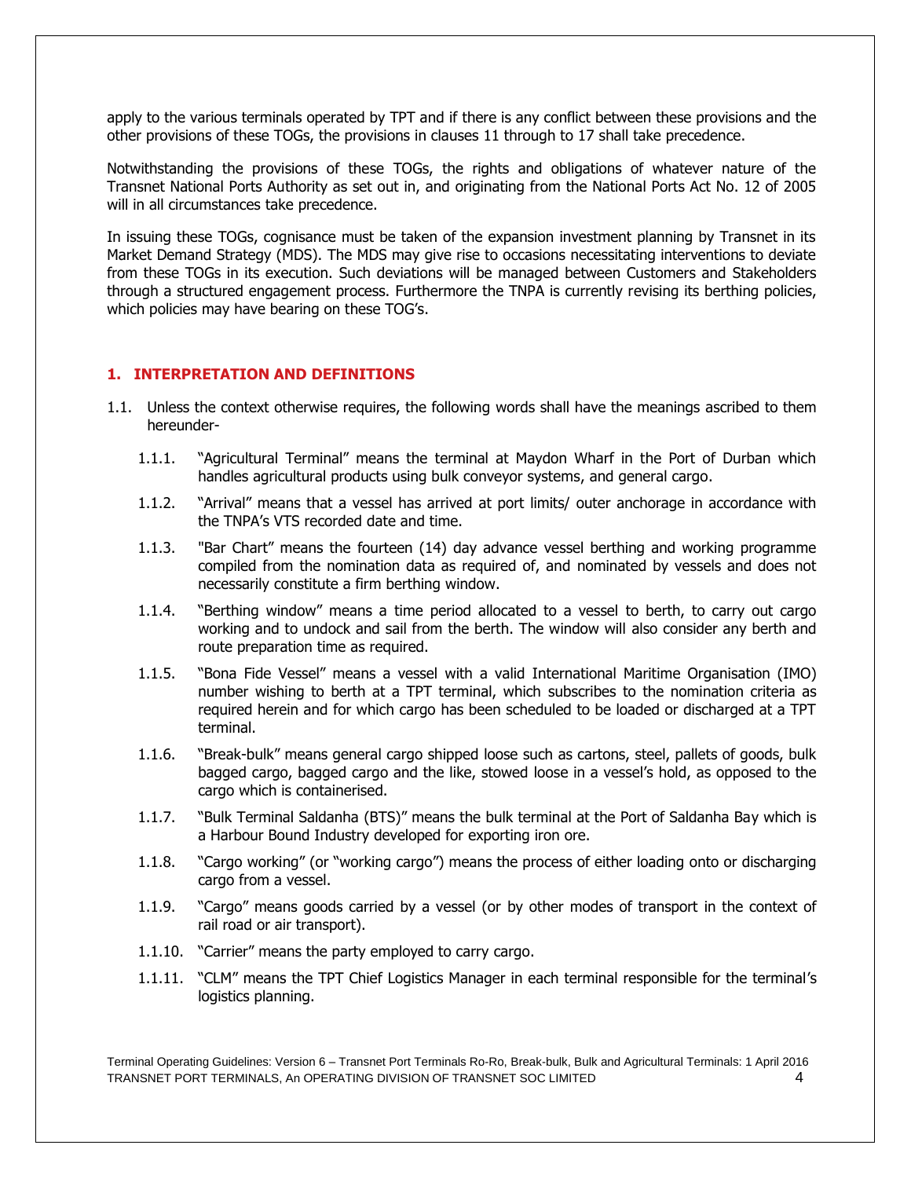apply to the various terminals operated by TPT and if there is any conflict between these provisions and the other provisions of these TOGs, the provisions in clauses 11 through to 17 shall take precedence.

Notwithstanding the provisions of these TOGs, the rights and obligations of whatever nature of the Transnet National Ports Authority as set out in, and originating from the National Ports Act No. 12 of 2005 will in all circumstances take precedence.

In issuing these TOGs, cognisance must be taken of the expansion investment planning by Transnet in its Market Demand Strategy (MDS). The MDS may give rise to occasions necessitating interventions to deviate from these TOGs in its execution. Such deviations will be managed between Customers and Stakeholders through a structured engagement process. Furthermore the TNPA is currently revising its berthing policies, which policies may have bearing on these TOG's.

## 1. INTERPRETATION AND DEFINITIONS

1.1. Unless the context otherwise requires, the following words shall have the meanings ascribed to them hereunder-

1.1.1. "Agricultural Terminal" means the terminal at Maydon Wharf in the Port of Durban which handles agricultural products using bulk conveyor systems, and general cargo.

1.1.2. "Arrival" means that a vessel has arrived at port limits/ outer anchorage in accordance with the TNPA's VTS recorded date and time.

1.1.3. "Bar Chart" means the fourteen (14) day advance vessel berthing and working programme compiled from the nomination data as required of, and nominated by vessels and does not necessarily constitute a firm berthing window.

1.1.4. "Berthing window" means a time period allocated to a vessel to berth, to carry out cargo working and to undock and sail from the berth. The window will also consider any berth and route preparation time as required.

1.1.5. "Bona Fide Vessel" means a vessel with a valid International Maritime Organisation (IMO) number wishing to berth at a TPT terminal, which subscribes to the nomination criteria as required herein and for which cargo has been scheduled to be loaded or discharged at a TPT terminal.

1.1.6. "Break-bulk" means general cargo shipped loose such as cartons, steel, pallets of goods, bulk bagged cargo, bagged cargo and the like, stowed loose in a vessel's hold, as opposed to the cargo which is containerised.

1.1.7. "Bulk Terminal Saldanha (BTS)" means the bulk terminal at the Port of Saldanha Bay which is a Harbour Bound Industry developed for exporting iron ore.

1.1.8. "Cargo working" (or "working cargo") means the process of either loading onto or discharging cargo from a vessel.

1.1.9. "Cargo" means goods carried by a vessel (or by other modes of transport in the context of rail road or air transport).

1.1.10. "Carrier" means the party employed to carry cargo.

1.1.11. "CLM" means the TPT Chief Logistics Manager in each terminal responsible for the terminal's logistics planning.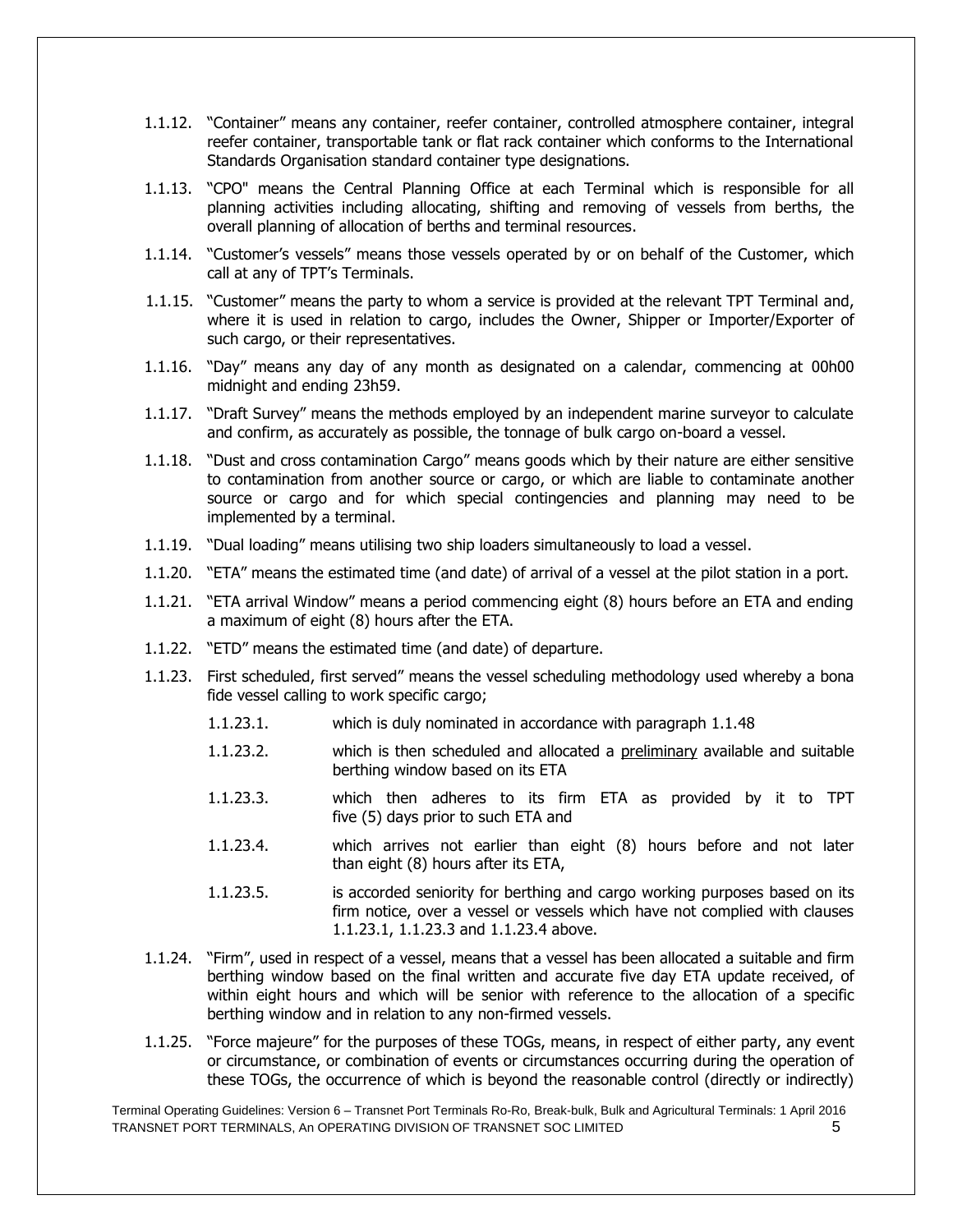1.1.12. "Container" means any container, reefer container, controlled atmosphere container, integral reefer container, transportable tank or flat rack container which conforms to the International Standards Organisation standard container type designations.

1.1.13. "CPO" means the Central Planning Office at each Terminal which is responsible for all planning activities including allocating, shifting and removing of vessels from berths, the overall planning of allocation of berths and terminal resources.

1.1.14. "Customer's vessels" means those vessels operated by or on behalf of the Customer, which call at any of TPT's Terminals.

1.1.15. "Customer" means the party to whom a service is provided at the relevant TPT Terminal and, where it is used in relation to cargo, includes the Owner, Shipper or Importer/Exporter of such cargo, or their representatives.

1.1.16. "Day" means any day of any month as designated on a calendar, commencing at 00h00 midnight and ending 23h59.

1.1.17. "Draft Survey" means the methods employed by an independent marine surveyor to calculate and confirm, as accurately as possible, the tonnage of bulk cargo on-board a vessel.

1.1.18. "Dust and cross contamination Cargo" means goods which by their nature are either sensitive to contamination from another source or cargo, or which are liable to contaminate another source or cargo and for which special contingencies and planning may need to be implemented by a terminal.

1.1.19. "Dual loading" means utilising two ship loaders simultaneously to load a vessel.

1.1.20. "ETA" means the estimated time (and date) of arrival of a vessel at the pilot station in a port.

1.1.21. "ETA arrival Window" means a period commencing eight (8) hours before an ETA and ending a maximum of eight (8) hours after the ETA.

1.1.22. "ETD" means the estimated time (and date) of departure.

1.1.23. First scheduled, first served" means the vessel scheduling methodology used whereby a bona fide vessel calling to work specific cargo;

1.1.23.1. which is duly nominated in accordance with paragraph 1.1.48

1.1.23.2. which is then scheduled and allocated a preliminary available and suitable berthing window based on its ETA

1.1.23.3. which then adheres to its firm ETA as provided by it to TPT five (5) days prior to such ETA and

1.1.23.4. which arrives not earlier than eight (8) hours before and not later than eight (8) hours after its ETA,

1.1.23.5. is accorded seniority for berthing and cargo working purposes based on its firm notice, over a vessel or vessels which have not complied with clauses 1.1.23.1, 1.1.23.3 and 1.1.23.4 above.

1.1.24. "Firm", used in respect of a vessel, means that a vessel has been allocated a suitable and firm berthing window based on the final written and accurate five day ETA update received, of within eight hours and which will be senior with reference to the allocation of a specific berthing window and in relation to any non-firmed vessels.

1.1.25. "Force majeure" for the purposes of these TOGs, means, in respect of either party, any event or circumstance, or combination of events or circumstances occurring during the operation of these TOGs, the occurrence of which is beyond the reasonable control (directly or indirectly)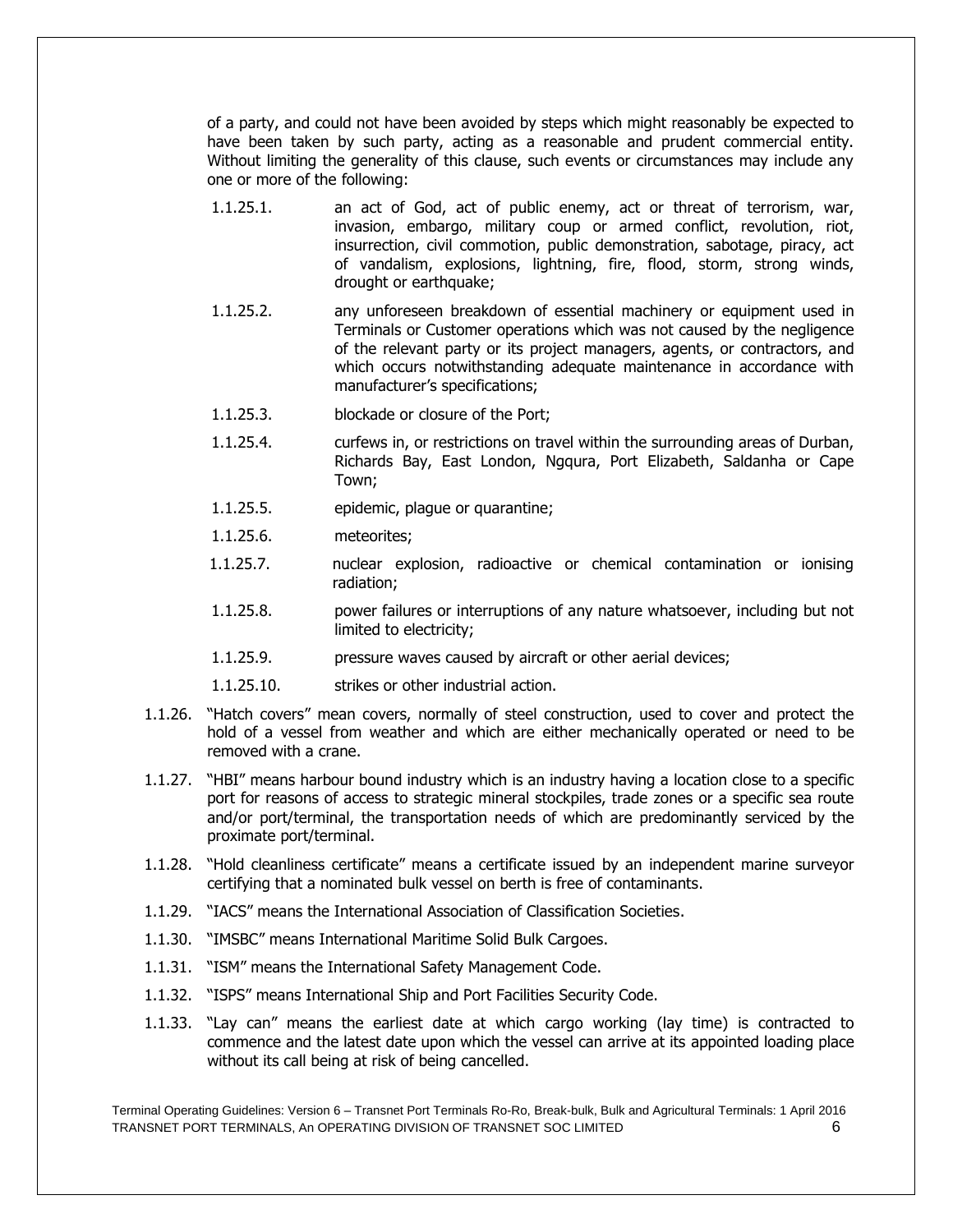of a party, and could not have been avoided by steps which might reasonably be expected to have been taken by such party, acting as a reasonable and prudent commercial entity. Without limiting the generality of this clause, such events or circumstances may include any one or more of the following:

1.1.25.1. an act of God, act of public enemy, act or threat of terrorism, war, invasion, embargo, military coup or armed conflict, revolution, riot, insurrection, civil commotion, public demonstration, sabotage, piracy, act of vandalism, explosions, lightning, fire, flood, storm, strong winds, drought or earthquake;

1.1.25.2. any unforeseen breakdown of essential machinery or equipment used in Terminals or Customer operations which was not caused by the negligence of the relevant party or its project managers, agents, or contractors, and which occurs notwithstanding adequate maintenance in accordance with manufacturer's specifications;

1.1.25.3. blockade or closure of the Port;

1.1.25.4. curfews in, or restrictions on travel within the surrounding areas of Durban, Richards Bay, East London, Ngqura, Port Elizabeth, Saldanha or Cape Town;

1.1.25.5. epidemic, plague or quarantine;

1.1.25.6. meteorites;

1.1.25.7. nuclear explosion, radioactive or chemical contamination or ionising radiation;

1.1.25.8. power failures or interruptions of any nature whatsoever, including but not limited to electricity;

1.1.25.9. pressure waves caused by aircraft or other aerial devices;

1.1.25.10. strikes or other industrial action.

1.1.26. "Hatch covers" mean covers, normally of steel construction, used to cover and protect the hold of a vessel from weather and which are either mechanically operated or need to be removed with a crane.

1.1.27. "HBI" means harbour bound industry which is an industry having a location close to a specific port for reasons of access to strategic mineral stockpiles, trade zones or a specific sea route and/or port/terminal, the transportation needs of which are predominantly serviced by the proximate port/terminal.

1.1.28. "Hold cleanliness certificate" means a certificate issued by an independent marine surveyor certifying that a nominated bulk vessel on berth is free of contaminants.

1.1.29. "IACS" means the International Association of Classification Societies.

1.1.30. "IMSBC" means International Maritime Solid Bulk Cargoes.

1.1.31. "ISM" means the International Safety Management Code.

1.1.32. "ISPS" means International Ship and Port Facilities Security Code.

1.1.33. "Lay can" means the earliest date at which cargo working (lay time) is contracted to commence and the latest date upon which the vessel can arrive at its appointed loading place without its call being at risk of being cancelled.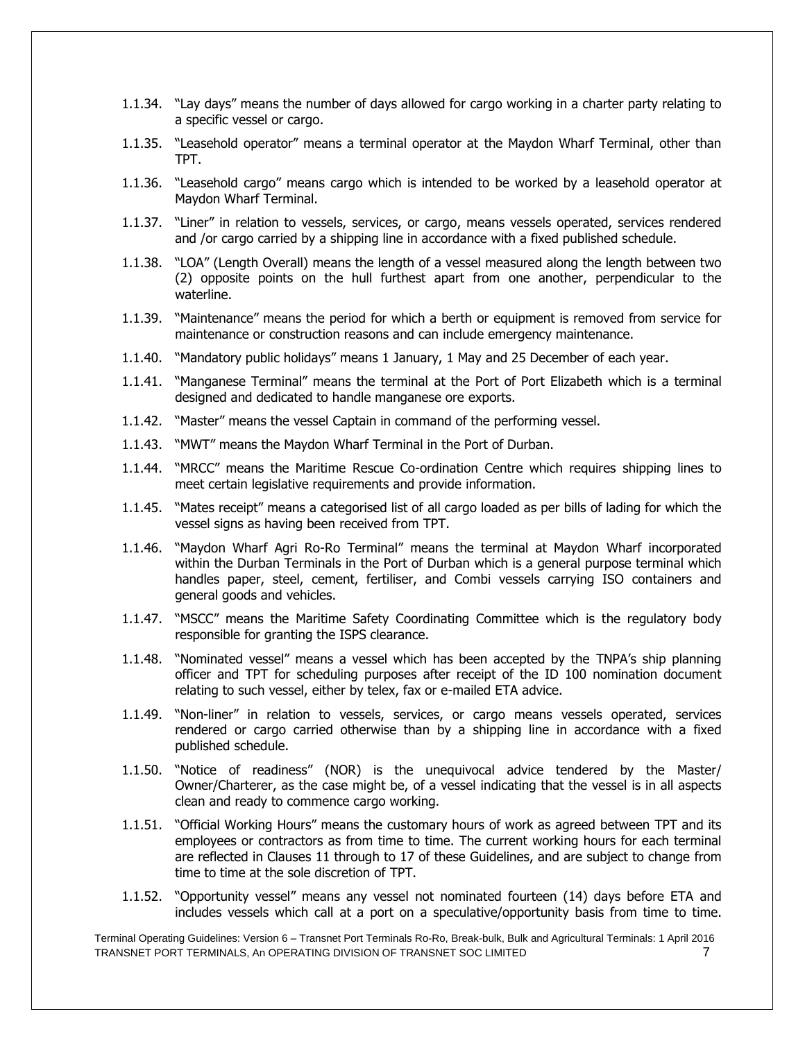1.1.34. "Lay days" means the number of days allowed for cargo working in a charter party relating to a specific vessel or cargo.

1.1.35. "Leasehold operator" means a terminal operator at the Maydon Wharf Terminal, other than TPT.

1.1.36. "Leasehold cargo" means cargo which is intended to be worked by a leasehold operator at Maydon Wharf Terminal.

1.1.37. "Liner" in relation to vessels, services, or cargo, means vessels operated, services rendered and /or cargo carried by a shipping line in accordance with a fixed published schedule.

1.1.38. "LOA" (Length Overall) means the length of a vessel measured along the length between two (2) opposite points on the hull furthest apart from one another, perpendicular to the waterline.

1.1.39. "Maintenance" means the period for which a berth or equipment is removed from service for maintenance or construction reasons and can include emergency maintenance.

1.1.40. "Mandatory public holidays" means 1 January, 1 May and 25 December of each year.

1.1.41. "Manganese Terminal" means the terminal at the Port of Port Elizabeth which is a terminal designed and dedicated to handle manganese ore exports.

1.1.42. "Master" means the vessel Captain in command of the performing vessel.

1.1.43. "MWT" means the Maydon Wharf Terminal in the Port of Durban.

1.1.44. "MRCC" means the Maritime Rescue Co-ordination Centre which requires shipping lines to meet certain legislative requirements and provide information.

1.1.45. "Mates receipt" means a categorised list of all cargo loaded as per bills of lading for which the vessel signs as having been received from TPT.

1.1.46. "Maydon Wharf Agri Ro-Ro Terminal" means the terminal at Maydon Wharf incorporated within the Durban Terminals in the Port of Durban which is a general purpose terminal which handles paper, steel, cement, fertiliser, and Combi vessels carrying ISO containers and general goods and vehicles.

1.1.47. "MSCC" means the Maritime Safety Coordinating Committee which is the regulatory body responsible for granting the ISPS clearance.

1.1.48. "Nominated vessel" means a vessel which has been accepted by the TNPA's ship planning officer and TPT for scheduling purposes after receipt of the ID 100 nomination document relating to such vessel, either by telex, fax or e-mailed ETA advice.

1.1.49. "Non-liner" in relation to vessels, services, or cargo means vessels operated, services rendered or cargo carried otherwise than by a shipping line in accordance with a fixed published schedule.

1.1.50. "Notice of readiness" (NOR) is the unequivocal advice tendered by the Master/ Owner/Charterer, as the case might be, of a vessel indicating that the vessel is in all aspects clean and ready to commence cargo working.

1.1.51. "Official Working Hours" means the customary hours of work as agreed between TPT and its employees or contractors as from time to time. The current working hours for each terminal are reflected in Clauses 11 through to 17 of these Guidelines, and are subject to change from time to time at the sole discretion of TPT.

1.1.52. "Opportunity vessel" means any vessel not nominated fourteen (14) days before ETA and includes vessels which call at a port on a speculative/opportunity basis from time to time.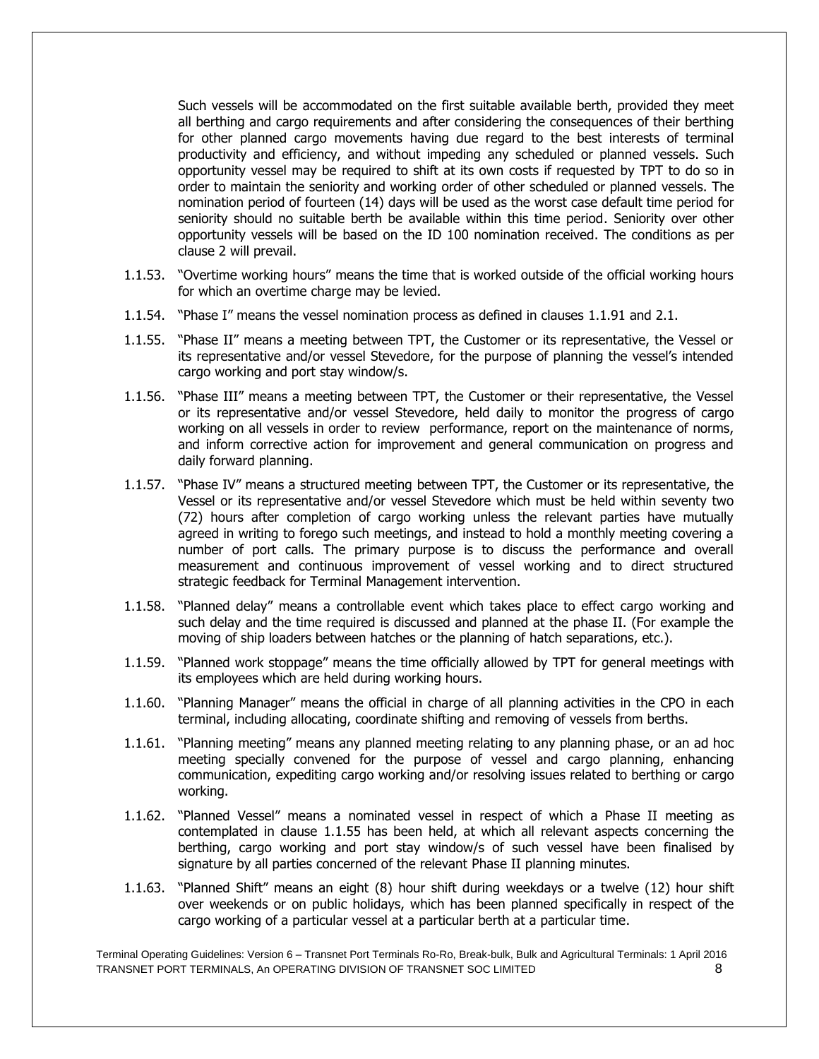Such vessels will be accommodated on the first suitable available berth, provided they meet all berthing and cargo requirements and after considering the consequences of their berthing for other planned cargo movements having due regard to the best interests of terminal productivity and efficiency, and without impeding any scheduled or planned vessels. Such opportunity vessel may be required to shift at its own costs if requested by TPT to do so in order to maintain the seniority and working order of other scheduled or planned vessels. The nomination period of fourteen (14) days will be used as the worst case default time period for seniority should no suitable berth be available within this time period. Seniority over other opportunity vessels will be based on the ID 100 nomination received. The conditions as per clause 2 will prevail.

1.1.53. "Overtime working hours" means the time that is worked outside of the official working hours for which an overtime charge may be levied.

1.1.54. "Phase I" means the vessel nomination process as defined in clauses 1.1.91 and 2.1.

1.1.55. "Phase II" means a meeting between TPT, the Customer or its representative, the Vessel or its representative and/or vessel Stevedore, for the purpose of planning the vessel's intended cargo working and port stay window/s.

1.1.56. "Phase III" means a meeting between TPT, the Customer or their representative, the Vessel or its representative and/or vessel Stevedore, held daily to monitor the progress of cargo working on all vessels in order to review performance, report on the maintenance of norms, and inform corrective action for improvement and general communication on progress and daily forward planning.

1.1.57. "Phase IV" means a structured meeting between TPT, the Customer or its representative, the Vessel or its representative and/or vessel Stevedore which must be held within seventy two (72) hours after completion of cargo working unless the relevant parties have mutually agreed in writing to forego such meetings, and instead to hold a monthly meeting covering a number of port calls. The primary purpose is to discuss the performance and overall measurement and continuous improvement of vessel working and to direct structured strategic feedback for Terminal Management intervention.

1.1.58. "Planned delay" means a controllable event which takes place to effect cargo working and such delay and the time required is discussed and planned at the phase II. (For example the moving of ship loaders between hatches or the planning of hatch separations, etc.).

1.1.59. "Planned work stoppage" means the time officially allowed by TPT for general meetings with its employees which are held during working hours.

1.1.60. "Planning Manager" means the official in charge of all planning activities in the CPO in each terminal, including allocating, coordinate shifting and removing of vessels from berths.

1.1.61. "Planning meeting" means any planned meeting relating to any planning phase, or an ad hoc meeting specially convened for the purpose of vessel and cargo planning, enhancing communication, expediting cargo working and/or resolving issues related to berthing or cargo working.

1.1.62. "Planned Vessel" means a nominated vessel in respect of which a Phase II meeting as contemplated in clause 1.1.55 has been held, at which all relevant aspects concerning the berthing, cargo working and port stay window/s of such vessel have been finalised by signature by all parties concerned of the relevant Phase II planning minutes.

1.1.63. "Planned Shift" means an eight (8) hour shift during weekdays or a twelve (12) hour shift over weekends or on public holidays, which has been planned specifically in respect of the cargo working of a particular vessel at a particular berth at a particular time.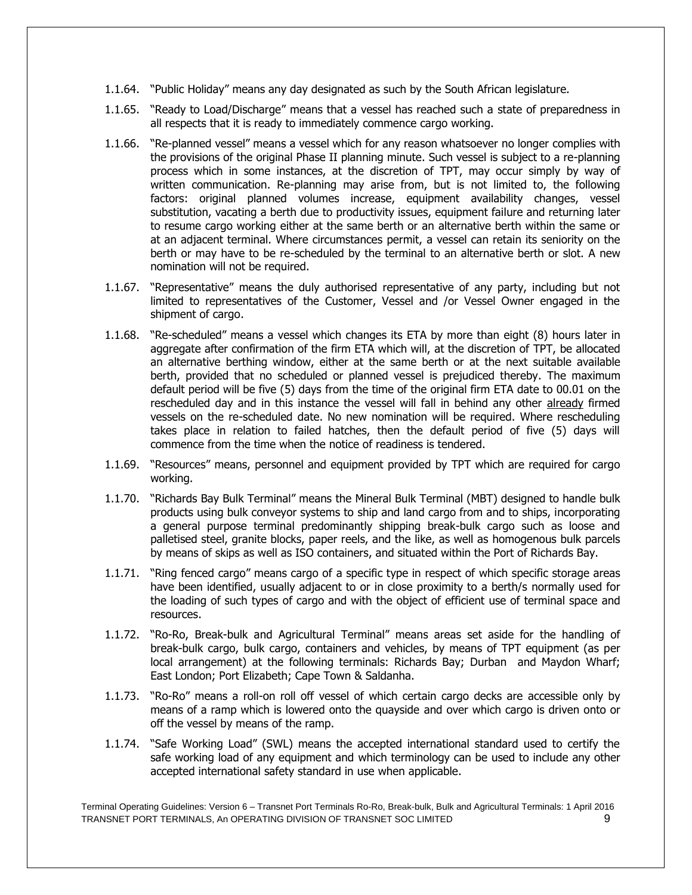1.1.64. "Public Holiday" means any day designated as such by the South African legislature.

1.1.65. "Ready to Load/Discharge" means that a vessel has reached such a state of preparedness in all respects that it is ready to immediately commence cargo working.

1.1.66. "Re-planned vessel" means a vessel which for any reason whatsoever no longer complies with the provisions of the original Phase II planning minute. Such vessel is subject to a re-planning process which in some instances, at the discretion of TPT, may occur simply by way of written communication. Re-planning may arise from, but is not limited to, the following factors: original planned volumes increase, equipment availability changes, vessel substitution, vacating a berth due to productivity issues, equipment failure and returning later to resume cargo working either at the same berth or an alternative berth within the same or at an adjacent terminal. Where circumstances permit, a vessel can retain its seniority on the berth or may have to be re-scheduled by the terminal to an alternative berth or slot. A new nomination will not be required.

1.1.67. "Representative" means the duly authorised representative of any party, including but not limited to representatives of the Customer, Vessel and /or Vessel Owner engaged in the shipment of cargo.

1.1.68. "Re-scheduled" means a vessel which changes its ETA by more than eight (8) hours later in aggregate after confirmation of the firm ETA which will, at the discretion of TPT, be allocated an alternative berthing window, either at the same berth or at the next suitable available berth, provided that no scheduled or planned vessel is prejudiced thereby. The maximum default period will be five (5) days from the time of the original firm ETA date to 00.01 on the rescheduled day and in this instance the vessel will fall in behind any other already firmed vessels on the re-scheduled date. No new nomination will be required. Where rescheduling takes place in relation to failed hatches, then the default period of five (5) days will commence from the time when the notice of readiness is tendered.

1.1.69. "Resources" means, personnel and equipment provided by TPT which are required for cargo working.

1.1.70. "Richards Bay Bulk Terminal" means the Mineral Bulk Terminal (MBT) designed to handle bulk products using bulk conveyor systems to ship and land cargo from and to ships, incorporating a general purpose terminal predominantly shipping break-bulk cargo such as loose and palletised steel, granite blocks, paper reels, and the like, as well as homogenous bulk parcels by means of skips as well as ISO containers, and situated within the Port of Richards Bay.

1.1.71. "Ring fenced cargo" means cargo of a specific type in respect of which specific storage areas have been identified, usually adjacent to or in close proximity to a berth/s normally used for the loading of such types of cargo and with the object of efficient use of terminal space and resources.

1.1.72. "Ro-Ro, Break-bulk and Agricultural Terminal" means areas set aside for the handling of break-bulk cargo, bulk cargo, containers and vehicles, by means of TPT equipment (as per local arrangement) at the following terminals: Richards Bay; Durban and Maydon Wharf; East London; Port Elizabeth; Cape Town & Saldanha.

1.1.73. "Ro-Ro" means a roll-on roll off vessel of which certain cargo decks are accessible only by means of a ramp which is lowered onto the quayside and over which cargo is driven onto or off the vessel by means of the ramp.

1.1.74. "Safe Working Load" (SWL) means the accepted international standard used to certify the safe working load of any equipment and which terminology can be used to include any other accepted international safety standard in use when applicable.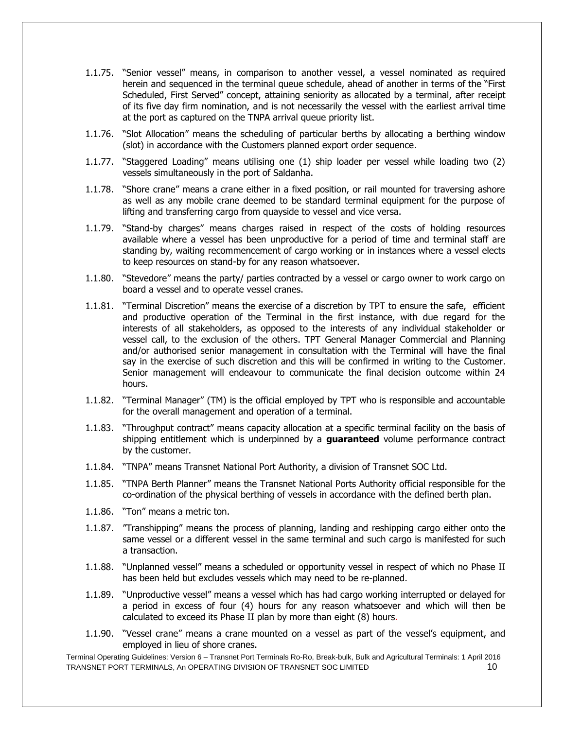1.1.75. "Senior vessel" means, in comparison to another vessel, a vessel nominated as required herein and sequenced in the terminal queue schedule, ahead of another in terms of the "First Scheduled, First Served" concept, attaining seniority as allocated by a terminal, after receipt of its five day firm nomination, and is not necessarily the vessel with the earliest arrival time at the port as captured on the TNPA arrival queue priority list.

1.1.76. "Slot Allocation" means the scheduling of particular berths by allocating a berthing window (slot) in accordance with the Customers planned export order sequence.

1.1.77. "Staggered Loading" means utilising one (1) ship loader per vessel while loading two (2) vessels simultaneously in the port of Saldanha.

1.1.78. "Shore crane" means a crane either in a fixed position, or rail mounted for traversing ashore as well as any mobile crane deemed to be standard terminal equipment for the purpose of lifting and transferring cargo from quayside to vessel and vice versa.

1.1.79. "Stand-by charges" means charges raised in respect of the costs of holding resources available where a vessel has been unproductive for a period of time and terminal staff are standing by, waiting recommencement of cargo working or in instances where a vessel elects to keep resources on stand-by for any reason whatsoever.

1.1.80. "Stevedore" means the party/ parties contracted by a vessel or cargo owner to work cargo on board a vessel and to operate vessel cranes.

1.1.81. "Terminal Discretion" means the exercise of a discretion by TPT to ensure the safe, efficient and productive operation of the Terminal in the first instance, with due regard for the interests of all stakeholders, as opposed to the interests of any individual stakeholder or vessel call, to the exclusion of the others. TPT General Manager Commercial and Planning and/or authorised senior management in consultation with the Terminal will have the final say in the exercise of such discretion and this will be confirmed in writing to the Customer. Senior management will endeavour to communicate the final decision outcome within 24 hours.

1.1.82. "Terminal Manager" (TM) is the official employed by TPT who is responsible and accountable for the overall management and operation of a terminal.

1.1.83. "Throughput contract" means capacity allocation at a specific terminal facility on the basis of shipping entitlement which is underpinned by a **guaranteed** volume performance contract by the customer.

1.1.84. "TNPA" means Transnet National Port Authority, a division of Transnet SOC Ltd.

1.1.85. "TNPA Berth Planner" means the Transnet National Ports Authority official responsible for the co-ordination of the physical berthing of vessels in accordance with the defined berth plan.

1.1.86. "Ton" means a metric ton.

1.1.87. "Transhipping" means the process of planning, landing and reshipping cargo either onto the same vessel or a different vessel in the same terminal and such cargo is manifested for such a transaction.

1.1.88. "Unplanned vessel" means a scheduled or opportunity vessel in respect of which no Phase II has been held but excludes vessels which may need to be re-planned.

1.1.89. "Unproductive vessel" means a vessel which has had cargo working interrupted or delayed for a period in excess of four (4) hours for any reason whatsoever and which will then be calculated to exceed its Phase II plan by more than eight (8) hours.

1.1.90. "Vessel crane" means a crane mounted on a vessel as part of the vessel's equipment, and employed in lieu of shore cranes.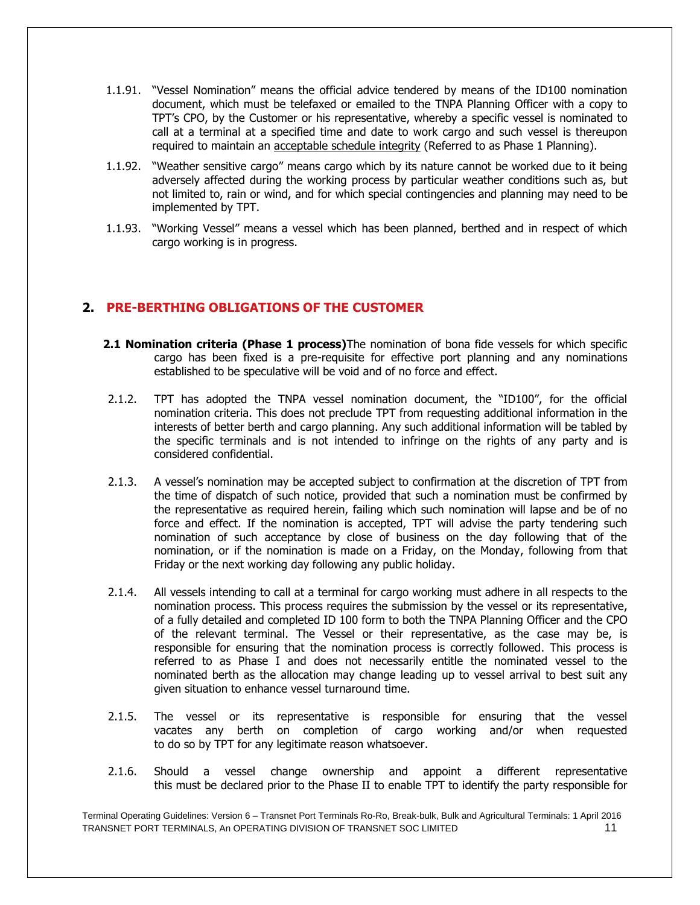1.1.91. "Vessel Nomination" means the official advice tendered by means of the ID100 nomination document, which must be telefaxed or emailed to the TNPA Planning Officer with a copy to TPT's CPO, by the Customer or his representative, whereby a specific vessel is nominated to call at a terminal at a specified time and date to work cargo and such vessel is thereupon required to maintain an acceptable schedule integrity (Referred to as Phase 1 Planning).

1.1.92. "Weather sensitive cargo" means cargo which by its nature cannot be worked due to it being adversely affected during the working process by particular weather conditions such as, but not limited to, rain or wind, and for which special contingencies and planning may need to be implemented by TPT.

1.1.93. "Working Vessel" means a vessel which has been planned, berthed and in respect of which cargo working is in progress.

## 2. PRE-BERTHING OBLIGATIONS OF THE CUSTOMER

**2.1 Nomination criteria (Phase 1 process)** The nomination of bona fide vessels for which specific cargo has been fixed is a pre-requisite for effective port planning and any nominations established to be speculative will be void and of no force and effect.

2.1.2. TPT has adopted the TNPA vessel nomination document, the "ID100", for the official nomination criteria. This does not preclude TPT from requesting additional information in the interests of better berth and cargo planning. Any such additional information will be tabled by the specific terminals and is not intended to infringe on the rights of any party and is considered confidential.

2.1.3. A vessel's nomination may be accepted subject to confirmation at the discretion of TPT from the time of dispatch of such notice, provided that such a nomination must be confirmed by the representative as required herein, failing which such nomination will lapse and be of no force and effect. If the nomination is accepted, TPT will advise the party tendering such nomination of such acceptance by close of business on the day following that of the nomination, or if the nomination is made on a Friday, on the Monday, following from that Friday or the next working day following any public holiday.

2.1.4. All vessels intending to call at a terminal for cargo working must adhere in all respects to the nomination process. This process requires the submission by the vessel or its representative, of a fully detailed and completed ID 100 form to both the TNPA Planning Officer and the CPO of the relevant terminal. The Vessel or their representative, as the case may be, is responsible for ensuring that the nomination process is correctly followed. This process is referred to as Phase I and does not necessarily entitle the nominated vessel to the nominated berth as the allocation may change leading up to vessel arrival to best suit any given situation to enhance vessel turnaround time.

2.1.5. The vessel or its representative is responsible for ensuring that the vessel vacates any berth on completion of cargo working and/or when requested to do so by TPT for any legitimate reason whatsoever.

2.1.6. Should a vessel change ownership and appoint a different representative this must be declared prior to the Phase II to enable TPT to identify the party responsible for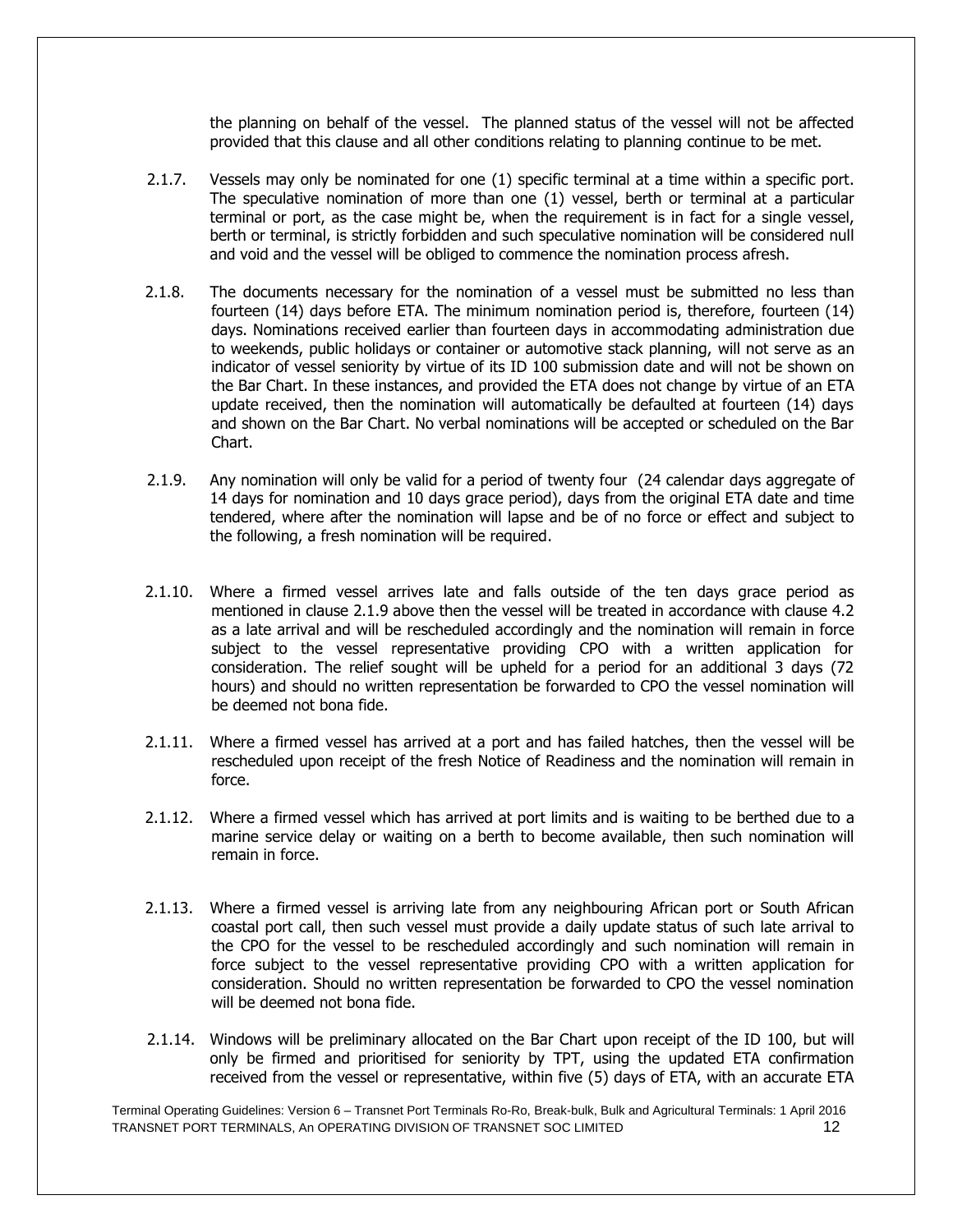the planning on behalf of the vessel. The planned status of the vessel will not be affected provided that this clause and all other conditions relating to planning continue to be met.

2.1.7. Vessels may only be nominated for one (1) specific terminal at a time within a specific port. The speculative nomination of more than one (1) vessel, berth or terminal at a particular terminal or port, as the case might be, when the requirement is in fact for a single vessel, berth or terminal, is strictly forbidden and such speculative nomination will be considered null and void and the vessel will be obliged to commence the nomination process afresh.

2.1.8. The documents necessary for the nomination of a vessel must be submitted no less than fourteen (14) days before ETA. The minimum nomination period is, therefore, fourteen (14) days. Nominations received earlier than fourteen days in accommodating administration due to weekends, public holidays or container or automotive stack planning, will not serve as an indicator of vessel seniority by virtue of its ID 100 submission date and will not be shown on the Bar Chart. In these instances, and provided the ETA does not change by virtue of an ETA update received, then the nomination will automatically be defaulted at fourteen (14) days and shown on the Bar Chart. No verbal nominations will be accepted or scheduled on the Bar Chart.

2.1.9. Any nomination will only be valid for a period of twenty four (24 calendar days aggregate of 14 days for nomination and 10 days grace period), days from the original ETA date and time tendered, where after the nomination will lapse and be of no force or effect and subject to the following, a fresh nomination will be required.

2.1.10. Where a firmed vessel arrives late and falls outside of the ten days grace period as mentioned in clause 2.1.9 above then the vessel will be treated in accordance with clause 4.2 as a late arrival and will be rescheduled accordingly and the nomination will remain in force subject to the vessel representative providing CPO with a written application for consideration. The relief sought will be upheld for a period for an additional 3 days (72 hours) and should no written representation be forwarded to CPO the vessel nomination will be deemed not bona fide.

2.1.11. Where a firmed vessel has arrived at a port and has failed hatches, then the vessel will be rescheduled upon receipt of the fresh Notice of Readiness and the nomination will remain in force.

2.1.12. Where a firmed vessel which has arrived at port limits and is waiting to be berthed due to a marine service delay or waiting on a berth to become available, then such nomination will remain in force.

2.1.13. Where a firmed vessel is arriving late from any neighbouring African port or South African coastal port call, then such vessel must provide a daily update status of such late arrival to the CPO for the vessel to be rescheduled accordingly and such nomination will remain in force subject to the vessel representative providing CPO with a written application for consideration. Should no written representation be forwarded to CPO the vessel nomination will be deemed not bona fide.

2.1.14. Windows will be preliminary allocated on the Bar Chart upon receipt of the ID 100, but will only be firmed and prioritised for seniority by TPT, using the updated ETA confirmation received from the vessel or representative, within five (5) days of ETA, with an accurate ETA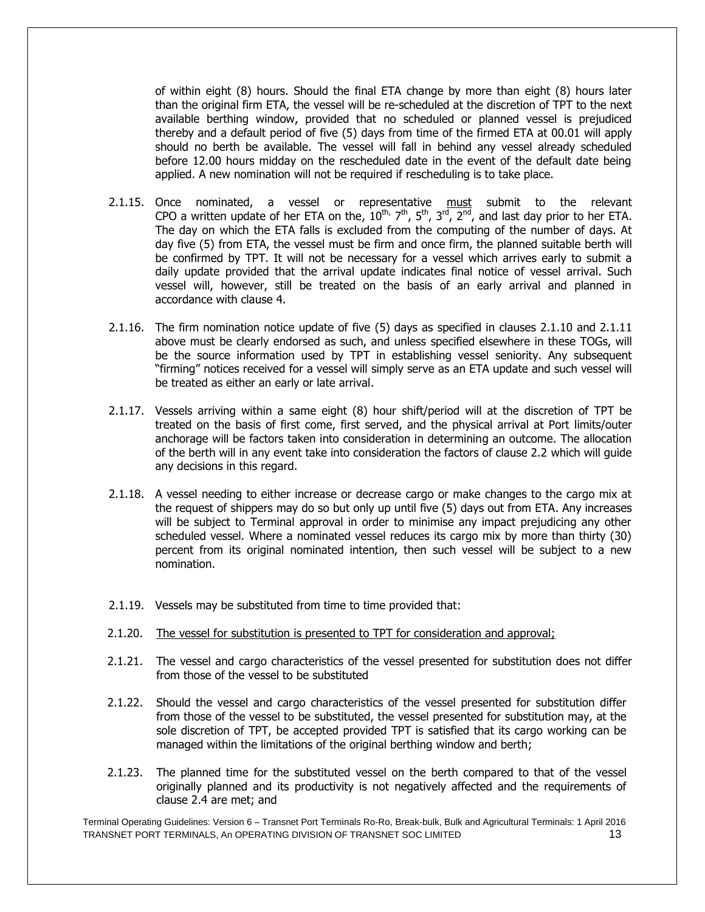of within eight (8) hours. Should the final ETA change by more than eight (8) hours later than the original firm ETA, the vessel will be re-scheduled at the discretion of TPT to the next available berthing window, provided that no scheduled or planned vessel is prejudiced thereby and a default period of five (5) days from time of the firmed ETA at 00.01 will apply should no berth be available. The vessel will fall in behind any vessel already scheduled before 12.00 hours midday on the rescheduled date in the event of the default date being applied. A new nomination will not be required if rescheduling is to take place.

2.1.15. Once nominated, a vessel or representative must submit to the relevant CPO a written update of her ETA on the, 10th, 7th, 5th, 3rd, 2nd, and last day prior to her ETA. The day on which the ETA falls is excluded from the computing of the number of days. At day five (5) from ETA, the vessel must be firm and once firm, the planned suitable berth will be confirmed by TPT. It will not be necessary for a vessel which arrives early to submit a daily update provided that the arrival update indicates final notice of vessel arrival. Such vessel will, however, still be treated on the basis of an early arrival and planned in accordance with clause 4.

2.1.16. The firm nomination notice update of five (5) days as specified in clauses 2.1.10 and 2.1.11 above must be clearly endorsed as such, and unless specified elsewhere in these TOGs, will be the source information used by TPT in establishing vessel seniority. Any subsequent "firming" notices received for a vessel will simply serve as an ETA update and such vessel will be treated as either an early or late arrival.

2.1.17. Vessels arriving within a same eight (8) hour shift/period will at the discretion of TPT be treated on the basis of first come, first served, and the physical arrival at Port limits/outer anchorage will be factors taken into consideration in determining an outcome. The allocation of the berth will in any event take into consideration the factors of clause 2.2 which will guide any decisions in this regard.

2.1.18. A vessel needing to either increase or decrease cargo or make changes to the cargo mix at the request of shippers may do so but only up until five (5) days out from ETA. Any increases will be subject to Terminal approval in order to minimise any impact prejudicing any other scheduled vessel. Where a nominated vessel reduces its cargo mix by more than thirty (30) percent from its original nominated intention, then such vessel will be subject to a new nomination.

2.1.19. Vessels may be substituted from time to time provided that:

2.1.20. The vessel for substitution is presented to TPT for consideration and approval;

2.1.21. The vessel and cargo characteristics of the vessel presented for substitution does not differ from those of the vessel to be substituted

2.1.22. Should the vessel and cargo characteristics of the vessel presented for substitution differ from those of the vessel to be substituted, the vessel presented for substitution may, at the sole discretion of TPT, be accepted provided TPT is satisfied that its cargo working can be managed within the limitations of the original berthing window and berth;

2.1.23. The planned time for the substituted vessel on the berth compared to that of the vessel originally planned and its productivity is not negatively affected and the requirements of clause 2.4 are met; and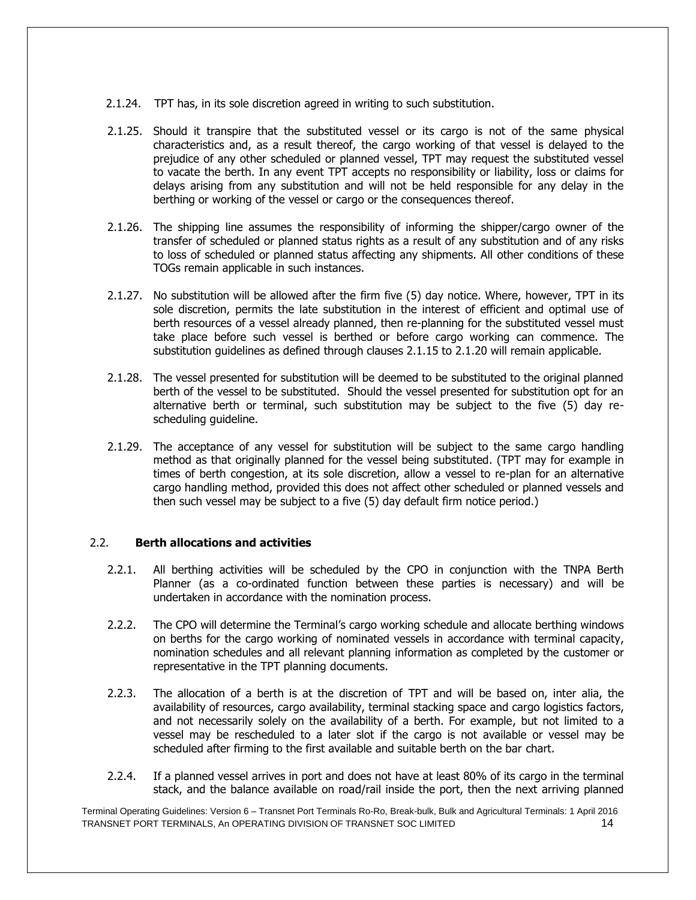2.1.24. TPT has, in its sole discretion agreed in writing to such substitution.

2.1.25. Should it transpire that the substituted vessel or its cargo is not of the same physical characteristics and, as a result thereof, the cargo working of that vessel is delayed to the prejudice of any other scheduled or planned vessel, TPT may request the substituted vessel to vacate the berth. In any event TPT accepts no responsibility or liability, loss or claims for delays arising from any substitution and will not be held responsible for any delay in the berthing or working of the vessel or cargo or the consequences thereof.

2.1.26. The shipping line assumes the responsibility of informing the shipper/cargo owner of the transfer of scheduled or planned status rights as a result of any substitution and of any risks to loss of scheduled or planned status affecting any shipments. All other conditions of these TOGs remain applicable in such instances.

2.1.27. No substitution will be allowed after the firm five (5) day notice. Where, however, TPT in its sole discretion, permits the late substitution in the interest of efficient and optimal use of berth resources of a vessel already planned, then re-planning for the substituted vessel must take place before such vessel is berthed or before cargo working can commence. The substitution guidelines as defined through clauses 2.1.15 to 2.1.20 will remain applicable.

2.1.28. The vessel presented for substitution will be deemed to be substituted to the original planned berth of the vessel to be substituted. Should the vessel presented for substitution opt for an alternative berth or terminal, such substitution may be subject to the five (5) day re-scheduling guideline.

2.1.29. The acceptance of any vessel for substitution will be subject to the same cargo handling method as that originally planned for the vessel being substituted. (TPT may for example in times of berth congestion, at its sole discretion, allow a vessel to re-plan for an alternative cargo handling method, provided this does not affect other scheduled or planned vessels and then such vessel may be subject to a five (5) day default firm notice period.)

## 2.2. **Berth allocations and activities**

2.2.1. All berthing activities will be scheduled by the CPO in conjunction with the TNPA Berth Planner (as a co-ordinated function between these parties is necessary) and will be undertaken in accordance with the nomination process.

2.2.2. The CPO will determine the Terminal's cargo working schedule and allocate berthing windows on berths for the cargo working of nominated vessels in accordance with terminal capacity, nomination schedules and all relevant planning information as completed by the customer or representative in the TPT planning documents.

2.2.3. The allocation of a berth is at the discretion of TPT and will be based on, inter alia, the availability of resources, cargo availability, terminal stacking space and cargo logistics factors, and not necessarily solely on the availability of a berth. For example, but not limited to a vessel may be rescheduled to a later slot if the cargo is not available or vessel may be scheduled after firming to the first available and suitable berth on the bar chart.

2.2.4. If a planned vessel arrives in port and does not have at least 80% of its cargo in the terminal stack, and the balance available on road/rail inside the port, then the next arriving planned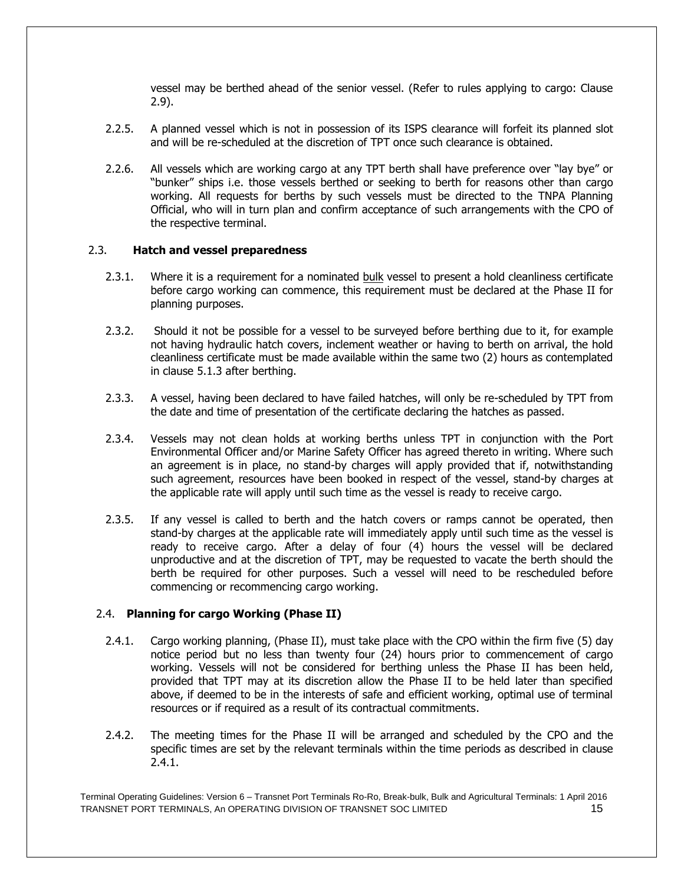vessel may be berthed ahead of the senior vessel. (Refer to rules applying to cargo: Clause 2.9).

2.2.5. A planned vessel which is not in possession of its ISPS clearance will forfeit its planned slot and will be re-scheduled at the discretion of TPT once such clearance is obtained.

2.2.6. All vessels which are working cargo at any TPT berth shall have preference over "lay bye" or "bunker" ships i.e. those vessels berthed or seeking to berth for reasons other than cargo working. All requests for berths by such vessels must be directed to the TNPA Planning Official, who will in turn plan and confirm acceptance of such arrangements with the CPO of the respective terminal.

### 2.3. Hatch and vessel preparedness

2.3.1. Where it is a requirement for a nominated <u>bulk</u> vessel to present a hold cleanliness certificate before cargo working can commence, this requirement must be declared at the Phase II for planning purposes.

2.3.2. Should it not be possible for a vessel to be surveyed before berthing due to it, for example not having hydraulic hatch covers, inclement weather or having to berth on arrival, the hold cleanliness certificate must be made available within the same two (2) hours as contemplated in clause 5.1.3 after berthing.

2.3.3. A vessel, having been declared to have failed hatches, will only be re-scheduled by TPT from the date and time of presentation of the certificate declaring the hatches as passed.

2.3.4. Vessels may not clean holds at working berths unless TPT in conjunction with the Port Environmental Officer and/or Marine Safety Officer has agreed thereto in writing. Where such an agreement is in place, no stand-by charges will apply provided that if, notwithstanding such agreement, resources have been booked in respect of the vessel, stand-by charges at the applicable rate will apply until such time as the vessel is ready to receive cargo.

2.3.5. If any vessel is called to berth and the hatch covers or ramps cannot be operated, then stand-by charges at the applicable rate will immediately apply until such time as the vessel is ready to receive cargo. After a delay of four (4) hours the vessel will be declared unproductive and at the discretion of TPT, may be requested to vacate the berth should the berth be required for other purposes. Such a vessel will need to be rescheduled before commencing or recommencing cargo working.

### 2.4. Planning for cargo Working (Phase II)

2.4.1. Cargo working planning, (Phase II), must take place with the CPO within the firm five (5) day notice period but no less than twenty four (24) hours prior to commencement of cargo working. Vessels will not be considered for berthing unless the Phase II has been held, provided that TPT may at its discretion allow the Phase II to be held later than specified above, if deemed to be in the interests of safe and efficient working, optimal use of terminal resources or if required as a result of its contractual commitments.

2.4.2. The meeting times for the Phase II will be arranged and scheduled by the CPO and the specific times are set by the relevant terminals within the time periods as described in clause 2.4.1.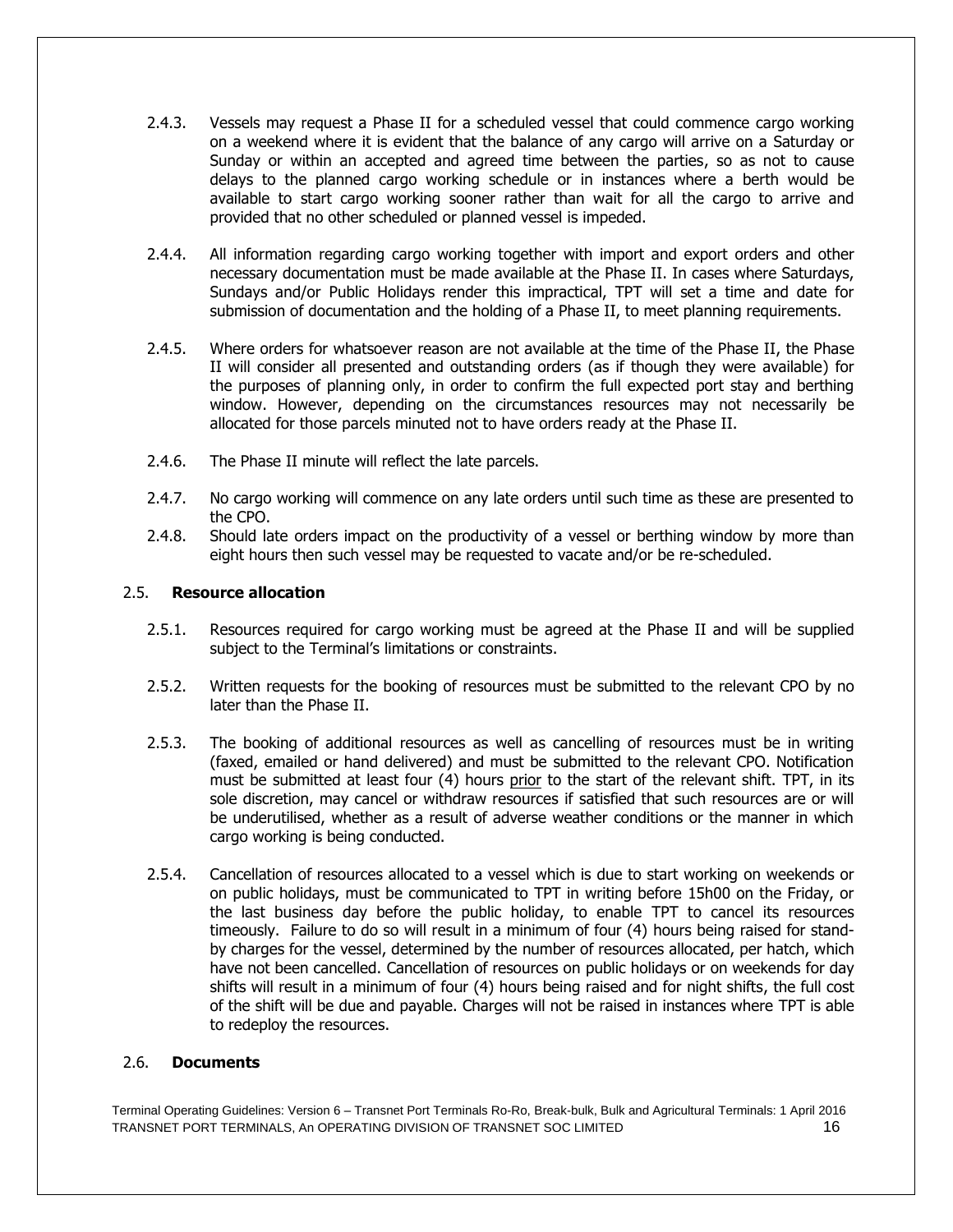2.4.3. Vessels may request a Phase II for a scheduled vessel that could commence cargo working on a weekend where it is evident that the balance of any cargo will arrive on a Saturday or Sunday or within an accepted and agreed time between the parties, so as not to cause delays to the planned cargo working schedule or in instances where a berth would be available to start cargo working sooner rather than wait for all the cargo to arrive and provided that no other scheduled or planned vessel is impeded.

2.4.4. All information regarding cargo working together with import and export orders and other necessary documentation must be made available at the Phase II. In cases where Saturdays, Sundays and/or Public Holidays render this impractical, TPT will set a time and date for submission of documentation and the holding of a Phase II, to meet planning requirements.

2.4.5. Where orders for whatsoever reason are not available at the time of the Phase II, the Phase II will consider all presented and outstanding orders (as if though they were available) for the purposes of planning only, in order to confirm the full expected port stay and berthing window. However, depending on the circumstances resources may not necessarily be allocated for those parcels minuted not to have orders ready at the Phase II.

2.4.6. The Phase II minute will reflect the late parcels.

2.4.7. No cargo working will commence on any late orders until such time as these are presented to the CPO.

2.4.8. Should late orders impact on the productivity of a vessel or berthing window by more than eight hours then such vessel may be requested to vacate and/or be re-scheduled.

## 2.5. **Resource allocation**

2.5.1. Resources required for cargo working must be agreed at the Phase II and will be supplied subject to the Terminal's limitations or constraints.

2.5.2. Written requests for the booking of resources must be submitted to the relevant CPO by no later than the Phase II.

2.5.3. The booking of additional resources as well as cancelling of resources must be in writing (faxed, emailed or hand delivered) and must be submitted to the relevant CPO. Notification must be submitted at least four (4) hours prior to the start of the relevant shift. TPT, in its sole discretion, may cancel or withdraw resources if satisfied that such resources are or will be underutilised, whether as a result of adverse weather conditions or the manner in which cargo working is being conducted.

2.5.4. Cancellation of resources allocated to a vessel which is due to start working on weekends or on public holidays, must be communicated to TPT in writing before 15h00 on the Friday, or the last business day before the public holiday, to enable TPT to cancel its resources timeously. Failure to do so will result in a minimum of four (4) hours being raised for stand-by charges for the vessel, determined by the number of resources allocated, per hatch, which have not been cancelled. Cancellation of resources on public holidays or on weekends for day shifts will result in a minimum of four (4) hours being raised and for night shifts, the full cost of the shift will be due and payable. Charges will not be raised in instances where TPT is able to redeploy the resources.

## 2.6. **Documents**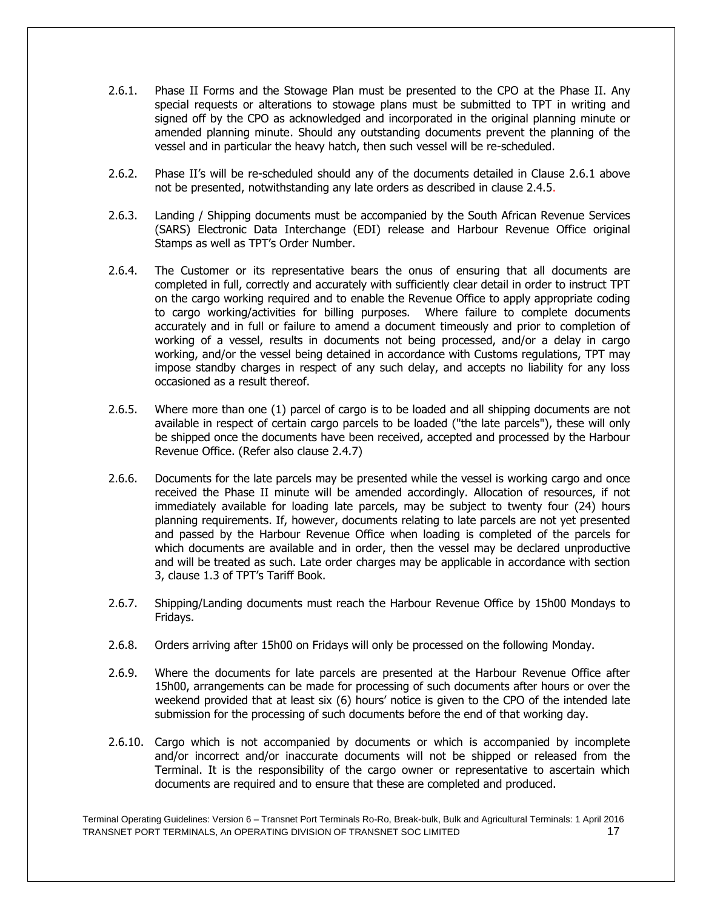2.6.1. Phase II Forms and the Stowage Plan must be presented to the CPO at the Phase II. Any special requests or alterations to stowage plans must be submitted to TPT in writing and signed off by the CPO as acknowledged and incorporated in the original planning minute or amended planning minute. Should any outstanding documents prevent the planning of the vessel and in particular the heavy hatch, then such vessel will be re-scheduled.

2.6.2. Phase II's will be re-scheduled should any of the documents detailed in Clause 2.6.1 above not be presented, notwithstanding any late orders as described in clause 2.4.5.

2.6.3. Landing / Shipping documents must be accompanied by the South African Revenue Services (SARS) Electronic Data Interchange (EDI) release and Harbour Revenue Office original Stamps as well as TPT's Order Number.

2.6.4. The Customer or its representative bears the onus of ensuring that all documents are completed in full, correctly and accurately with sufficiently clear detail in order to instruct TPT on the cargo working required and to enable the Revenue Office to apply appropriate coding to cargo working/activities for billing purposes. Where failure to complete documents accurately and in full or failure to amend a document timeously and prior to completion of working of a vessel, results in documents not being processed, and/or a delay in cargo working, and/or the vessel being detained in accordance with Customs regulations, TPT may impose standby charges in respect of any such delay, and accepts no liability for any loss occasioned as a result thereof.

2.6.5. Where more than one (1) parcel of cargo is to be loaded and all shipping documents are not available in respect of certain cargo parcels to be loaded ("the late parcels"), these will only be shipped once the documents have been received, accepted and processed by the Harbour Revenue Office. (Refer also clause 2.4.7)

2.6.6. Documents for the late parcels may be presented while the vessel is working cargo and once received the Phase II minute will be amended accordingly. Allocation of resources, if not immediately available for loading late parcels, may be subject to twenty four (24) hours planning requirements. If, however, documents relating to late parcels are not yet presented and passed by the Harbour Revenue Office when loading is completed of the parcels for which documents are available and in order, then the vessel may be declared unproductive and will be treated as such. Late order charges may be applicable in accordance with section 3, clause 1.3 of TPT's Tariff Book.

2.6.7. Shipping/Landing documents must reach the Harbour Revenue Office by 15h00 Mondays to Fridays.

2.6.8. Orders arriving after 15h00 on Fridays will only be processed on the following Monday.

2.6.9. Where the documents for late parcels are presented at the Harbour Revenue Office after 15h00, arrangements can be made for processing of such documents after hours or over the weekend provided that at least six (6) hours' notice is given to the CPO of the intended late submission for the processing of such documents before the end of that working day.

2.6.10. Cargo which is not accompanied by documents or which is accompanied by incomplete and/or incorrect and/or inaccurate documents will not be shipped or released from the Terminal. It is the responsibility of the cargo owner or representative to ascertain which documents are required and to ensure that these are completed and produced.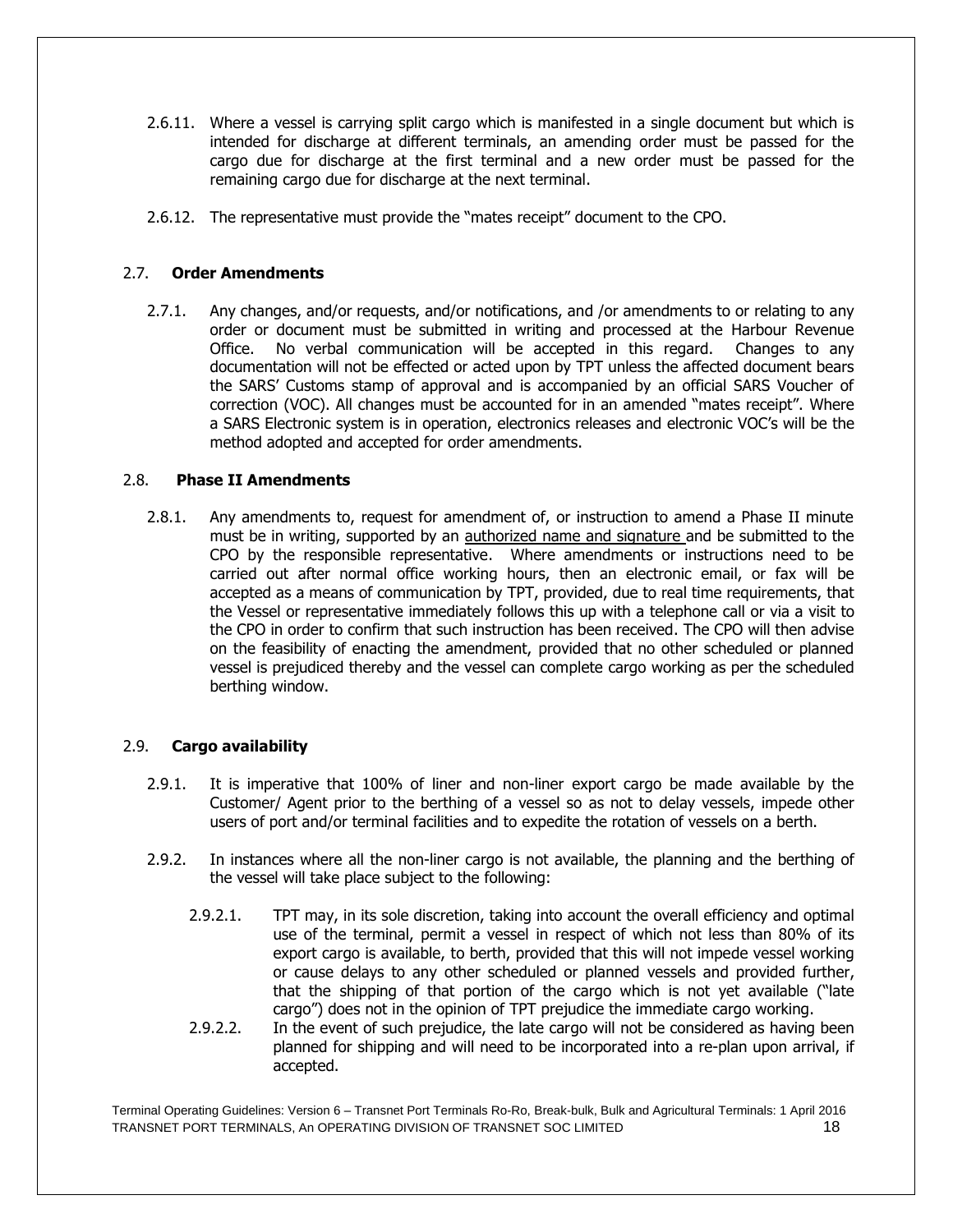2.6.11. Where a vessel is carrying split cargo which is manifested in a single document but which is intended for discharge at different terminals, an amending order must be passed for the cargo due for discharge at the first terminal and a new order must be passed for the remaining cargo due for discharge at the next terminal.

2.6.12. The representative must provide the "mates receipt" document to the CPO.

## 2.7. **Order Amendments**

2.7.1. Any changes, and/or requests, and/or notifications, and /or amendments to or relating to any order or document must be submitted in writing and processed at the Harbour Revenue Office. No verbal communication will be accepted in this regard. Changes to any documentation will not be effected or acted upon by TPT unless the affected document bears the SARS' Customs stamp of approval and is accompanied by an official SARS Voucher of correction (VOC). All changes must be accounted for in an amended "mates receipt". Where a SARS Electronic system is in operation, electronics releases and electronic VOC's will be the method adopted and accepted for order amendments.

## 2.8. **Phase II Amendments**

2.8.1. Any amendments to, request for amendment of, or instruction to amend a Phase II minute must be in writing, supported by an authorized name and signature and be submitted to the CPO by the responsible representative. Where amendments or instructions need to be carried out after normal office working hours, then an electronic email, or fax will be accepted as a means of communication by TPT, provided, due to real time requirements, that the Vessel or representative immediately follows this up with a telephone call or via a visit to the CPO in order to confirm that such instruction has been received. The CPO will then advise on the feasibility of enacting the amendment, provided that no other scheduled or planned vessel is prejudiced thereby and the vessel can complete cargo working as per the scheduled berthing window.

## 2.9. **Cargo availability**

2.9.1. It is imperative that 100% of liner and non-liner export cargo be made available by the Customer/ Agent prior to the berthing of a vessel so as not to delay vessels, impede other users of port and/or terminal facilities and to expedite the rotation of vessels on a berth.

2.9.2. In instances where all the non-liner cargo is not available, the planning and the berthing of the vessel will take place subject to the following:

2.9.2.1. TPT may, in its sole discretion, taking into account the overall efficiency and optimal use of the terminal, permit a vessel in respect of which not less than 80% of its export cargo is available, to berth, provided that this will not impede vessel working or cause delays to any other scheduled or planned vessels and provided further, that the shipping of that portion of the cargo which is not yet available ("late cargo") does not in the opinion of TPT prejudice the immediate cargo working.

2.9.2.2. In the event of such prejudice, the late cargo will not be considered as having been planned for shipping and will need to be incorporated into a re-plan upon arrival, if accepted.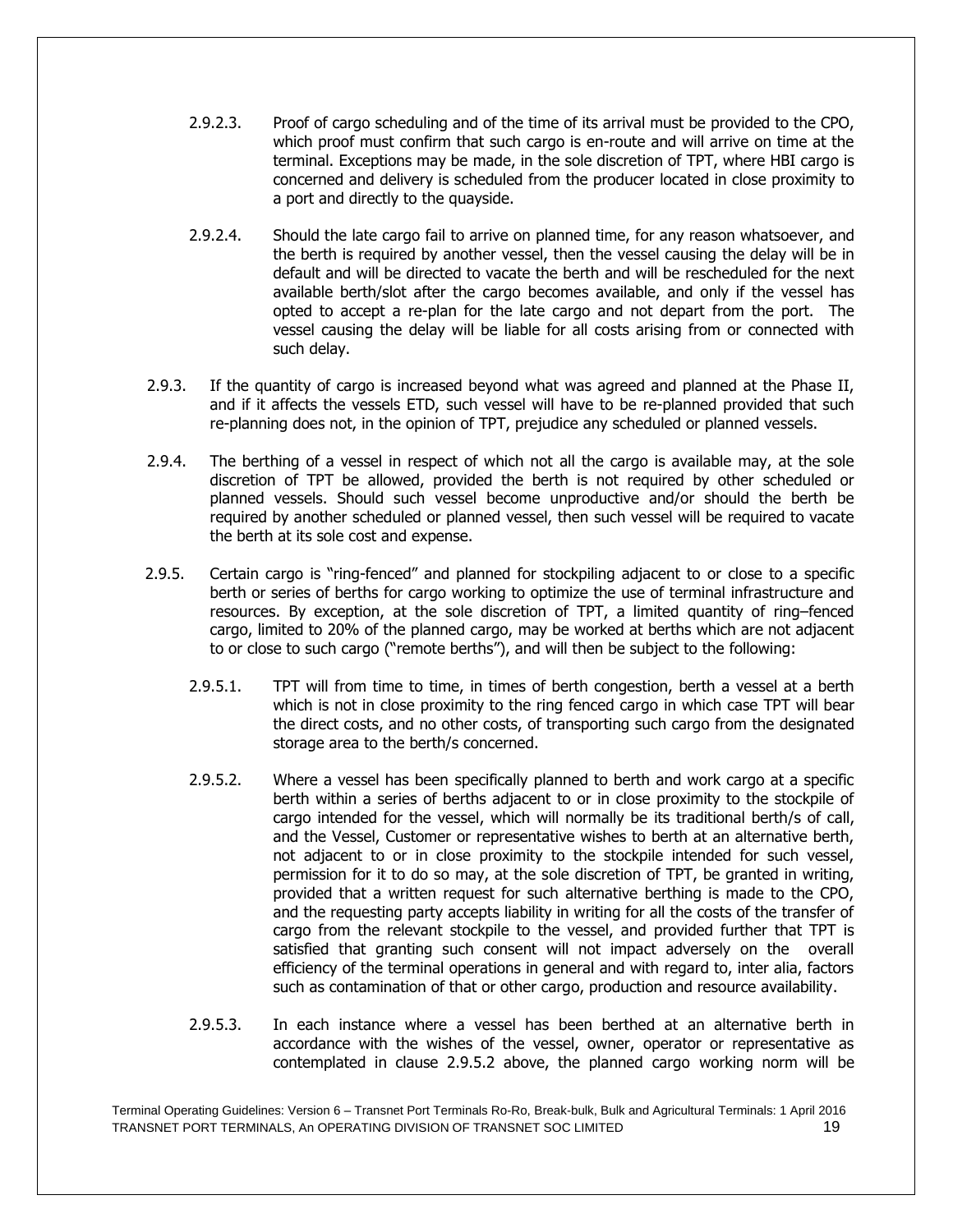2.9.2.3. Proof of cargo scheduling and of the time of its arrival must be provided to the CPO, which proof must confirm that such cargo is en-route and will arrive on time at the terminal. Exceptions may be made, in the sole discretion of TPT, where HBI cargo is concerned and delivery is scheduled from the producer located in close proximity to a port and directly to the quayside.

2.9.2.4. Should the late cargo fail to arrive on planned time, for any reason whatsoever, and the berth is required by another vessel, then the vessel causing the delay will be in default and will be directed to vacate the berth and will be rescheduled for the next available berth/slot after the cargo becomes available, and only if the vessel has opted to accept a re-plan for the late cargo and not depart from the port. The vessel causing the delay will be liable for all costs arising from or connected with such delay.

2.9.3. If the quantity of cargo is increased beyond what was agreed and planned at the Phase II, and if it affects the vessels ETD, such vessel will have to be re-planned provided that such re-planning does not, in the opinion of TPT, prejudice any scheduled or planned vessels.

2.9.4. The berthing of a vessel in respect of which not all the cargo is available may, at the sole discretion of TPT be allowed, provided the berth is not required by other scheduled or planned vessels. Should such vessel become unproductive and/or should the berth be required by another scheduled or planned vessel, then such vessel will be required to vacate the berth at its sole cost and expense.

2.9.5. Certain cargo is "ring-fenced" and planned for stockpiling adjacent to or close to a specific berth or series of berths for cargo working to optimize the use of terminal infrastructure and resources. By exception, at the sole discretion of TPT, a limited quantity of ring–fenced cargo, limited to 20% of the planned cargo, may be worked at berths which are not adjacent to or close to such cargo ("remote berths"), and will then be subject to the following:

2.9.5.1. TPT will from time to time, in times of berth congestion, berth a vessel at a berth which is not in close proximity to the ring fenced cargo in which case TPT will bear the direct costs, and no other costs, of transporting such cargo from the designated storage area to the berth/s concerned.

2.9.5.2. Where a vessel has been specifically planned to berth and work cargo at a specific berth within a series of berths adjacent to or in close proximity to the stockpile of cargo intended for the vessel, which will normally be its traditional berth/s of call, and the Vessel, Customer or representative wishes to berth at an alternative berth, not adjacent to or in close proximity to the stockpile intended for such vessel, permission for it to do so may, at the sole discretion of TPT, be granted in writing, provided that a written request for such alternative berthing is made to the CPO, and the requesting party accepts liability in writing for all the costs of the transfer of cargo from the relevant stockpile to the vessel, and provided further that TPT is satisfied that granting such consent will not impact adversely on the overall efficiency of the terminal operations in general and with regard to, inter alia, factors such as contamination of that or other cargo, production and resource availability.

2.9.5.3. In each instance where a vessel has been berthed at an alternative berth in accordance with the wishes of the vessel, owner, operator or representative as contemplated in clause 2.9.5.2 above, the planned cargo working norm will be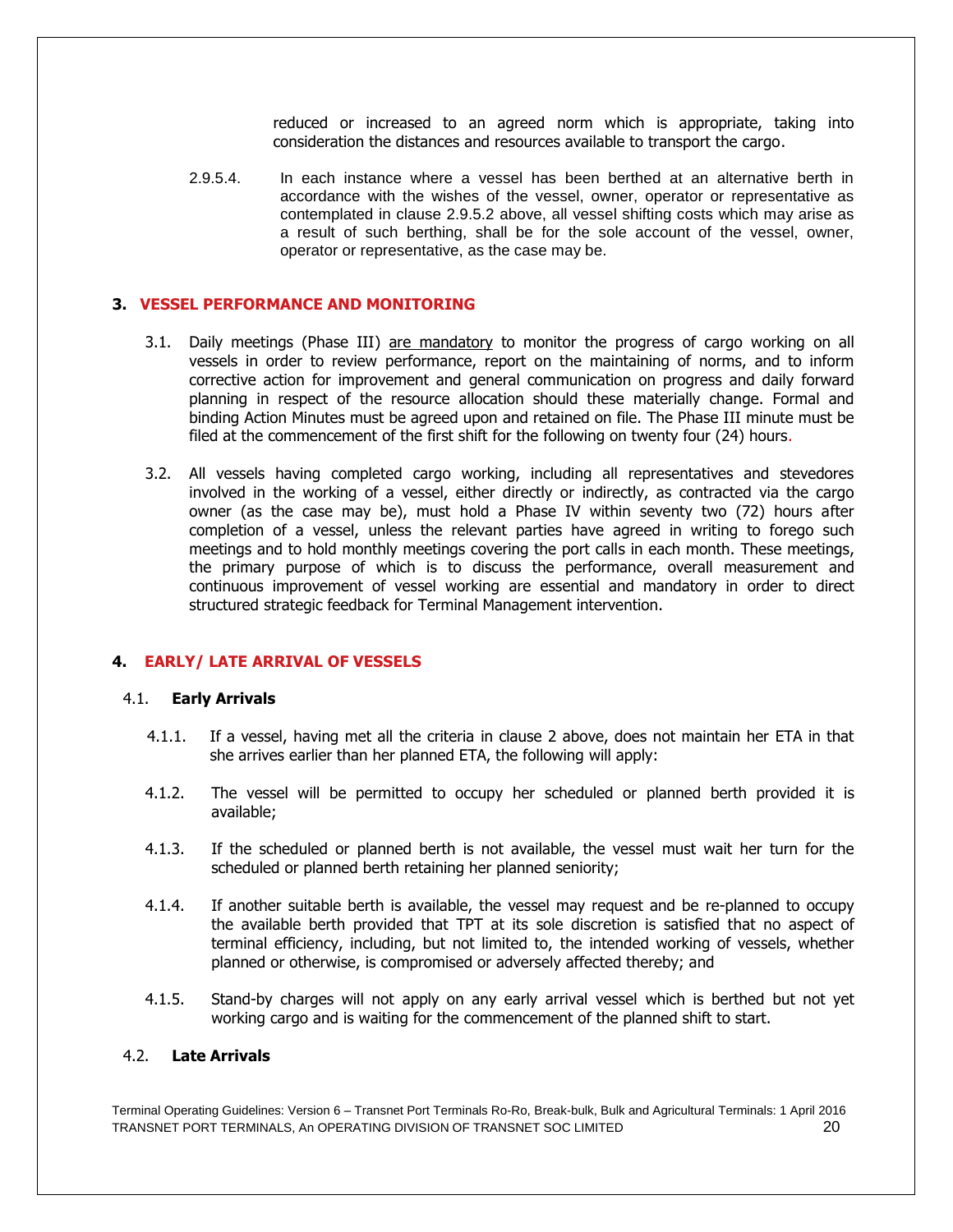reduced or increased to an agreed norm which is appropriate, taking into consideration the distances and resources available to transport the cargo.

2.9.5.4. In each instance where a vessel has been berthed at an alternative berth in accordance with the wishes of the vessel, owner, operator or representative as contemplated in clause 2.9.5.2 above, all vessel shifting costs which may arise as a result of such berthing, shall be for the sole account of the vessel, owner, operator or representative, as the case may be.

## 3. VESSEL PERFORMANCE AND MONITORING

3.1. Daily meetings (Phase III) are mandatory to monitor the progress of cargo working on all vessels in order to review performance, report on the maintaining of norms, and to inform corrective action for improvement and general communication on progress and daily forward planning in respect of the resource allocation should these materially change. Formal and binding Action Minutes must be agreed upon and retained on file. The Phase III minute must be filed at the commencement of the first shift for the following on twenty four (24) hours.

3.2. All vessels having completed cargo working, including all representatives and stevedores involved in the working of a vessel, either directly or indirectly, as contracted via the cargo owner (as the case may be), must hold a Phase IV within seventy two (72) hours after completion of a vessel, unless the relevant parties have agreed in writing to forego such meetings and to hold monthly meetings covering the port calls in each month. These meetings, the primary purpose of which is to discuss the performance, overall measurement and continuous improvement of vessel working are essential and mandatory in order to direct structured strategic feedback for Terminal Management intervention.

## 4. EARLY/ LATE ARRIVAL OF VESSELS

### 4.1. Early Arrivals

4.1.1. If a vessel, having met all the criteria in clause 2 above, does not maintain her ETA in that she arrives earlier than her planned ETA, the following will apply:

4.1.2. The vessel will be permitted to occupy her scheduled or planned berth provided it is available;

4.1.3. If the scheduled or planned berth is not available, the vessel must wait her turn for the scheduled or planned berth retaining her planned seniority;

4.1.4. If another suitable berth is available, the vessel may request and be re-planned to occupy the available berth provided that TPT at its sole discretion is satisfied that no aspect of terminal efficiency, including, but not limited to, the intended working of vessels, whether planned or otherwise, is compromised or adversely affected thereby; and

4.1.5. Stand-by charges will not apply on any early arrival vessel which is berthed but not yet working cargo and is waiting for the commencement of the planned shift to start.

### 4.2. Late Arrivals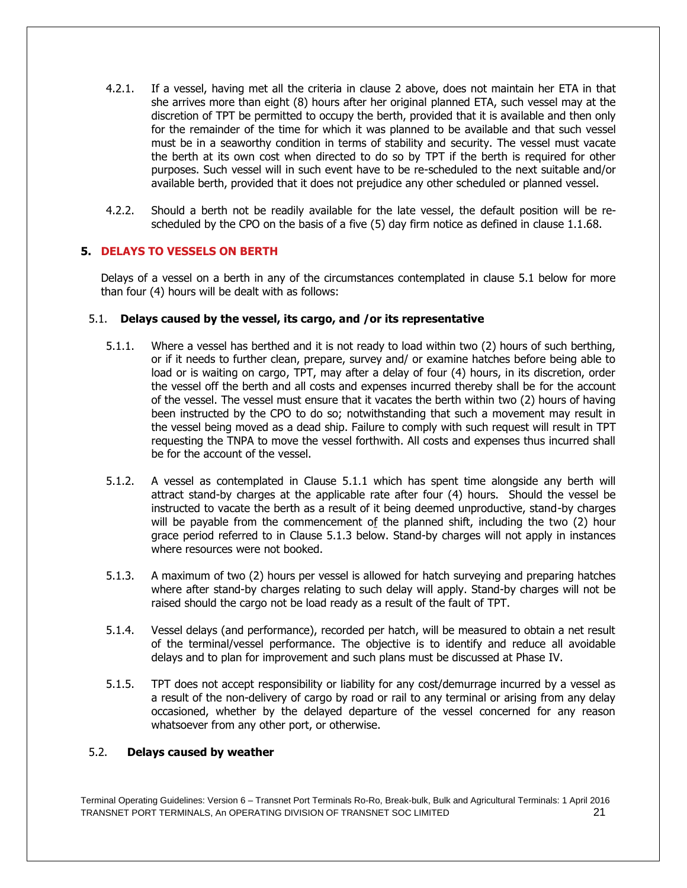4.2.1. If a vessel, having met all the criteria in clause 2 above, does not maintain her ETA in that she arrives more than eight (8) hours after her original planned ETA, such vessel may at the discretion of TPT be permitted to occupy the berth, provided that it is available and then only for the remainder of the time for which it was planned to be available and that such vessel must be in a seaworthy condition in terms of stability and security. The vessel must vacate the berth at its own cost when directed to do so by TPT if the berth is required for other purposes. Such vessel will in such event have to be re-scheduled to the next suitable and/or available berth, provided that it does not prejudice any other scheduled or planned vessel.

4.2.2. Should a berth not be readily available for the late vessel, the default position will be re-scheduled by the CPO on the basis of a five (5) day firm notice as defined in clause 1.1.68.

## 5. DELAYS TO VESSELS ON BERTH

Delays of a vessel on a berth in any of the circumstances contemplated in clause 5.1 below for more than four (4) hours will be dealt with as follows:

### 5.1. Delays caused by the vessel, its cargo, and /or its representative

5.1.1. Where a vessel has berthed and it is not ready to load within two (2) hours of such berthing, or if it needs to further clean, prepare, survey and/ or examine hatches before being able to load or is waiting on cargo, TPT, may after a delay of four (4) hours, in its discretion, order the vessel off the berth and all costs and expenses incurred thereby shall be for the account of the vessel. The vessel must ensure that it vacates the berth within two (2) hours of having been instructed by the CPO to do so; notwithstanding that such a movement may result in the vessel being moved as a dead ship. Failure to comply with such request will result in TPT requesting the TNPA to move the vessel forthwith. All costs and expenses thus incurred shall be for the account of the vessel.

5.1.2. A vessel as contemplated in Clause 5.1.1 which has spent time alongside any berth will attract stand-by charges at the applicable rate after four (4) hours. Should the vessel be instructed to vacate the berth as a result of it being deemed unproductive, stand-by charges will be payable from the commencement of the planned shift, including the two (2) hour grace period referred to in Clause 5.1.3 below. Stand-by charges will not apply in instances where resources were not booked.

5.1.3. A maximum of two (2) hours per vessel is allowed for hatch surveying and preparing hatches where after stand-by charges relating to such delay will apply. Stand-by charges will not be raised should the cargo not be load ready as a result of the fault of TPT.

5.1.4. Vessel delays (and performance), recorded per hatch, will be measured to obtain a net result of the terminal/vessel performance. The objective is to identify and reduce all avoidable delays and to plan for improvement and such plans must be discussed at Phase IV.

5.1.5. TPT does not accept responsibility or liability for any cost/demurrage incurred by a vessel as a result of the non-delivery of cargo by road or rail to any terminal or arising from any delay occasioned, whether by the delayed departure of the vessel concerned for any reason whatsoever from any other port, or otherwise.

### 5.2. Delays caused by weather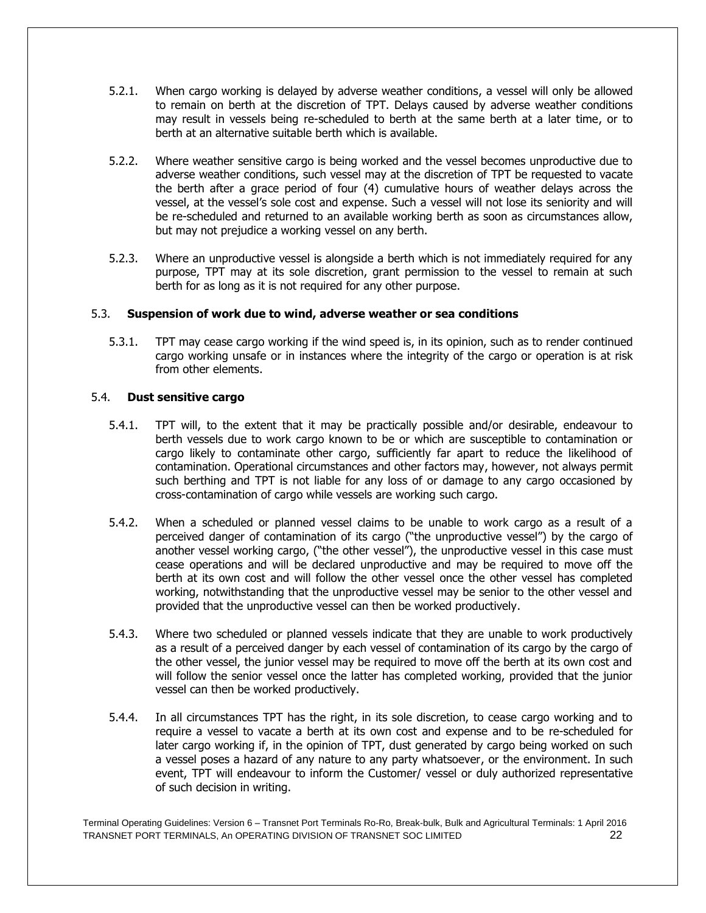5.2.1. When cargo working is delayed by adverse weather conditions, a vessel will only be allowed to remain on berth at the discretion of TPT. Delays caused by adverse weather conditions may result in vessels being re-scheduled to berth at the same berth at a later time, or to berth at an alternative suitable berth which is available.

5.2.2. Where weather sensitive cargo is being worked and the vessel becomes unproductive due to adverse weather conditions, such vessel may at the discretion of TPT be requested to vacate the berth after a grace period of four (4) cumulative hours of weather delays across the vessel, at the vessel's sole cost and expense. Such a vessel will not lose its seniority and will be re-scheduled and returned to an available working berth as soon as circumstances allow, but may not prejudice a working vessel on any berth.

5.2.3. Where an unproductive vessel is alongside a berth which is not immediately required for any purpose, TPT may at its sole discretion, grant permission to the vessel to remain at such berth for as long as it is not required for any other purpose.

### 5.3. Suspension of work due to wind, adverse weather or sea conditions

5.3.1. TPT may cease cargo working if the wind speed is, in its opinion, such as to render continued cargo working unsafe or in instances where the integrity of the cargo or operation is at risk from other elements.

### 5.4. Dust sensitive cargo

5.4.1. TPT will, to the extent that it may be practically possible and/or desirable, endeavour to berth vessels due to work cargo known to be or which are susceptible to contamination or cargo likely to contaminate other cargo, sufficiently far apart to reduce the likelihood of contamination. Operational circumstances and other factors may, however, not always permit such berthing and TPT is not liable for any loss of or damage to any cargo occasioned by cross-contamination of cargo while vessels are working such cargo.

5.4.2. When a scheduled or planned vessel claims to be unable to work cargo as a result of a perceived danger of contamination of its cargo ("the unproductive vessel") by the cargo of another vessel working cargo, ("the other vessel"), the unproductive vessel in this case must cease operations and will be declared unproductive and may be required to move off the berth at its own cost and will follow the other vessel once the other vessel has completed working, notwithstanding that the unproductive vessel may be senior to the other vessel and provided that the unproductive vessel can then be worked productively.

5.4.3. Where two scheduled or planned vessels indicate that they are unable to work productively as a result of a perceived danger by each vessel of contamination of its cargo by the cargo of the other vessel, the junior vessel may be required to move off the berth at its own cost and will follow the senior vessel once the latter has completed working, provided that the junior vessel can then be worked productively.

5.4.4. In all circumstances TPT has the right, in its sole discretion, to cease cargo working and to require a vessel to vacate a berth at its own cost and expense and to be re-scheduled for later cargo working if, in the opinion of TPT, dust generated by cargo being worked on such a vessel poses a hazard of any nature to any party whatsoever, or the environment. In such event, TPT will endeavour to inform the Customer/ vessel or duly authorized representative of such decision in writing.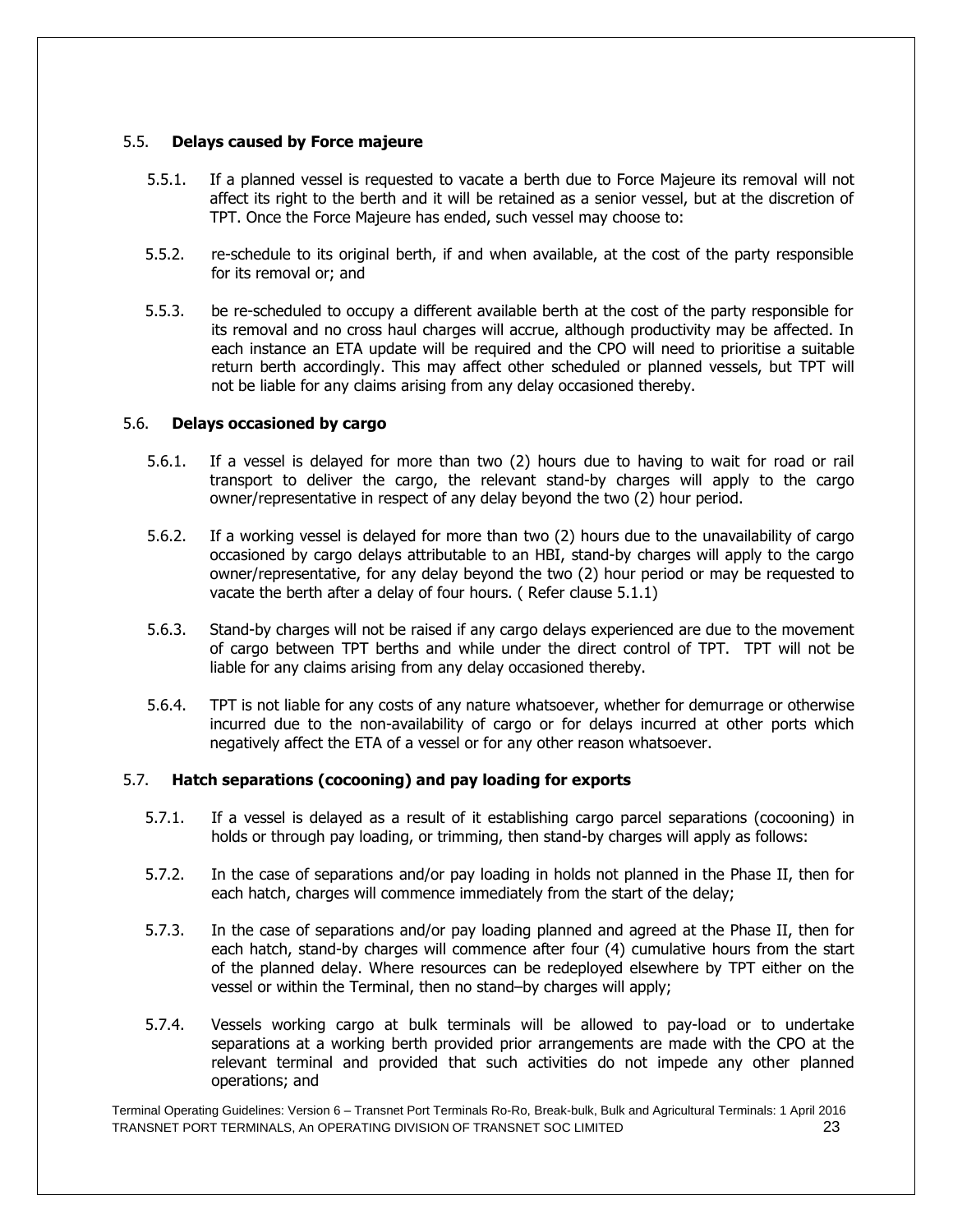### 5.5. **Delays caused by Force majeure**

5.5.1. If a planned vessel is requested to vacate a berth due to Force Majeure its removal will not affect its right to the berth and it will be retained as a senior vessel, but at the discretion of TPT. Once the Force Majeure has ended, such vessel may choose to:

5.5.2. re-schedule to its original berth, if and when available, at the cost of the party responsible for its removal or; and

5.5.3. be re-scheduled to occupy a different available berth at the cost of the party responsible for its removal and no cross haul charges will accrue, although productivity may be affected. In each instance an ETA update will be required and the CPO will need to prioritise a suitable return berth accordingly. This may affect other scheduled or planned vessels, but TPT will not be liable for any claims arising from any delay occasioned thereby.

### 5.6. **Delays occasioned by cargo**

5.6.1. If a vessel is delayed for more than two (2) hours due to having to wait for road or rail transport to deliver the cargo, the relevant stand-by charges will apply to the cargo owner/representative in respect of any delay beyond the two (2) hour period.

5.6.2. If a working vessel is delayed for more than two (2) hours due to the unavailability of cargo occasioned by cargo delays attributable to an HBI, stand-by charges will apply to the cargo owner/representative, for any delay beyond the two (2) hour period or may be requested to vacate the berth after a delay of four hours. ( Refer clause 5.1.1)

5.6.3. Stand-by charges will not be raised if any cargo delays experienced are due to the movement of cargo between TPT berths and while under the direct control of TPT. TPT will not be liable for any claims arising from any delay occasioned thereby.

5.6.4. TPT is not liable for any costs of any nature whatsoever, whether for demurrage or otherwise incurred due to the non-availability of cargo or for delays incurred at other ports which negatively affect the ETA of a vessel or for any other reason whatsoever.

### 5.7. **Hatch separations (cocooning) and pay loading for exports**

5.7.1. If a vessel is delayed as a result of it establishing cargo parcel separations (cocooning) in holds or through pay loading, or trimming, then stand-by charges will apply as follows:

5.7.2. In the case of separations and/or pay loading in holds not planned in the Phase II, then for each hatch, charges will commence immediately from the start of the delay;

5.7.3. In the case of separations and/or pay loading planned and agreed at the Phase II, then for each hatch, stand-by charges will commence after four (4) cumulative hours from the start of the planned delay. Where resources can be redeployed elsewhere by TPT either on the vessel or within the Terminal, then no stand–by charges will apply;

5.7.4. Vessels working cargo at bulk terminals will be allowed to pay-load or to undertake separations at a working berth provided prior arrangements are made with the CPO at the relevant terminal and provided that such activities do not impede any other planned operations; and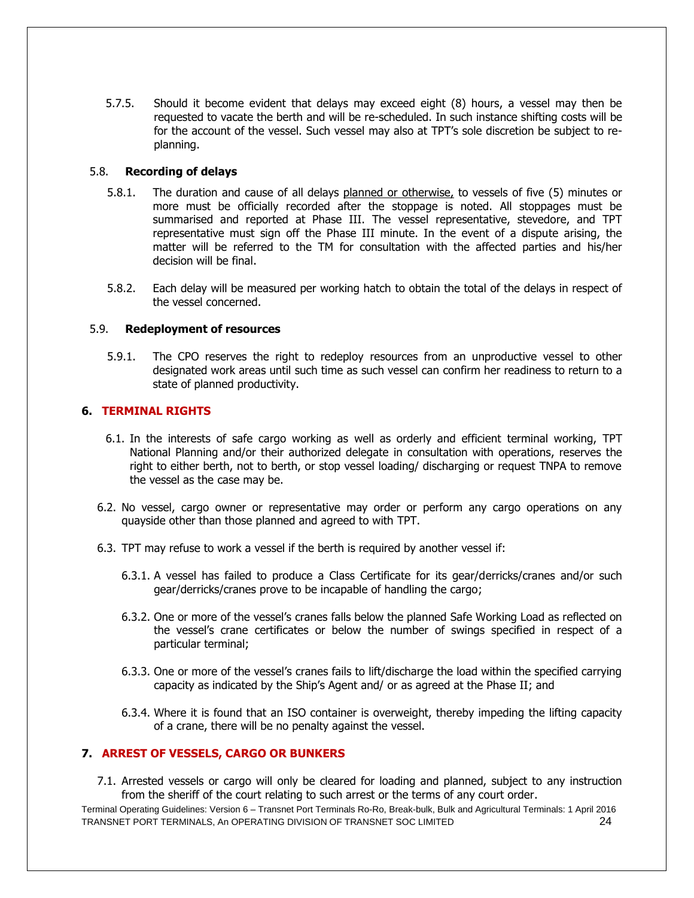5.7.5. Should it become evident that delays may exceed eight (8) hours, a vessel may then be requested to vacate the berth and will be re-scheduled. In such instance shifting costs will be for the account of the vessel. Such vessel may also at TPT's sole discretion be subject to re-planning.

### 5.8. **Recording of delays**

5.8.1. The duration and cause of all delays planned or otherwise, to vessels of five (5) minutes or more must be officially recorded after the stoppage is noted. All stoppages must be summarised and reported at Phase III. The vessel representative, stevedore, and TPT representative must sign off the Phase III minute. In the event of a dispute arising, the matter will be referred to the TM for consultation with the affected parties and his/her decision will be final.

5.8.2. Each delay will be measured per working hatch to obtain the total of the delays in respect of the vessel concerned.

### 5.9. **Redeployment of resources**

5.9.1. The CPO reserves the right to redeploy resources from an unproductive vessel to other designated work areas until such time as such vessel can confirm her readiness to return to a state of planned productivity.

## 6. TERMINAL RIGHTS

6.1. In the interests of safe cargo working as well as orderly and efficient terminal working, TPT National Planning and/or their authorized delegate in consultation with operations, reserves the right to either berth, not to berth, or stop vessel loading/ discharging or request TNPA to remove the vessel as the case may be.

6.2. No vessel, cargo owner or representative may order or perform any cargo operations on any quayside other than those planned and agreed to with TPT.

6.3. TPT may refuse to work a vessel if the berth is required by another vessel if:

6.3.1. A vessel has failed to produce a Class Certificate for its gear/derricks/cranes and/or such gear/derricks/cranes prove to be incapable of handling the cargo;

6.3.2. One or more of the vessel's cranes falls below the planned Safe Working Load as reflected on the vessel's crane certificates or below the number of swings specified in respect of a particular terminal;

6.3.3. One or more of the vessel's cranes fails to lift/discharge the load within the specified carrying capacity as indicated by the Ship's Agent and/ or as agreed at the Phase II; and

6.3.4. Where it is found that an ISO container is overweight, thereby impeding the lifting capacity of a crane, there will be no penalty against the vessel.

## 7. ARREST OF VESSELS, CARGO OR BUNKERS

7.1. Arrested vessels or cargo will only be cleared for loading and planned, subject to any instruction from the sheriff of the court relating to such arrest or the terms of any court order.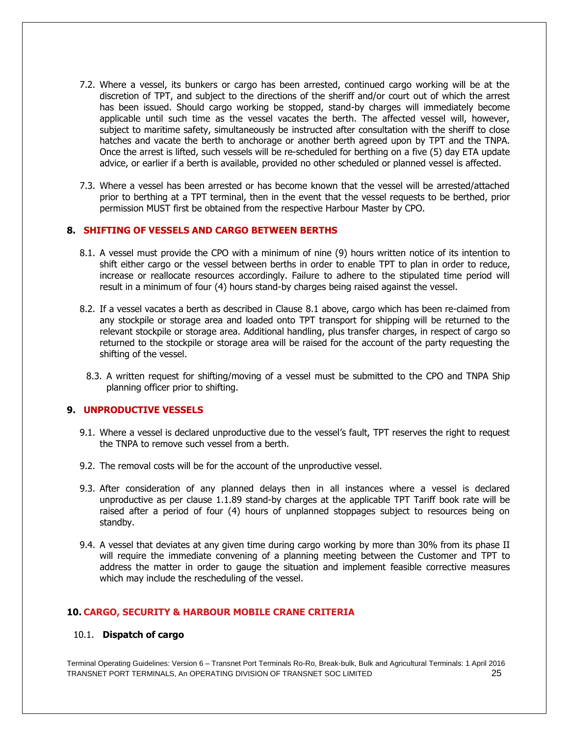7.2. Where a vessel, its bunkers or cargo has been arrested, continued cargo working will be at the discretion of TPT, and subject to the directions of the sheriff and/or court out of which the arrest has been issued. Should cargo working be stopped, stand-by charges will immediately become applicable until such time as the vessel vacates the berth. The affected vessel will, however, subject to maritime safety, simultaneously be instructed after consultation with the sheriff to close hatches and vacate the berth to anchorage or another berth agreed upon by TPT and the TNPA. Once the arrest is lifted, such vessels will be re-scheduled for berthing on a five (5) day ETA update advice, or earlier if a berth is available, provided no other scheduled or planned vessel is affected.

7.3. Where a vessel has been arrested or has become known that the vessel will be arrested/attached prior to berthing at a TPT terminal, then in the event that the vessel requests to be berthed, prior permission MUST first be obtained from the respective Harbour Master by CPO.

## 8. SHIFTING OF VESSELS AND CARGO BETWEEN BERTHS

8.1. A vessel must provide the CPO with a minimum of nine (9) hours written notice of its intention to shift either cargo or the vessel between berths in order to enable TPT to plan in order to reduce, increase or reallocate resources accordingly. Failure to adhere to the stipulated time period will result in a minimum of four (4) hours stand-by charges being raised against the vessel.

8.2. If a vessel vacates a berth as described in Clause 8.1 above, cargo which has been re-claimed from any stockpile or storage area and loaded onto TPT transport for shipping will be returned to the relevant stockpile or storage area. Additional handling, plus transfer charges, in respect of cargo so returned to the stockpile or storage area will be raised for the account of the party requesting the shifting of the vessel.

8.3. A written request for shifting/moving of a vessel must be submitted to the CPO and TNPA Ship planning officer prior to shifting.

## 9. UNPRODUCTIVE VESSELS

9.1. Where a vessel is declared unproductive due to the vessel's fault, TPT reserves the right to request the TNPA to remove such vessel from a berth.

9.2. The removal costs will be for the account of the unproductive vessel.

9.3. After consideration of any planned delays then in all instances where a vessel is declared unproductive as per clause 1.1.89 stand-by charges at the applicable TPT Tariff book rate will be raised after a period of four (4) hours of unplanned stoppages subject to resources being on standby.

9.4. A vessel that deviates at any given time during cargo working by more than 30% from its phase II will require the immediate convening of a planning meeting between the Customer and TPT to address the matter in order to gauge the situation and implement feasible corrective measures which may include the rescheduling of the vessel.

## 10. CARGO, SECURITY & HARBOUR MOBILE CRANE CRITERIA

### 10.1. Dispatch of cargo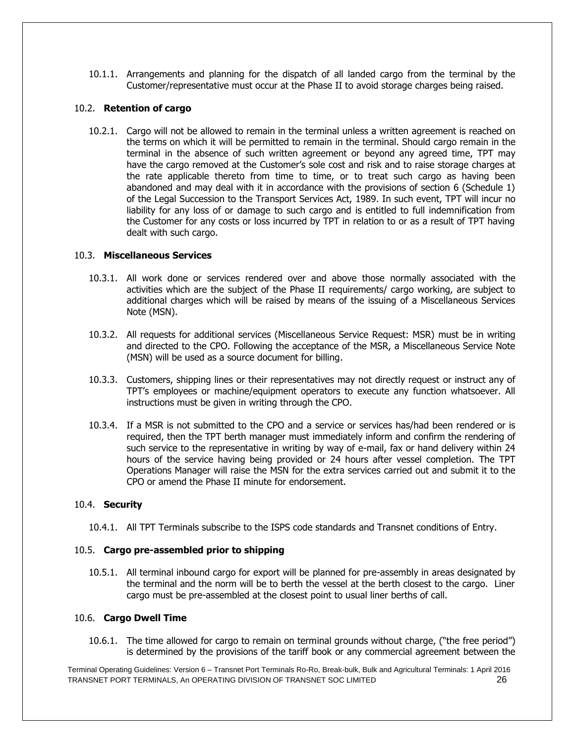10.1.1. Arrangements and planning for the dispatch of all landed cargo from the terminal by the Customer/representative must occur at the Phase II to avoid storage charges being raised.

### 10.2. **Retention of cargo**

10.2.1. Cargo will not be allowed to remain in the terminal unless a written agreement is reached on the terms on which it will be permitted to remain in the terminal. Should cargo remain in the terminal in the absence of such written agreement or beyond any agreed time, TPT may have the cargo removed at the Customer's sole cost and risk and to raise storage charges at the rate applicable thereto from time to time, or to treat such cargo as having been abandoned and may deal with it in accordance with the provisions of section 6 (Schedule 1) of the Legal Succession to the Transport Services Act, 1989. In such event, TPT will incur no liability for any loss of or damage to such cargo and is entitled to full indemnification from the Customer for any costs or loss incurred by TPT in relation to or as a result of TPT having dealt with such cargo.

### 10.3. **Miscellaneous Services**

10.3.1. All work done or services rendered over and above those normally associated with the activities which are the subject of the Phase II requirements/ cargo working, are subject to additional charges which will be raised by means of the issuing of a Miscellaneous Services Note (MSN).

10.3.2. All requests for additional services (Miscellaneous Service Request: MSR) must be in writing and directed to the CPO. Following the acceptance of the MSR, a Miscellaneous Service Note (MSN) will be used as a source document for billing.

10.3.3. Customers, shipping lines or their representatives may not directly request or instruct any of TPT's employees or machine/equipment operators to execute any function whatsoever. All instructions must be given in writing through the CPO.

10.3.4. If a MSR is not submitted to the CPO and a service or services has/had been rendered or is required, then the TPT berth manager must immediately inform and confirm the rendering of such service to the representative in writing by way of e-mail, fax or hand delivery within 24 hours of the service having being provided or 24 hours after vessel completion. The TPT Operations Manager will raise the MSN for the extra services carried out and submit it to the CPO or amend the Phase II minute for endorsement.

### 10.4. **Security**

10.4.1. All TPT Terminals subscribe to the ISPS code standards and Transnet conditions of Entry.

### 10.5. **Cargo pre-assembled prior to shipping**

10.5.1. All terminal inbound cargo for export will be planned for pre-assembly in areas designated by the terminal and the norm will be to berth the vessel at the berth closest to the cargo. Liner cargo must be pre-assembled at the closest point to usual liner berths of call.

### 10.6. **Cargo Dwell Time**

10.6.1. The time allowed for cargo to remain on terminal grounds without charge, ("the free period") is determined by the provisions of the tariff book or any commercial agreement between the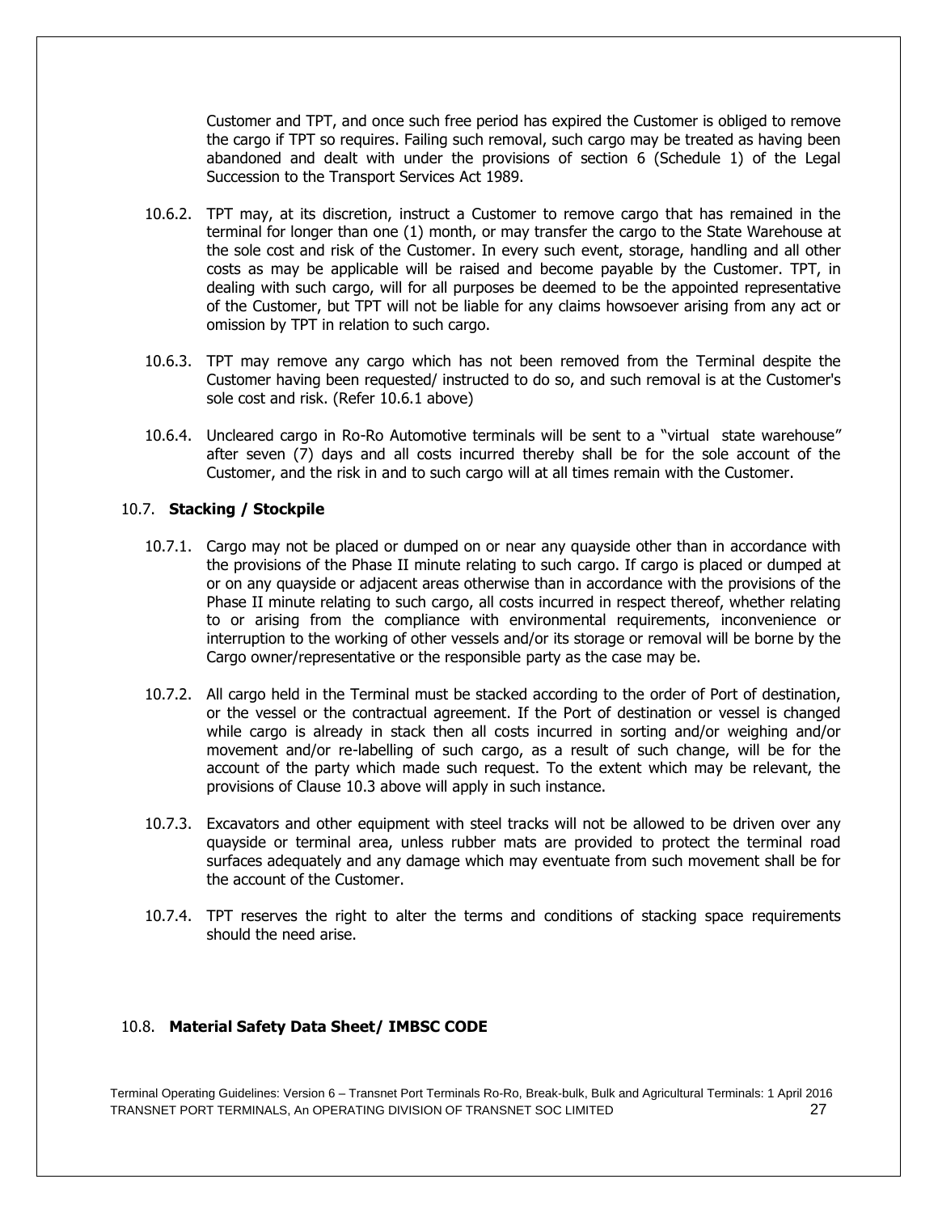Customer and TPT, and once such free period has expired the Customer is obliged to remove the cargo if TPT so requires. Failing such removal, such cargo may be treated as having been abandoned and dealt with under the provisions of section 6 (Schedule 1) of the Legal Succession to the Transport Services Act 1989.

10.6.2. TPT may, at its discretion, instruct a Customer to remove cargo that has remained in the terminal for longer than one (1) month, or may transfer the cargo to the State Warehouse at the sole cost and risk of the Customer. In every such event, storage, handling and all other costs as may be applicable will be raised and become payable by the Customer. TPT, in dealing with such cargo, will for all purposes be deemed to be the appointed representative of the Customer, but TPT will not be liable for any claims howsoever arising from any act or omission by TPT in relation to such cargo.

10.6.3. TPT may remove any cargo which has not been removed from the Terminal despite the Customer having been requested/ instructed to do so, and such removal is at the Customer's sole cost and risk. (Refer 10.6.1 above)

10.6.4. Uncleared cargo in Ro-Ro Automotive terminals will be sent to a "virtual state warehouse" after seven (7) days and all costs incurred thereby shall be for the sole account of the Customer, and the risk in and to such cargo will at all times remain with the Customer.

### 10.7. **Stacking / Stockpile**

10.7.1. Cargo may not be placed or dumped on or near any quayside other than in accordance with the provisions of the Phase II minute relating to such cargo. If cargo is placed or dumped at or on any quayside or adjacent areas otherwise than in accordance with the provisions of the Phase II minute relating to such cargo, all costs incurred in respect thereof, whether relating to or arising from the compliance with environmental requirements, inconvenience or interruption to the working of other vessels and/or its storage or removal will be borne by the Cargo owner/representative or the responsible party as the case may be.

10.7.2. All cargo held in the Terminal must be stacked according to the order of Port of destination, or the vessel or the contractual agreement. If the Port of destination or vessel is changed while cargo is already in stack then all costs incurred in sorting and/or weighing and/or movement and/or re-labelling of such cargo, as a result of such change, will be for the account of the party which made such request. To the extent which may be relevant, the provisions of Clause 10.3 above will apply in such instance.

10.7.3. Excavators and other equipment with steel tracks will not be allowed to be driven over any quayside or terminal area, unless rubber mats are provided to protect the terminal road surfaces adequately and any damage which may eventuate from such movement shall be for the account of the Customer.

10.7.4. TPT reserves the right to alter the terms and conditions of stacking space requirements should the need arise.

### 10.8. **Material Safety Data Sheet/ IMBSC CODE**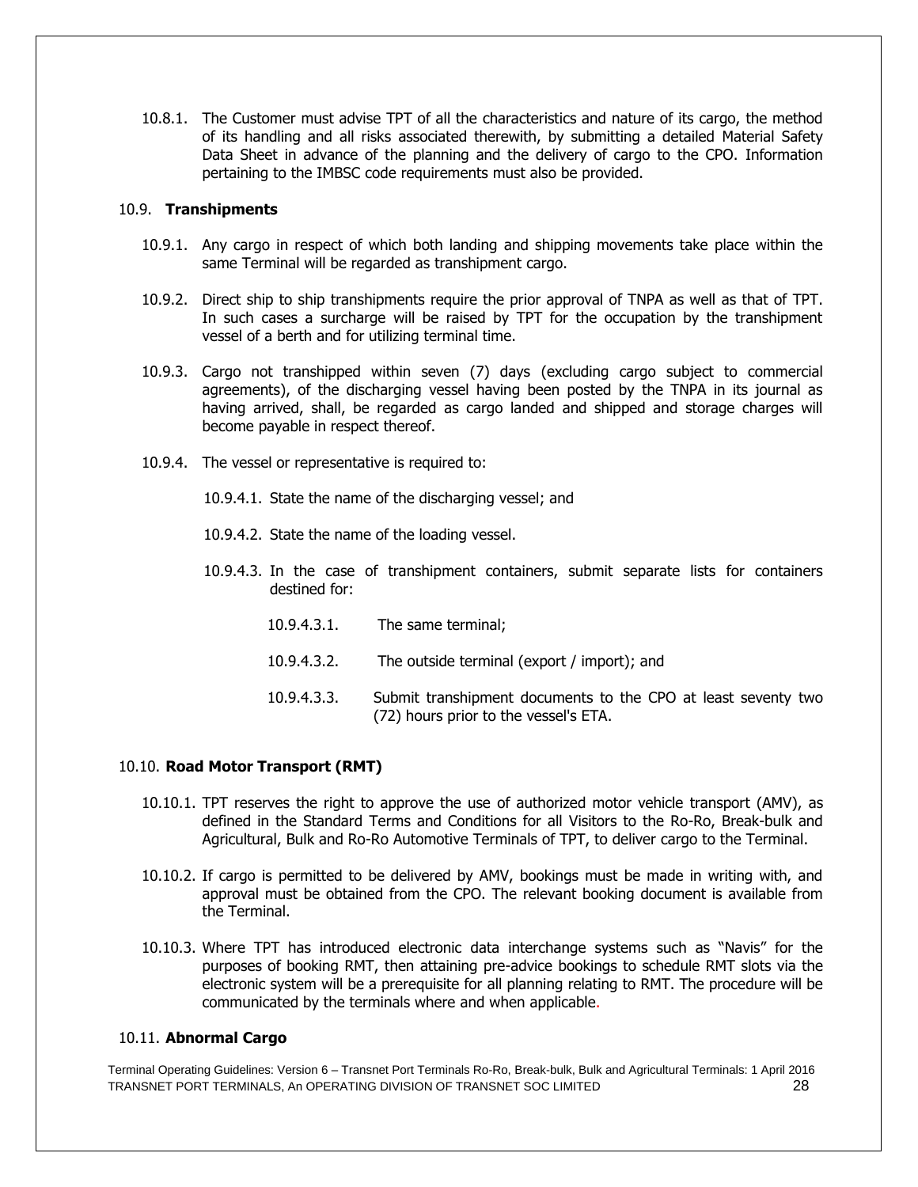10.8.1. The Customer must advise TPT of all the characteristics and nature of its cargo, the method of its handling and all risks associated therewith, by submitting a detailed Material Safety Data Sheet in advance of the planning and the delivery of cargo to the CPO. Information pertaining to the IMBSC code requirements must also be provided.

## 10.9. **Transhipments**

10.9.1. Any cargo in respect of which both landing and shipping movements take place within the same Terminal will be regarded as transhipment cargo.

10.9.2. Direct ship to ship transhipments require the prior approval of TNPA as well as that of TPT. In such cases a surcharge will be raised by TPT for the occupation by the transhipment vessel of a berth and for utilizing terminal time.

10.9.3. Cargo not transhipped within seven (7) days (excluding cargo subject to commercial agreements), of the discharging vessel having been posted by the TNPA in its journal as having arrived, shall, be regarded as cargo landed and shipped and storage charges will become payable in respect thereof.

10.9.4. The vessel or representative is required to:

10.9.4.1. State the name of the discharging vessel; and

10.9.4.2. State the name of the loading vessel.

10.9.4.3. In the case of transhipment containers, submit separate lists for containers destined for:

10.9.4.3.1. The same terminal;

10.9.4.3.2. The outside terminal (export / import); and

10.9.4.3.3. Submit transhipment documents to the CPO at least seventy two (72) hours prior to the vessel's ETA.

## 10.10. **Road Motor Transport (RMT)**

10.10.1. TPT reserves the right to approve the use of authorized motor vehicle transport (AMV), as defined in the Standard Terms and Conditions for all Visitors to the Ro-Ro, Break-bulk and Agricultural, Bulk and Ro-Ro Automotive Terminals of TPT, to deliver cargo to the Terminal.

10.10.2. If cargo is permitted to be delivered by AMV, bookings must be made in writing with, and approval must be obtained from the CPO. The relevant booking document is available from the Terminal.

10.10.3. Where TPT has introduced electronic data interchange systems such as "Navis" for the purposes of booking RMT, then attaining pre-advice bookings to schedule RMT slots via the electronic system will be a prerequisite for all planning relating to RMT. The procedure will be communicated by the terminals where and when applicable.

## 10.11. **Abnormal Cargo**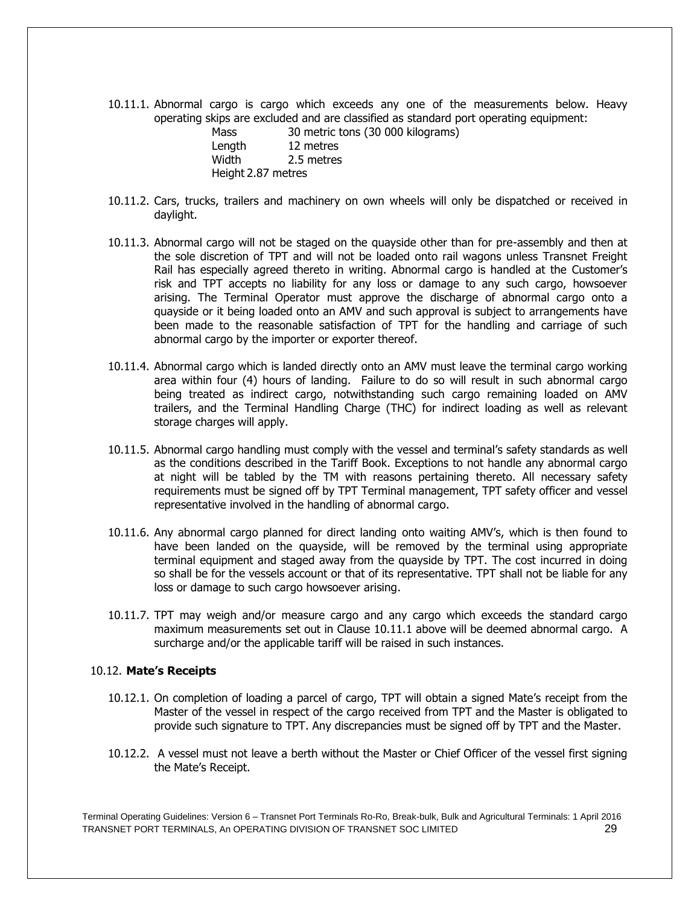10.11.1. Abnormal cargo is cargo which exceeds any one of the measurements below. Heavy operating skips are excluded and are classified as standard port operating equipment:

| | |
|---|---|
| Mass | 30 metric tons (30 000 kilograms) |
| Length | 12 metres |
| Width | 2.5 metres |
| Height | 2.87 metres |

10.11.2. Cars, trucks, trailers and machinery on own wheels will only be dispatched or received in daylight.

10.11.3. Abnormal cargo will not be staged on the quayside other than for pre-assembly and then at the sole discretion of TPT and will not be loaded onto rail wagons unless Transnet Freight Rail has especially agreed thereto in writing. Abnormal cargo is handled at the Customer's risk and TPT accepts no liability for any loss or damage to any such cargo, howsoever arising. The Terminal Operator must approve the discharge of abnormal cargo onto a quayside or it being loaded onto an AMV and such approval is subject to arrangements have been made to the reasonable satisfaction of TPT for the handling and carriage of such abnormal cargo by the importer or exporter thereof.

10.11.4. Abnormal cargo which is landed directly onto an AMV must leave the terminal cargo working area within four (4) hours of landing. Failure to do so will result in such abnormal cargo being treated as indirect cargo, notwithstanding such cargo remaining loaded on AMV trailers, and the Terminal Handling Charge (THC) for indirect loading as well as relevant storage charges will apply.

10.11.5. Abnormal cargo handling must comply with the vessel and terminal's safety standards as well as the conditions described in the Tariff Book. Exceptions to not handle any abnormal cargo at night will be tabled by the TM with reasons pertaining thereto. All necessary safety requirements must be signed off by TPT Terminal management, TPT safety officer and vessel representative involved in the handling of abnormal cargo.

10.11.6. Any abnormal cargo planned for direct landing onto waiting AMV's, which is then found to have been landed on the quayside, will be removed by the terminal using appropriate terminal equipment and staged away from the quayside by TPT. The cost incurred in doing so shall be for the vessels account or that of its representative. TPT shall not be liable for any loss or damage to such cargo howsoever arising.

10.11.7. TPT may weigh and/or measure cargo and any cargo which exceeds the standard cargo maximum measurements set out in Clause 10.11.1 above will be deemed abnormal cargo. A surcharge and/or the applicable tariff will be raised in such instances.

### 10.12. **Mate's Receipts**

10.12.1. On completion of loading a parcel of cargo, TPT will obtain a signed Mate's receipt from the Master of the vessel in respect of the cargo received from TPT and the Master is obligated to provide such signature to TPT. Any discrepancies must be signed off by TPT and the Master.

10.12.2. A vessel must not leave a berth without the Master or Chief Officer of the vessel first signing the Mate's Receipt.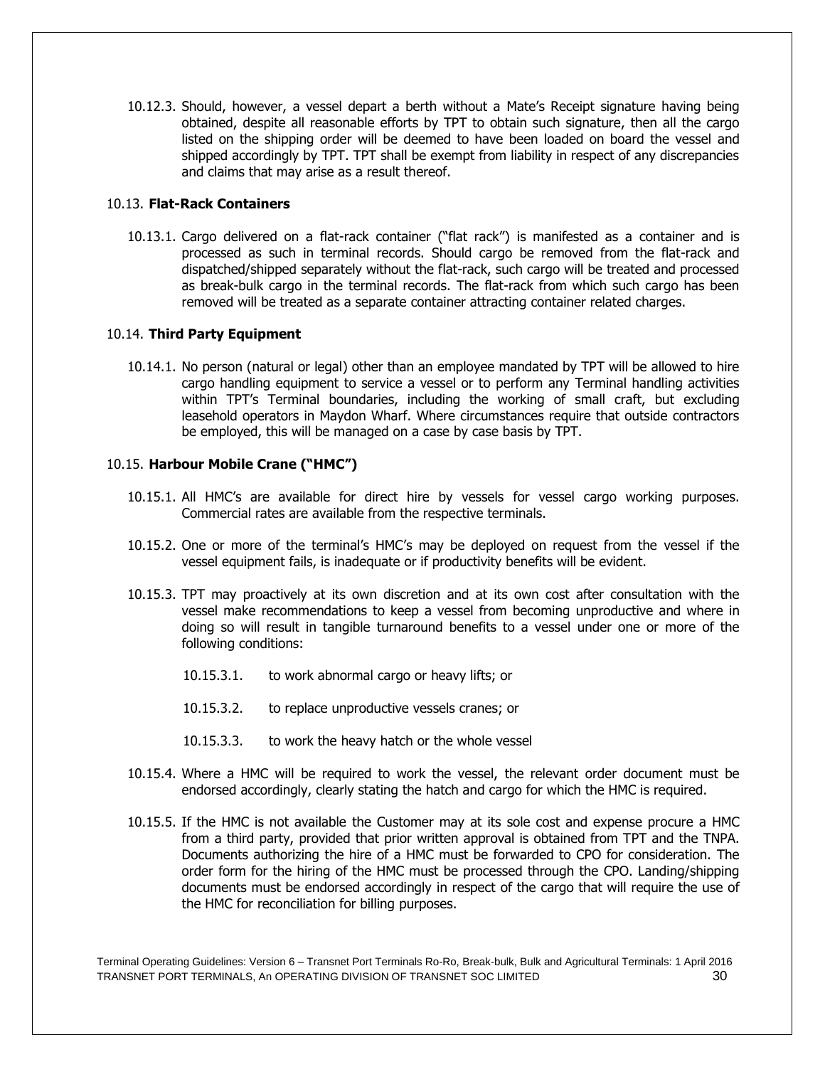10.12.3. Should, however, a vessel depart a berth without a Mate's Receipt signature having being obtained, despite all reasonable efforts by TPT to obtain such signature, then all the cargo listed on the shipping order will be deemed to have been loaded on board the vessel and shipped accordingly by TPT. TPT shall be exempt from liability in respect of any discrepancies and claims that may arise as a result thereof.

### 10.13. **Flat-Rack Containers**

10.13.1. Cargo delivered on a flat-rack container ("flat rack") is manifested as a container and is processed as such in terminal records. Should cargo be removed from the flat-rack and dispatched/shipped separately without the flat-rack, such cargo will be treated and processed as break-bulk cargo in the terminal records. The flat-rack from which such cargo has been removed will be treated as a separate container attracting container related charges.

### 10.14. **Third Party Equipment**

10.14.1. No person (natural or legal) other than an employee mandated by TPT will be allowed to hire cargo handling equipment to service a vessel or to perform any Terminal handling activities within TPT's Terminal boundaries, including the working of small craft, but excluding leasehold operators in Maydon Wharf. Where circumstances require that outside contractors be employed, this will be managed on a case by case basis by TPT.

### 10.15. **Harbour Mobile Crane ("HMC")**

10.15.1. All HMC's are available for direct hire by vessels for vessel cargo working purposes. Commercial rates are available from the respective terminals.

10.15.2. One or more of the terminal's HMC's may be deployed on request from the vessel if the vessel equipment fails, is inadequate or if productivity benefits will be evident.

10.15.3. TPT may proactively at its own discretion and at its own cost after consultation with the vessel make recommendations to keep a vessel from becoming unproductive and where in doing so will result in tangible turnaround benefits to a vessel under one or more of the following conditions:

- 10.15.3.1. to work abnormal cargo or heavy lifts; or
- 10.15.3.2. to replace unproductive vessels cranes; or
- 10.15.3.3. to work the heavy hatch or the whole vessel

10.15.4. Where a HMC will be required to work the vessel, the relevant order document must be endorsed accordingly, clearly stating the hatch and cargo for which the HMC is required.

10.15.5. If the HMC is not available the Customer may at its sole cost and expense procure a HMC from a third party, provided that prior written approval is obtained from TPT and the TNPA. Documents authorizing the hire of a HMC must be forwarded to CPO for consideration. The order form for the hiring of the HMC must be processed through the CPO. Landing/shipping documents must be endorsed accordingly in respect of the cargo that will require the use of the HMC for reconciliation for billing purposes.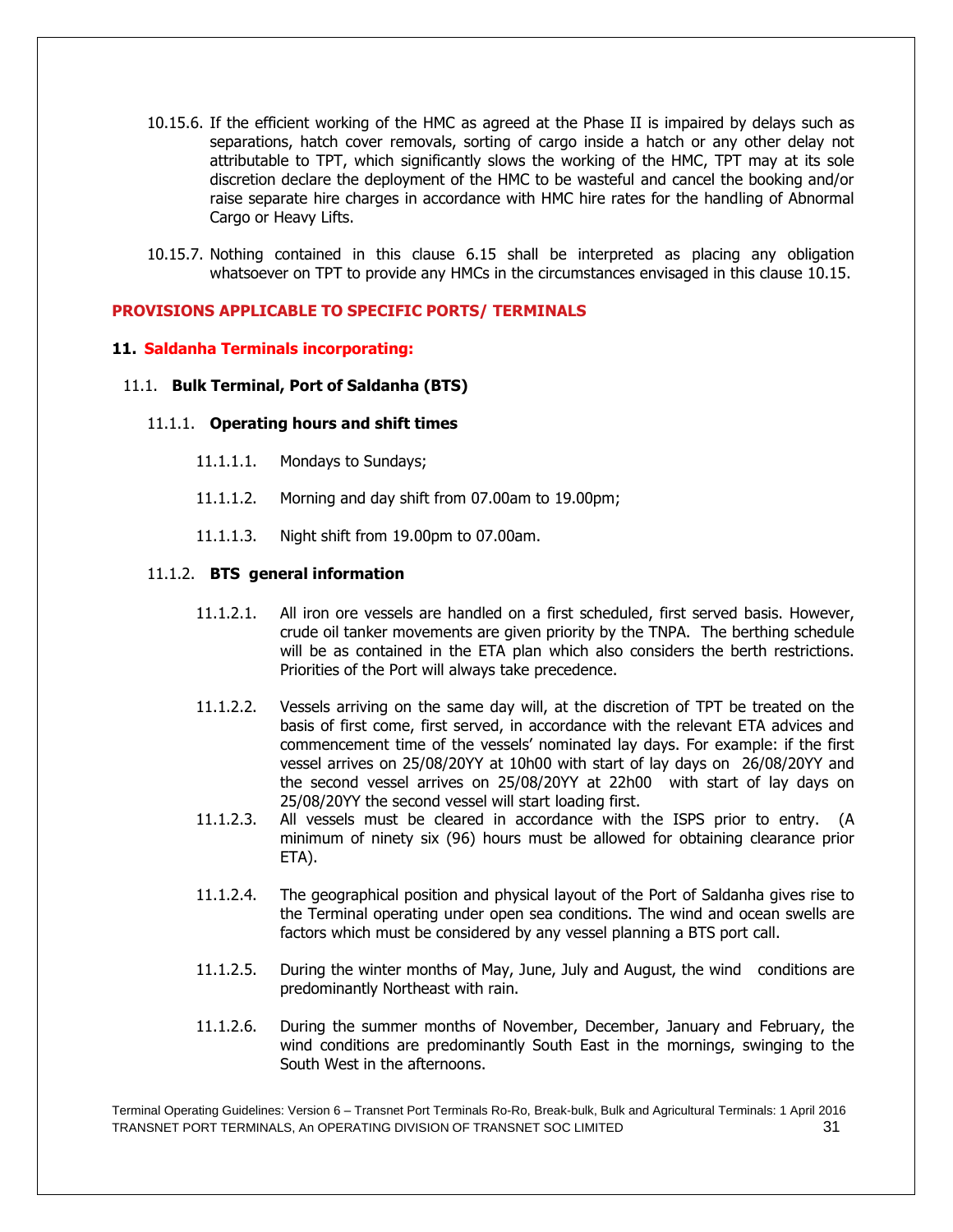10.15.6. If the efficient working of the HMC as agreed at the Phase II is impaired by delays such as separations, hatch cover removals, sorting of cargo inside a hatch or any other delay not attributable to TPT, which significantly slows the working of the HMC, TPT may at its sole discretion declare the deployment of the HMC to be wasteful and cancel the booking and/or raise separate hire charges in accordance with HMC hire rates for the handling of Abnormal Cargo or Heavy Lifts.

10.15.7. Nothing contained in this clause 6.15 shall be interpreted as placing any obligation whatsoever on TPT to provide any HMCs in the circumstances envisaged in this clause 10.15.

## PROVISIONS APPLICABLE TO SPECIFIC PORTS/ TERMINALS

## 11. Saldanha Terminals incorporating:

### 11.1. Bulk Terminal, Port of Saldanha (BTS)

#### 11.1.1. Operating hours and shift times

11.1.1.1. Mondays to Sundays;

11.1.1.2. Morning and day shift from 07.00am to 19.00pm;

11.1.1.3. Night shift from 19.00pm to 07.00am.

#### 11.1.2. BTS general information

11.1.2.1. All iron ore vessels are handled on a first scheduled, first served basis. However, crude oil tanker movements are given priority by the TNPA. The berthing schedule will be as contained in the ETA plan which also considers the berth restrictions. Priorities of the Port will always take precedence.

11.1.2.2. Vessels arriving on the same day will, at the discretion of TPT be treated on the basis of first come, first served, in accordance with the relevant ETA advices and commencement time of the vessels' nominated lay days. For example: if the first vessel arrives on 25/08/20YY at 10h00 with start of lay days on 26/08/20YY and the second vessel arrives on 25/08/20YY at 22h00 with start of lay days on 25/08/20YY the second vessel will start loading first.

11.1.2.3. All vessels must be cleared in accordance with the ISPS prior to entry. (A minimum of ninety six (96) hours must be allowed for obtaining clearance prior ETA).

11.1.2.4. The geographical position and physical layout of the Port of Saldanha gives rise to the Terminal operating under open sea conditions. The wind and ocean swells are factors which must be considered by any vessel planning a BTS port call.

11.1.2.5. During the winter months of May, June, July and August, the wind conditions are predominantly Northeast with rain.

11.1.2.6. During the summer months of November, December, January and February, the wind conditions are predominantly South East in the mornings, swinging to the South West in the afternoons.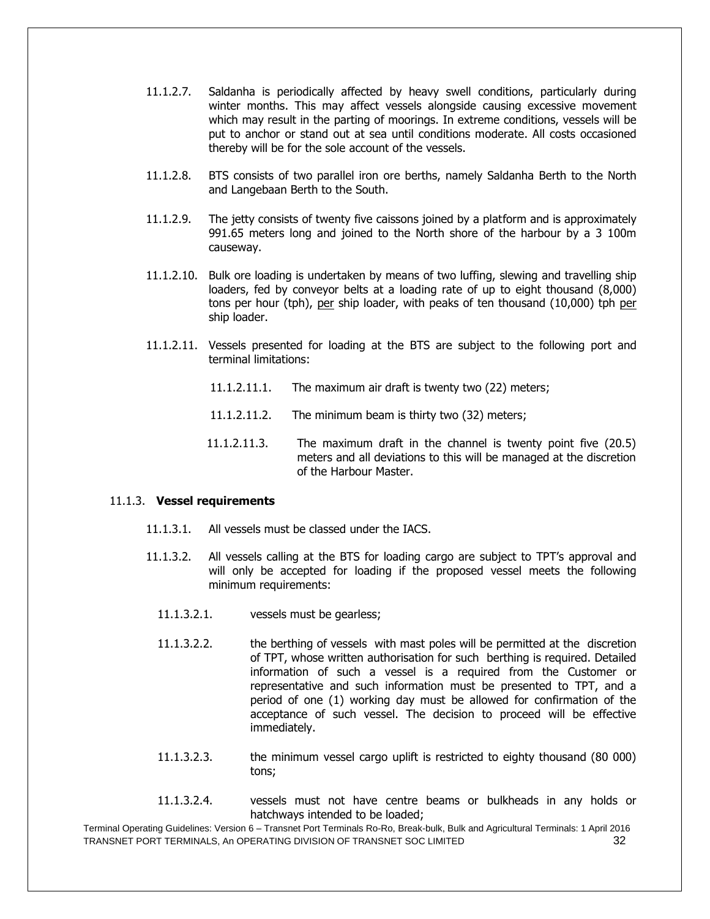11.1.2.7. Saldanha is periodically affected by heavy swell conditions, particularly during winter months. This may affect vessels alongside causing excessive movement which may result in the parting of moorings. In extreme conditions, vessels will be put to anchor or stand out at sea until conditions moderate. All costs occasioned thereby will be for the sole account of the vessels.

11.1.2.8. BTS consists of two parallel iron ore berths, namely Saldanha Berth to the North and Langebaan Berth to the South.

11.1.2.9. The jetty consists of twenty five caissons joined by a platform and is approximately 991.65 meters long and joined to the North shore of the harbour by a 3 100m causeway.

11.1.2.10. Bulk ore loading is undertaken by means of two luffing, slewing and travelling ship loaders, fed by conveyor belts at a loading rate of up to eight thousand (8,000) tons per hour (tph), per ship loader, with peaks of ten thousand (10,000) tph per ship loader.

11.1.2.11. Vessels presented for loading at the BTS are subject to the following port and terminal limitations:

11.1.2.11.1. The maximum air draft is twenty two (22) meters;

11.1.2.11.2. The minimum beam is thirty two (32) meters;

11.1.2.11.3. The maximum draft in the channel is twenty point five (20.5) meters and all deviations to this will be managed at the discretion of the Harbour Master.

### 11.1.3. **Vessel requirements**

11.1.3.1. All vessels must be classed under the IACS.

11.1.3.2. All vessels calling at the BTS for loading cargo are subject to TPT's approval and will only be accepted for loading if the proposed vessel meets the following minimum requirements:

11.1.3.2.1. vessels must be gearless;

11.1.3.2.2. the berthing of vessels with mast poles will be permitted at the discretion of TPT, whose written authorisation for such berthing is required. Detailed information of such a vessel is a required from the Customer or representative and such information must be presented to TPT, and a period of one (1) working day must be allowed for confirmation of the acceptance of such vessel. The decision to proceed will be effective immediately.

11.1.3.2.3. the minimum vessel cargo uplift is restricted to eighty thousand (80 000) tons;

11.1.3.2.4. vessels must not have centre beams or bulkheads in any holds or hatchways intended to be loaded;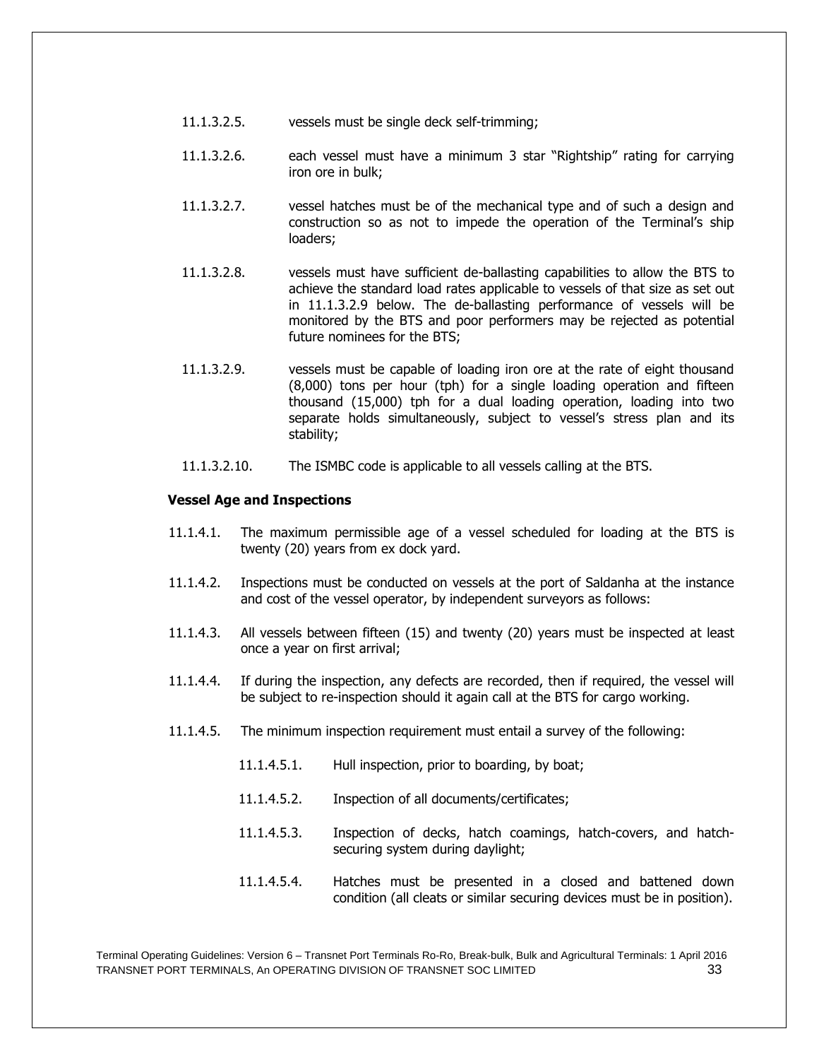11.1.3.2.5. vessels must be single deck self-trimming;

11.1.3.2.6. each vessel must have a minimum 3 star "Rightship" rating for carrying iron ore in bulk;

11.1.3.2.7. vessel hatches must be of the mechanical type and of such a design and construction so as not to impede the operation of the Terminal's ship loaders;

11.1.3.2.8. vessels must have sufficient de-ballasting capabilities to allow the BTS to achieve the standard load rates applicable to vessels of that size as set out in 11.1.3.2.9 below. The de-ballasting performance of vessels will be monitored by the BTS and poor performers may be rejected as potential future nominees for the BTS;

11.1.3.2.9. vessels must be capable of loading iron ore at the rate of eight thousand (8,000) tons per hour (tph) for a single loading operation and fifteen thousand (15,000) tph for a dual loading operation, loading into two separate holds simultaneously, subject to vessel's stress plan and its stability;

11.1.3.2.10. The ISMBC code is applicable to all vessels calling at the BTS.

**Vessel Age and Inspections**

11.1.4.1. The maximum permissible age of a vessel scheduled for loading at the BTS is twenty (20) years from ex dock yard.

11.1.4.2. Inspections must be conducted on vessels at the port of Saldanha at the instance and cost of the vessel operator, by independent surveyors as follows:

11.1.4.3. All vessels between fifteen (15) and twenty (20) years must be inspected at least once a year on first arrival;

11.1.4.4. If during the inspection, any defects are recorded, then if required, the vessel will be subject to re-inspection should it again call at the BTS for cargo working.

11.1.4.5. The minimum inspection requirement must entail a survey of the following:

11.1.4.5.1. Hull inspection, prior to boarding, by boat;

11.1.4.5.2. Inspection of all documents/certificates;

11.1.4.5.3. Inspection of decks, hatch coamings, hatch-covers, and hatch-securing system during daylight;

11.1.4.5.4. Hatches must be presented in a closed and battened down condition (all cleats or similar securing devices must be in position).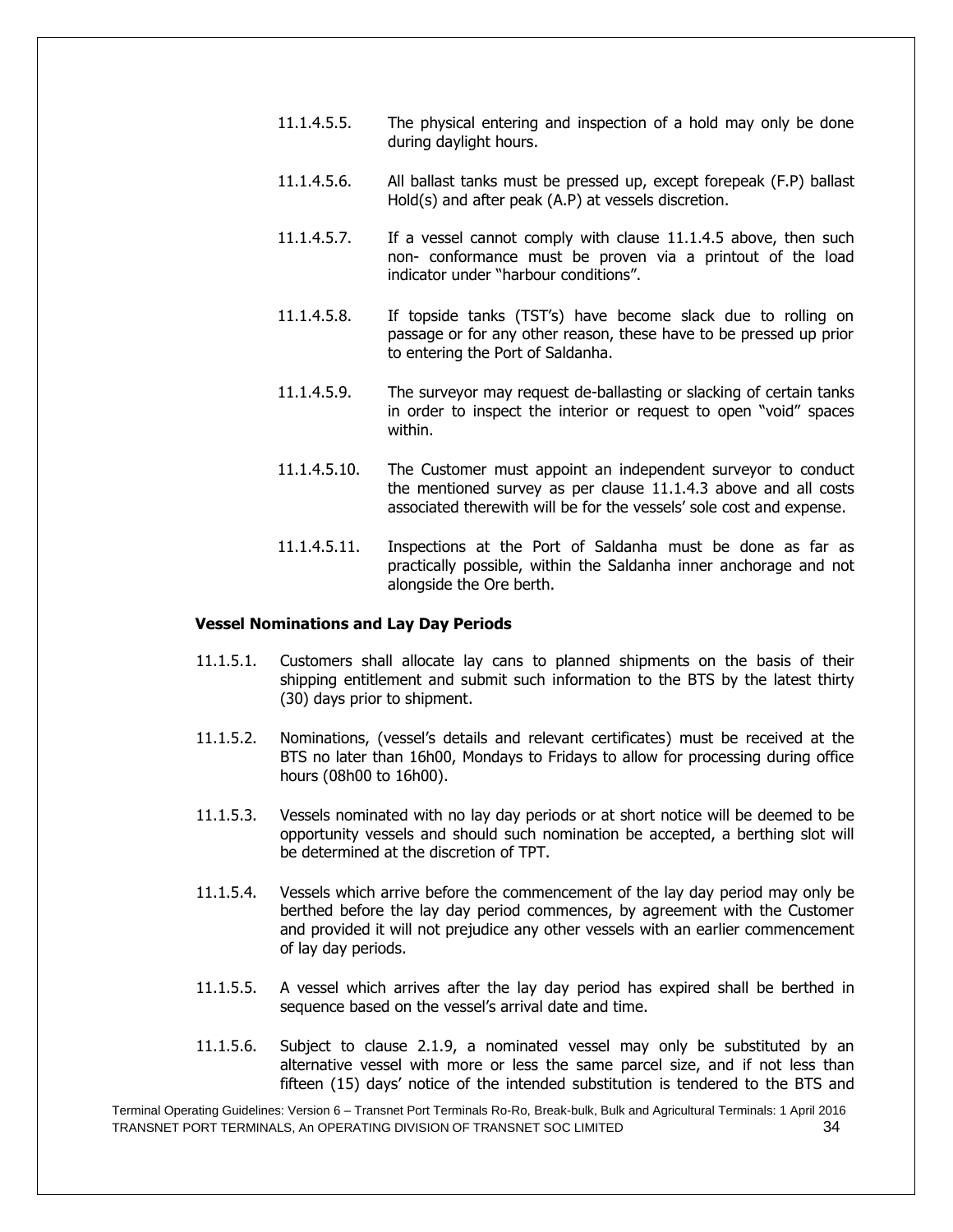11.1.4.5.5. The physical entering and inspection of a hold may only be done during daylight hours.

11.1.4.5.6. All ballast tanks must be pressed up, except forepeak (F.P) ballast Hold(s) and after peak (A.P) at vessels discretion.

11.1.4.5.7. If a vessel cannot comply with clause 11.1.4.5 above, then such non- conformance must be proven via a printout of the load indicator under "harbour conditions".

11.1.4.5.8. If topside tanks (TST's) have become slack due to rolling on passage or for any other reason, these have to be pressed up prior to entering the Port of Saldanha.

11.1.4.5.9. The surveyor may request de-ballasting or slacking of certain tanks in order to inspect the interior or request to open "void" spaces within.

11.1.4.5.10. The Customer must appoint an independent surveyor to conduct the mentioned survey as per clause 11.1.4.3 above and all costs associated therewith will be for the vessels' sole cost and expense.

11.1.4.5.11. Inspections at the Port of Saldanha must be done as far as practically possible, within the Saldanha inner anchorage and not alongside the Ore berth.

**Vessel Nominations and Lay Day Periods**

11.1.5.1. Customers shall allocate lay cans to planned shipments on the basis of their shipping entitlement and submit such information to the BTS by the latest thirty (30) days prior to shipment.

11.1.5.2. Nominations, (vessel's details and relevant certificates) must be received at the BTS no later than 16h00, Mondays to Fridays to allow for processing during office hours (08h00 to 16h00).

11.1.5.3. Vessels nominated with no lay day periods or at short notice will be deemed to be opportunity vessels and should such nomination be accepted, a berthing slot will be determined at the discretion of TPT.

11.1.5.4. Vessels which arrive before the commencement of the lay day period may only be berthed before the lay day period commences, by agreement with the Customer and provided it will not prejudice any other vessels with an earlier commencement of lay day periods.

11.1.5.5. A vessel which arrives after the lay day period has expired shall be berthed in sequence based on the vessel's arrival date and time.

11.1.5.6. Subject to clause 2.1.9, a nominated vessel may only be substituted by an alternative vessel with more or less the same parcel size, and if not less than fifteen (15) days' notice of the intended substitution is tendered to the BTS and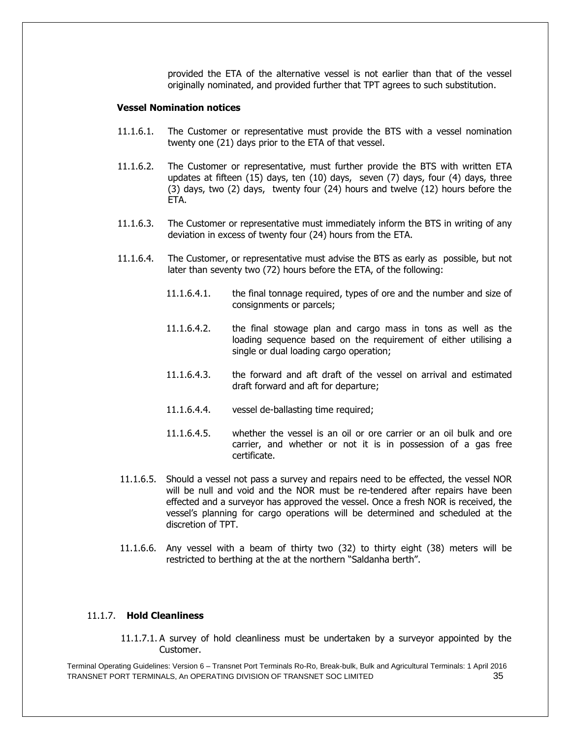provided the ETA of the alternative vessel is not earlier than that of the vessel originally nominated, and provided further that TPT agrees to such substitution.

**Vessel Nomination notices**

11.1.6.1. The Customer or representative must provide the BTS with a vessel nomination twenty one (21) days prior to the ETA of that vessel.

11.1.6.2. The Customer or representative, must further provide the BTS with written ETA updates at fifteen (15) days, ten (10) days, seven (7) days, four (4) days, three (3) days, two (2) days, twenty four (24) hours and twelve (12) hours before the ETA.

11.1.6.3. The Customer or representative must immediately inform the BTS in writing of any deviation in excess of twenty four (24) hours from the ETA.

11.1.6.4. The Customer, or representative must advise the BTS as early as possible, but not later than seventy two (72) hours before the ETA, of the following:

11.1.6.4.1. the final tonnage required, types of ore and the number and size of consignments or parcels;

11.1.6.4.2. the final stowage plan and cargo mass in tons as well as the loading sequence based on the requirement of either utilising a single or dual loading cargo operation;

11.1.6.4.3. the forward and aft draft of the vessel on arrival and estimated draft forward and aft for departure;

11.1.6.4.4. vessel de-ballasting time required;

11.1.6.4.5. whether the vessel is an oil or ore carrier or an oil bulk and ore carrier, and whether or not it is in possession of a gas free certificate.

11.1.6.5. Should a vessel not pass a survey and repairs need to be effected, the vessel NOR will be null and void and the NOR must be re-tendered after repairs have been effected and a surveyor has approved the vessel. Once a fresh NOR is received, the vessel's planning for cargo operations will be determined and scheduled at the discretion of TPT.

11.1.6.6. Any vessel with a beam of thirty two (32) to thirty eight (38) meters will be restricted to berthing at the at the northern "Saldanha berth".

### 11.1.7. **Hold Cleanliness**

11.1.7.1. A survey of hold cleanliness must be undertaken by a surveyor appointed by the Customer.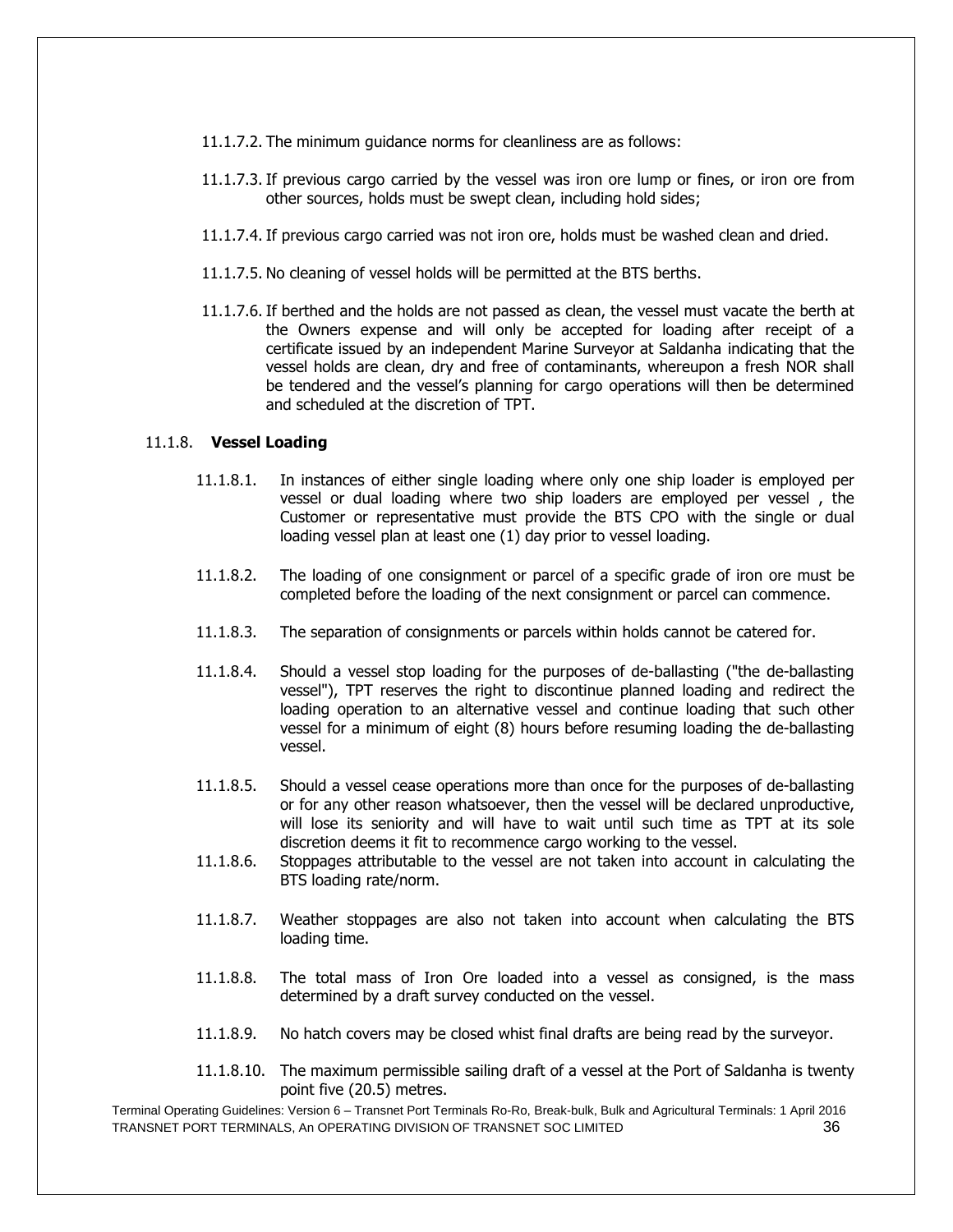11.1.7.2. The minimum guidance norms for cleanliness are as follows:

11.1.7.3. If previous cargo carried by the vessel was iron ore lump or fines, or iron ore from other sources, holds must be swept clean, including hold sides;

11.1.7.4. If previous cargo carried was not iron ore, holds must be washed clean and dried.

11.1.7.5. No cleaning of vessel holds will be permitted at the BTS berths.

11.1.7.6. If berthed and the holds are not passed as clean, the vessel must vacate the berth at the Owners expense and will only be accepted for loading after receipt of a certificate issued by an independent Marine Surveyor at Saldanha indicating that the vessel holds are clean, dry and free of contaminants, whereupon a fresh NOR shall be tendered and the vessel's planning for cargo operations will then be determined and scheduled at the discretion of TPT.

### 11.1.8. **Vessel Loading**

11.1.8.1. In instances of either single loading where only one ship loader is employed per vessel or dual loading where two ship loaders are employed per vessel , the Customer or representative must provide the BTS CPO with the single or dual loading vessel plan at least one (1) day prior to vessel loading.

11.1.8.2. The loading of one consignment or parcel of a specific grade of iron ore must be completed before the loading of the next consignment or parcel can commence.

11.1.8.3. The separation of consignments or parcels within holds cannot be catered for.

11.1.8.4. Should a vessel stop loading for the purposes of de-ballasting ("the de-ballasting vessel"), TPT reserves the right to discontinue planned loading and redirect the loading operation to an alternative vessel and continue loading that such other vessel for a minimum of eight (8) hours before resuming loading the de-ballasting vessel.

11.1.8.5. Should a vessel cease operations more than once for the purposes of de-ballasting or for any other reason whatsoever, then the vessel will be declared unproductive, will lose its seniority and will have to wait until such time as TPT at its sole discretion deems it fit to recommence cargo working to the vessel.

11.1.8.6. Stoppages attributable to the vessel are not taken into account in calculating the BTS loading rate/norm.

11.1.8.7. Weather stoppages are also not taken into account when calculating the BTS loading time.

11.1.8.8. The total mass of Iron Ore loaded into a vessel as consigned, is the mass determined by a draft survey conducted on the vessel.

11.1.8.9. No hatch covers may be closed whist final drafts are being read by the surveyor.

11.1.8.10. The maximum permissible sailing draft of a vessel at the Port of Saldanha is twenty point five (20.5) metres.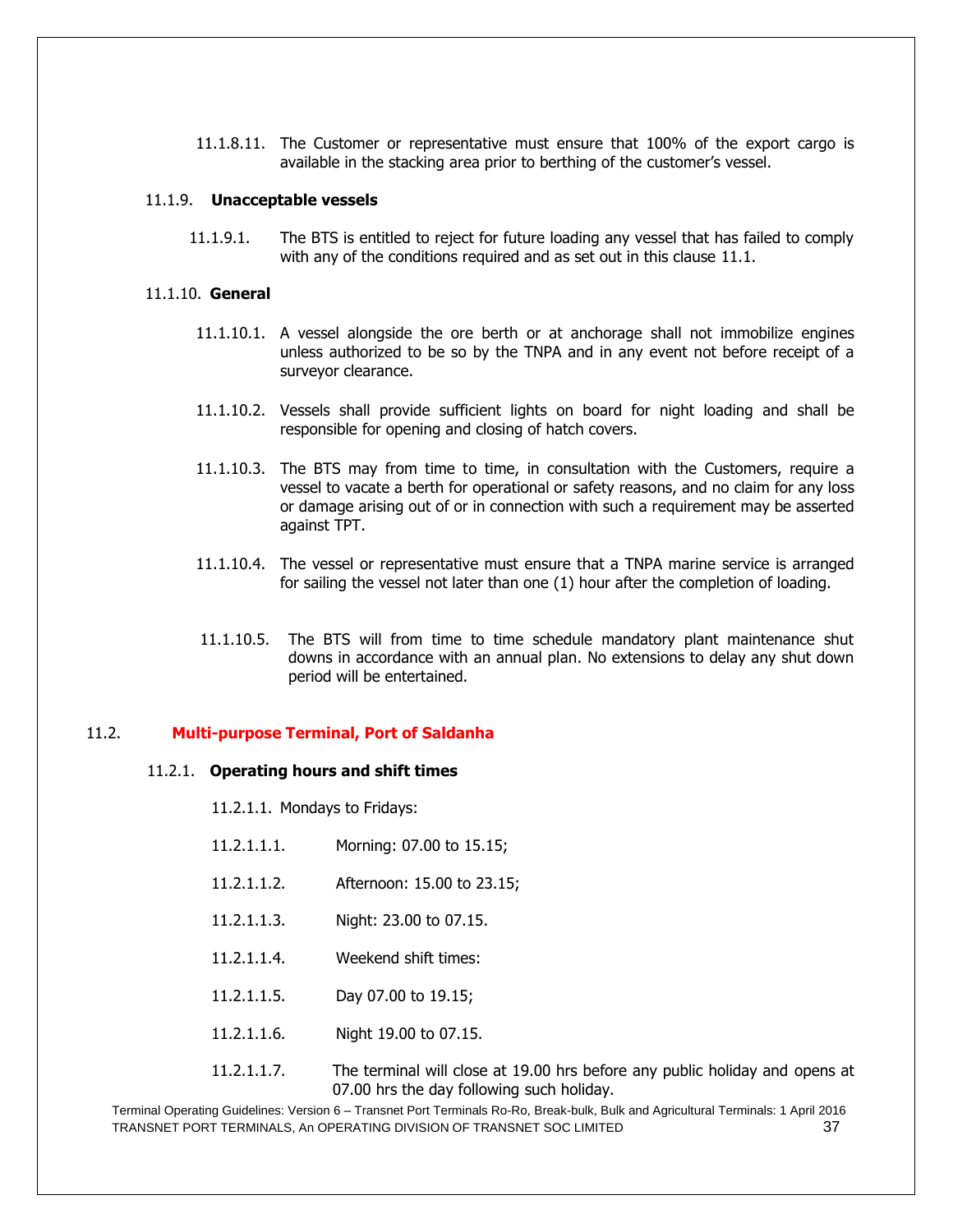11.1.8.11. The Customer or representative must ensure that 100% of the export cargo is available in the stacking area prior to berthing of the customer's vessel.

11.1.9. **Unacceptable vessels**

11.1.9.1. The BTS is entitled to reject for future loading any vessel that has failed to comply with any of the conditions required and as set out in this clause 11.1.

11.1.10. **General**

11.1.10.1. A vessel alongside the ore berth or at anchorage shall not immobilize engines unless authorized to be so by the TNPA and in any event not before receipt of a surveyor clearance.

11.1.10.2. Vessels shall provide sufficient lights on board for night loading and shall be responsible for opening and closing of hatch covers.

11.1.10.3. The BTS may from time to time, in consultation with the Customers, require a vessel to vacate a berth for operational or safety reasons, and no claim for any loss or damage arising out of or in connection with such a requirement may be asserted against TPT.

11.1.10.4. The vessel or representative must ensure that a TNPA marine service is arranged for sailing the vessel not later than one (1) hour after the completion of loading.

11.1.10.5. The BTS will from time to time schedule mandatory plant maintenance shut downs in accordance with an annual plan. No extensions to delay any shut down period will be entertained.

## 11.2. Multi-purpose Terminal, Port of Saldanha

11.2.1. **Operating hours and shift times**

11.2.1.1. Mondays to Fridays:

11.2.1.1.1. Morning: 07.00 to 15.15;

11.2.1.1.2. Afternoon: 15.00 to 23.15;

11.2.1.1.3. Night: 23.00 to 07.15.

11.2.1.1.4. Weekend shift times:

11.2.1.1.5. Day 07.00 to 19.15;

11.2.1.1.6. Night 19.00 to 07.15.

11.2.1.1.7. The terminal will close at 19.00 hrs before any public holiday and opens at 07.00 hrs the day following such holiday.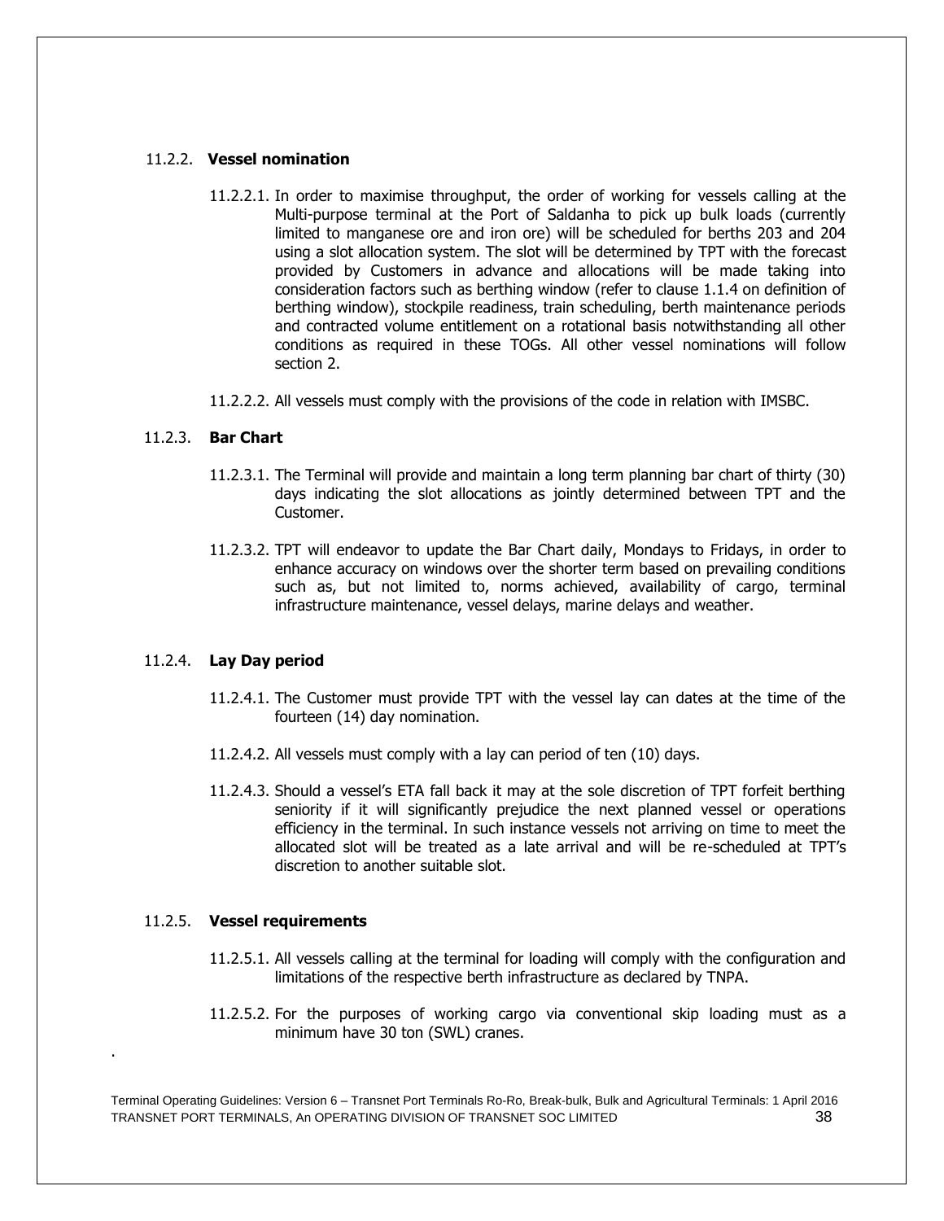### 11.2.2. **Vessel nomination**

11.2.2.1. In order to maximise throughput, the order of working for vessels calling at the Multi-purpose terminal at the Port of Saldanha to pick up bulk loads (currently limited to manganese ore and iron ore) will be scheduled for berths 203 and 204 using a slot allocation system. The slot will be determined by TPT with the forecast provided by Customers in advance and allocations will be made taking into consideration factors such as berthing window (refer to clause 1.1.4 on definition of berthing window), stockpile readiness, train scheduling, berth maintenance periods and contracted volume entitlement on a rotational basis notwithstanding all other conditions as required in these TOGs. All other vessel nominations will follow section 2.

11.2.2.2. All vessels must comply with the provisions of the code in relation with IMSBC.

### 11.2.3. **Bar Chart**

11.2.3.1. The Terminal will provide and maintain a long term planning bar chart of thirty (30) days indicating the slot allocations as jointly determined between TPT and the Customer.

11.2.3.2. TPT will endeavor to update the Bar Chart daily, Mondays to Fridays, in order to enhance accuracy on windows over the shorter term based on prevailing conditions such as, but not limited to, norms achieved, availability of cargo, terminal infrastructure maintenance, vessel delays, marine delays and weather.

### 11.2.4. **Lay Day period**

11.2.4.1. The Customer must provide TPT with the vessel lay can dates at the time of the fourteen (14) day nomination.

11.2.4.2. All vessels must comply with a lay can period of ten (10) days.

11.2.4.3. Should a vessel's ETA fall back it may at the sole discretion of TPT forfeit berthing seniority if it will significantly prejudice the next planned vessel or operations efficiency in the terminal. In such instance vessels not arriving on time to meet the allocated slot will be treated as a late arrival and will be re-scheduled at TPT's discretion to another suitable slot.

### 11.2.5. **Vessel requirements**

11.2.5.1. All vessels calling at the terminal for loading will comply with the configuration and limitations of the respective berth infrastructure as declared by TNPA.

11.2.5.2. For the purposes of working cargo via conventional skip loading must as a minimum have 30 ton (SWL) cranes.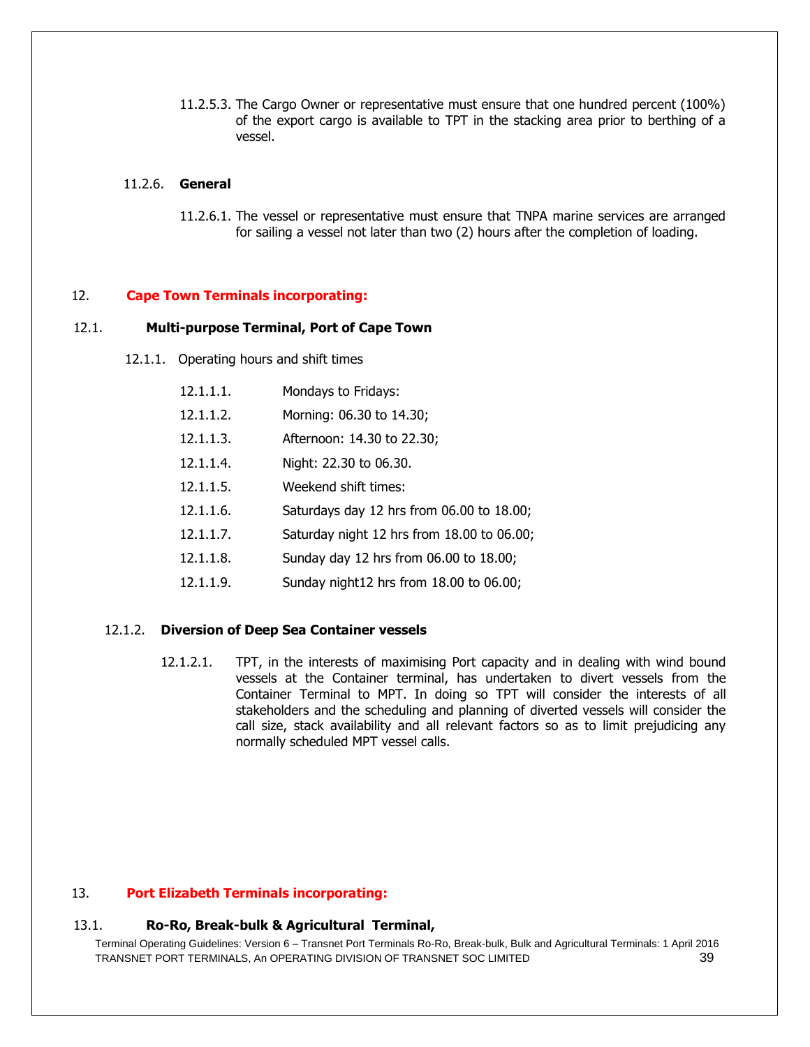11.2.5.3. The Cargo Owner or representative must ensure that one hundred percent (100%) of the export cargo is available to TPT in the stacking area prior to berthing of a vessel.

11.2.6. **General**

11.2.6.1. The vessel or representative must ensure that TNPA marine services are arranged for sailing a vessel not later than two (2) hours after the completion of loading.

## 12. Cape Town Terminals incorporating:

### 12.1. Multi-purpose Terminal, Port of Cape Town

12.1.1. Operating hours and shift times

12.1.1.1. Mondays to Fridays:

12.1.1.2. Morning: 06.30 to 14.30;

12.1.1.3. Afternoon: 14.30 to 22.30;

12.1.1.4. Night: 22.30 to 06.30.

12.1.1.5. Weekend shift times:

12.1.1.6. Saturdays day 12 hrs from 06.00 to 18.00;

12.1.1.7. Saturday night 12 hrs from 18.00 to 06.00;

12.1.1.8. Sunday day 12 hrs from 06.00 to 18.00;

12.1.1.9. Sunday night12 hrs from 18.00 to 06.00;

12.1.2. **Diversion of Deep Sea Container vessels**

12.1.2.1. TPT, in the interests of maximising Port capacity and in dealing with wind bound vessels at the Container terminal, has undertaken to divert vessels from the Container Terminal to MPT. In doing so TPT will consider the interests of all stakeholders and the scheduling and planning of diverted vessels will consider the call size, stack availability and all relevant factors so as to limit prejudicing any normally scheduled MPT vessel calls.

## 13. Port Elizabeth Terminals incorporating:

### 13.1. Ro-Ro, Break-bulk & Agricultural Terminal,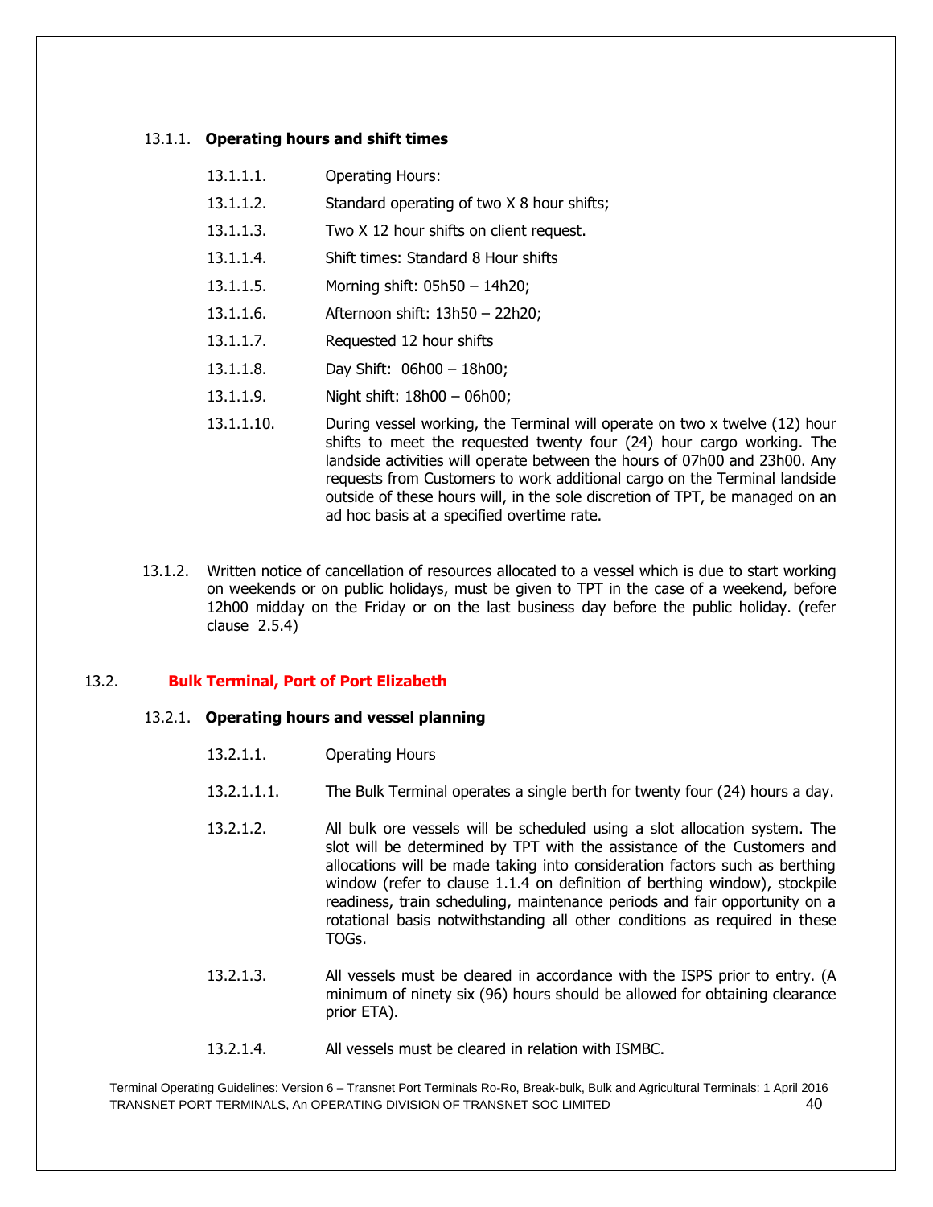#### 13.1.1. **Operating hours and shift times**

13.1.1.1. Operating Hours:

13.1.1.2. Standard operating of two X 8 hour shifts;

13.1.1.3. Two X 12 hour shifts on client request.

13.1.1.4. Shift times: Standard 8 Hour shifts

13.1.1.5. Morning shift: 05h50 – 14h20;

13.1.1.6. Afternoon shift: 13h50 – 22h20;

13.1.1.7. Requested 12 hour shifts

13.1.1.8. Day Shift: 06h00 – 18h00;

13.1.1.9. Night shift: 18h00 – 06h00;

13.1.1.10. During vessel working, the Terminal will operate on two x twelve (12) hour shifts to meet the requested twenty four (24) hour cargo working. The landside activities will operate between the hours of 07h00 and 23h00. Any requests from Customers to work additional cargo on the Terminal landside outside of these hours will, in the sole discretion of TPT, be managed on an ad hoc basis at a specified overtime rate.

13.1.2. Written notice of cancellation of resources allocated to a vessel which is due to start working on weekends or on public holidays, must be given to TPT in the case of a weekend, before 12h00 midday on the Friday or on the last business day before the public holiday. (refer clause 2.5.4)

### 13.2. **Bulk Terminal, Port of Port Elizabeth**

#### 13.2.1. **Operating hours and vessel planning**

13.2.1.1. Operating Hours

13.2.1.1.1. The Bulk Terminal operates a single berth for twenty four (24) hours a day.

13.2.1.2. All bulk ore vessels will be scheduled using a slot allocation system. The slot will be determined by TPT with the assistance of the Customers and allocations will be made taking into consideration factors such as berthing window (refer to clause 1.1.4 on definition of berthing window), stockpile readiness, train scheduling, maintenance periods and fair opportunity on a rotational basis notwithstanding all other conditions as required in these TOGs.

13.2.1.3. All vessels must be cleared in accordance with the ISPS prior to entry. (A minimum of ninety six (96) hours should be allowed for obtaining clearance prior ETA).

13.2.1.4. All vessels must be cleared in relation with ISMBC.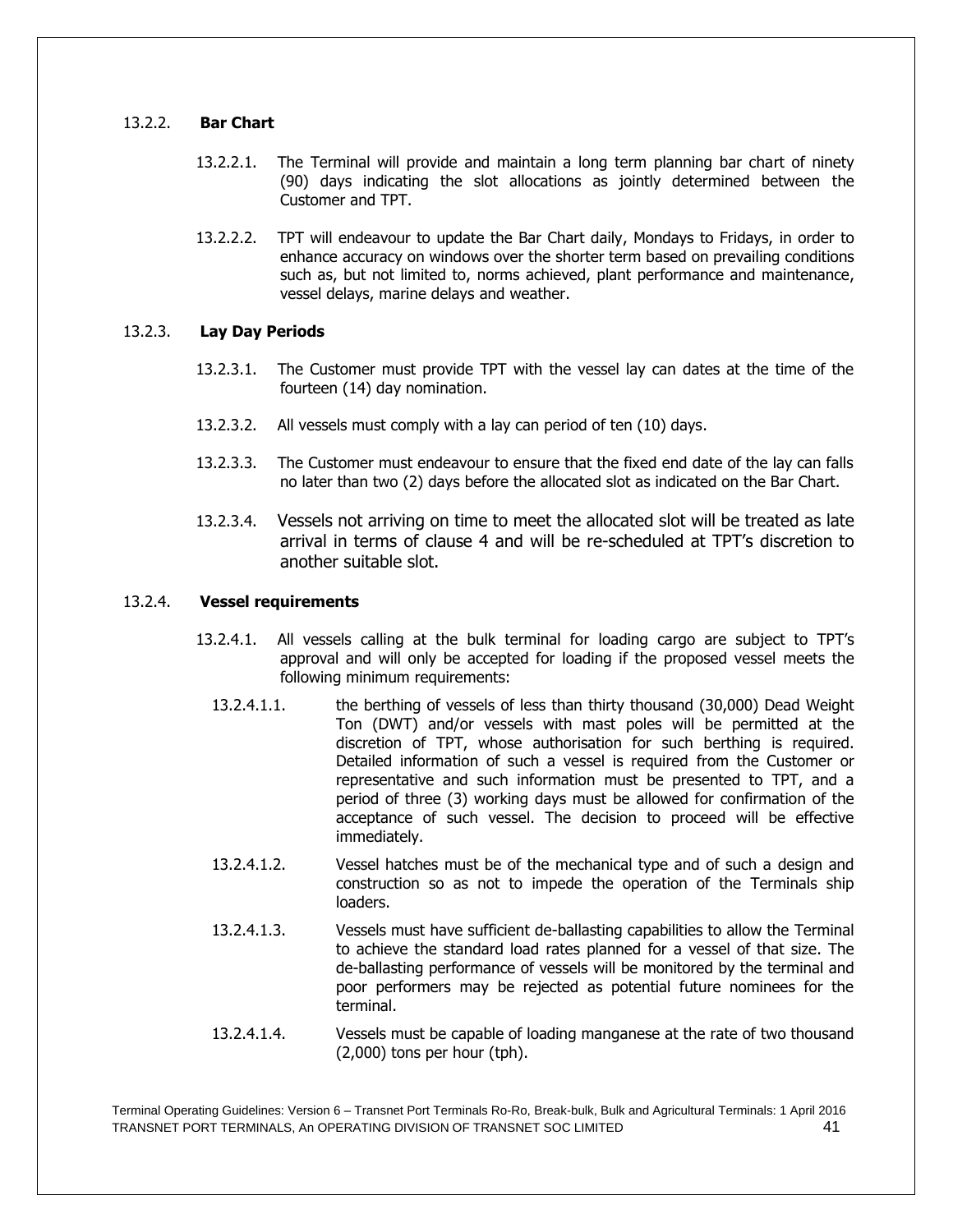### 13.2.2. **Bar Chart**

13.2.2.1. The Terminal will provide and maintain a long term planning bar chart of ninety (90) days indicating the slot allocations as jointly determined between the Customer and TPT.

13.2.2.2. TPT will endeavour to update the Bar Chart daily, Mondays to Fridays, in order to enhance accuracy on windows over the shorter term based on prevailing conditions such as, but not limited to, norms achieved, plant performance and maintenance, vessel delays, marine delays and weather.

### 13.2.3. **Lay Day Periods**

13.2.3.1. The Customer must provide TPT with the vessel lay can dates at the time of the fourteen (14) day nomination.

13.2.3.2. All vessels must comply with a lay can period of ten (10) days.

13.2.3.3. The Customer must endeavour to ensure that the fixed end date of the lay can falls no later than two (2) days before the allocated slot as indicated on the Bar Chart.

13.2.3.4. Vessels not arriving on time to meet the allocated slot will be treated as late arrival in terms of clause 4 and will be re-scheduled at TPT's discretion to another suitable slot.

### 13.2.4. **Vessel requirements**

13.2.4.1. All vessels calling at the bulk terminal for loading cargo are subject to TPT's approval and will only be accepted for loading if the proposed vessel meets the following minimum requirements:

13.2.4.1.1. the berthing of vessels of less than thirty thousand (30,000) Dead Weight Ton (DWT) and/or vessels with mast poles will be permitted at the discretion of TPT, whose authorisation for such berthing is required. Detailed information of such a vessel is required from the Customer or representative and such information must be presented to TPT, and a period of three (3) working days must be allowed for confirmation of the acceptance of such vessel. The decision to proceed will be effective immediately.

13.2.4.1.2. Vessel hatches must be of the mechanical type and of such a design and construction so as not to impede the operation of the Terminals ship loaders.

13.2.4.1.3. Vessels must have sufficient de-ballasting capabilities to allow the Terminal to achieve the standard load rates planned for a vessel of that size. The de-ballasting performance of vessels will be monitored by the terminal and poor performers may be rejected as potential future nominees for the terminal.

13.2.4.1.4. Vessels must be capable of loading manganese at the rate of two thousand (2,000) tons per hour (tph).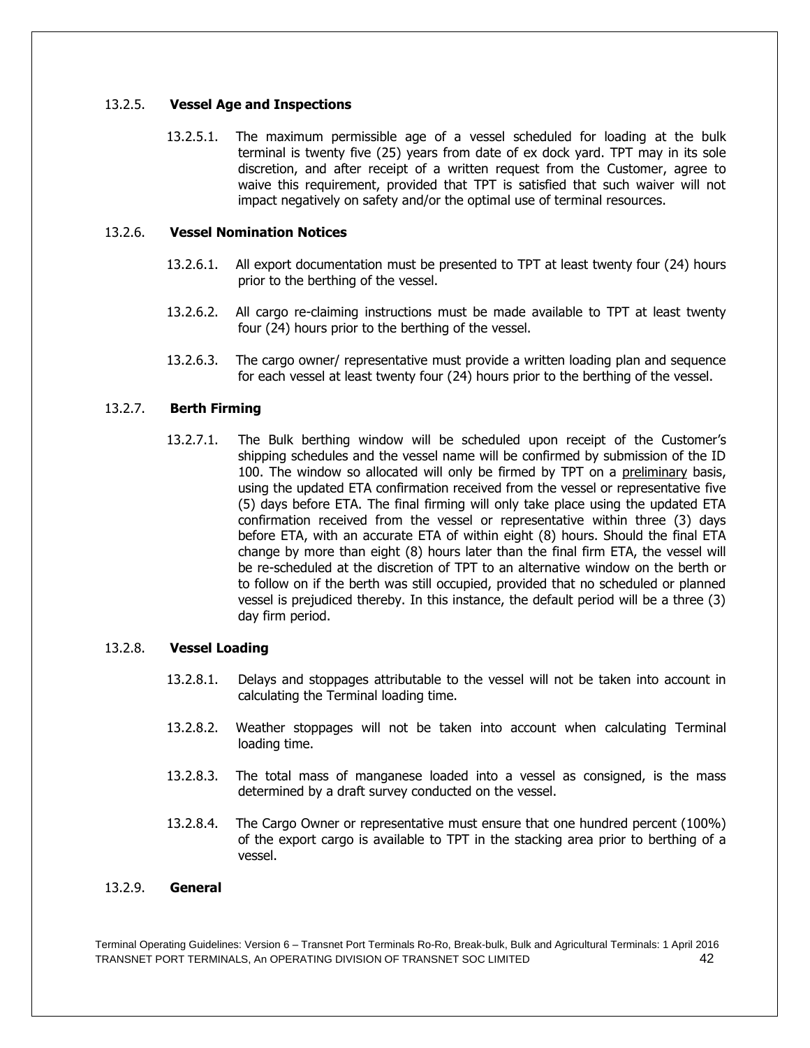#### 13.2.5. **Vessel Age and Inspections**

13.2.5.1. The maximum permissible age of a vessel scheduled for loading at the bulk terminal is twenty five (25) years from date of ex dock yard. TPT may in its sole discretion, and after receipt of a written request from the Customer, agree to waive this requirement, provided that TPT is satisfied that such waiver will not impact negatively on safety and/or the optimal use of terminal resources.

#### 13.2.6. **Vessel Nomination Notices**

13.2.6.1. All export documentation must be presented to TPT at least twenty four (24) hours prior to the berthing of the vessel.

13.2.6.2. All cargo re-claiming instructions must be made available to TPT at least twenty four (24) hours prior to the berthing of the vessel.

13.2.6.3. The cargo owner/ representative must provide a written loading plan and sequence for each vessel at least twenty four (24) hours prior to the berthing of the vessel.

#### 13.2.7. **Berth Firming**

13.2.7.1. The Bulk berthing window will be scheduled upon receipt of the Customer's shipping schedules and the vessel name will be confirmed by submission of the ID 100. The window so allocated will only be firmed by TPT on a <u>preliminary</u> basis, using the updated ETA confirmation received from the vessel or representative five (5) days before ETA. The final firming will only take place using the updated ETA confirmation received from the vessel or representative within three (3) days before ETA, with an accurate ETA of within eight (8) hours. Should the final ETA change by more than eight (8) hours later than the final firm ETA, the vessel will be re-scheduled at the discretion of TPT to an alternative window on the berth or to follow on if the berth was still occupied, provided that no scheduled or planned vessel is prejudiced thereby. In this instance, the default period will be a three (3) day firm period.

#### 13.2.8. **Vessel Loading**

13.2.8.1. Delays and stoppages attributable to the vessel will not be taken into account in calculating the Terminal loading time.

13.2.8.2. Weather stoppages will not be taken into account when calculating Terminal loading time.

13.2.8.3. The total mass of manganese loaded into a vessel as consigned, is the mass determined by a draft survey conducted on the vessel.

13.2.8.4. The Cargo Owner or representative must ensure that one hundred percent (100%) of the export cargo is available to TPT in the stacking area prior to berthing of a vessel.

#### 13.2.9. **General**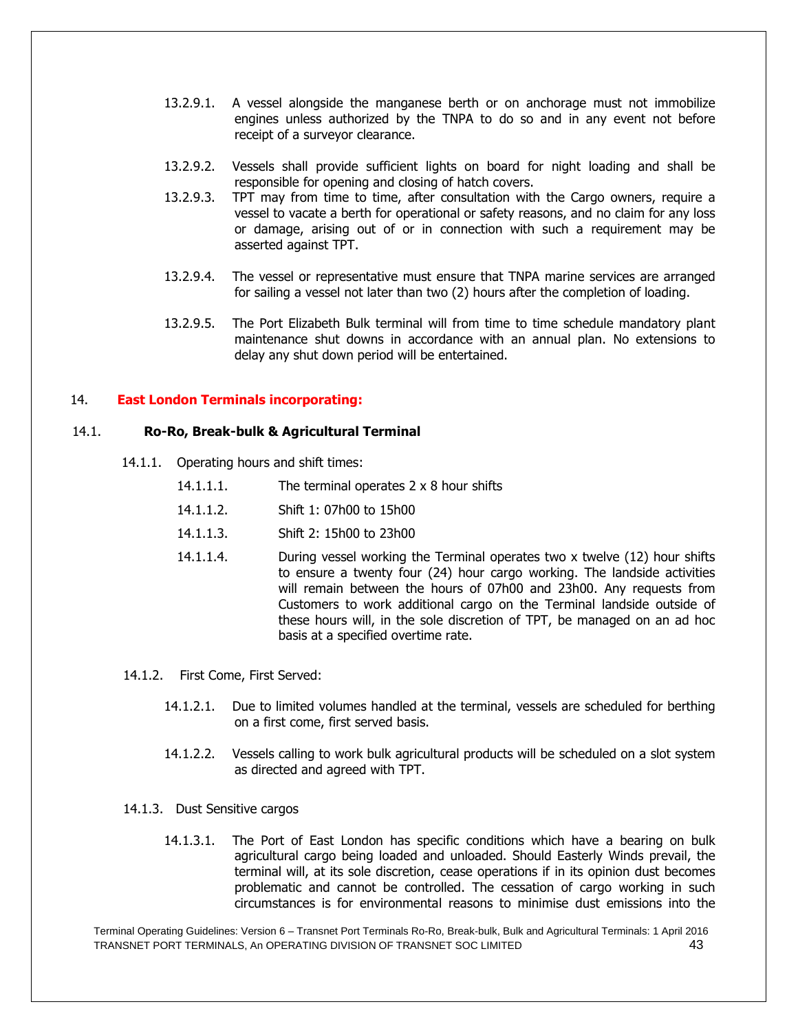13.2.9.1. A vessel alongside the manganese berth or on anchorage must not immobilize engines unless authorized by the TNPA to do so and in any event not before receipt of a surveyor clearance.

13.2.9.2. Vessels shall provide sufficient lights on board for night loading and shall be responsible for opening and closing of hatch covers.

13.2.9.3. TPT may from time to time, after consultation with the Cargo owners, require a vessel to vacate a berth for operational or safety reasons, and no claim for any loss or damage, arising out of or in connection with such a requirement may be asserted against TPT.

13.2.9.4. The vessel or representative must ensure that TNPA marine services are arranged for sailing a vessel not later than two (2) hours after the completion of loading.

13.2.9.5. The Port Elizabeth Bulk terminal will from time to time schedule mandatory plant maintenance shut downs in accordance with an annual plan. No extensions to delay any shut down period will be entertained.

## 14. East London Terminals incorporating:

### 14.1. Ro-Ro, Break-bulk & Agricultural Terminal

14.1.1. Operating hours and shift times:

14.1.1.1. The terminal operates 2 x 8 hour shifts

14.1.1.2. Shift 1: 07h00 to 15h00

14.1.1.3. Shift 2: 15h00 to 23h00

14.1.1.4. During vessel working the Terminal operates two x twelve (12) hour shifts to ensure a twenty four (24) hour cargo working. The landside activities will remain between the hours of 07h00 and 23h00. Any requests from Customers to work additional cargo on the Terminal landside outside of these hours will, in the sole discretion of TPT, be managed on an ad hoc basis at a specified overtime rate.

14.1.2. First Come, First Served:

14.1.2.1. Due to limited volumes handled at the terminal, vessels are scheduled for berthing on a first come, first served basis.

14.1.2.2. Vessels calling to work bulk agricultural products will be scheduled on a slot system as directed and agreed with TPT.

14.1.3. Dust Sensitive cargos

14.1.3.1. The Port of East London has specific conditions which have a bearing on bulk agricultural cargo being loaded and unloaded. Should Easterly Winds prevail, the terminal will, at its sole discretion, cease operations if in its opinion dust becomes problematic and cannot be controlled. The cessation of cargo working in such circumstances is for environmental reasons to minimise dust emissions into the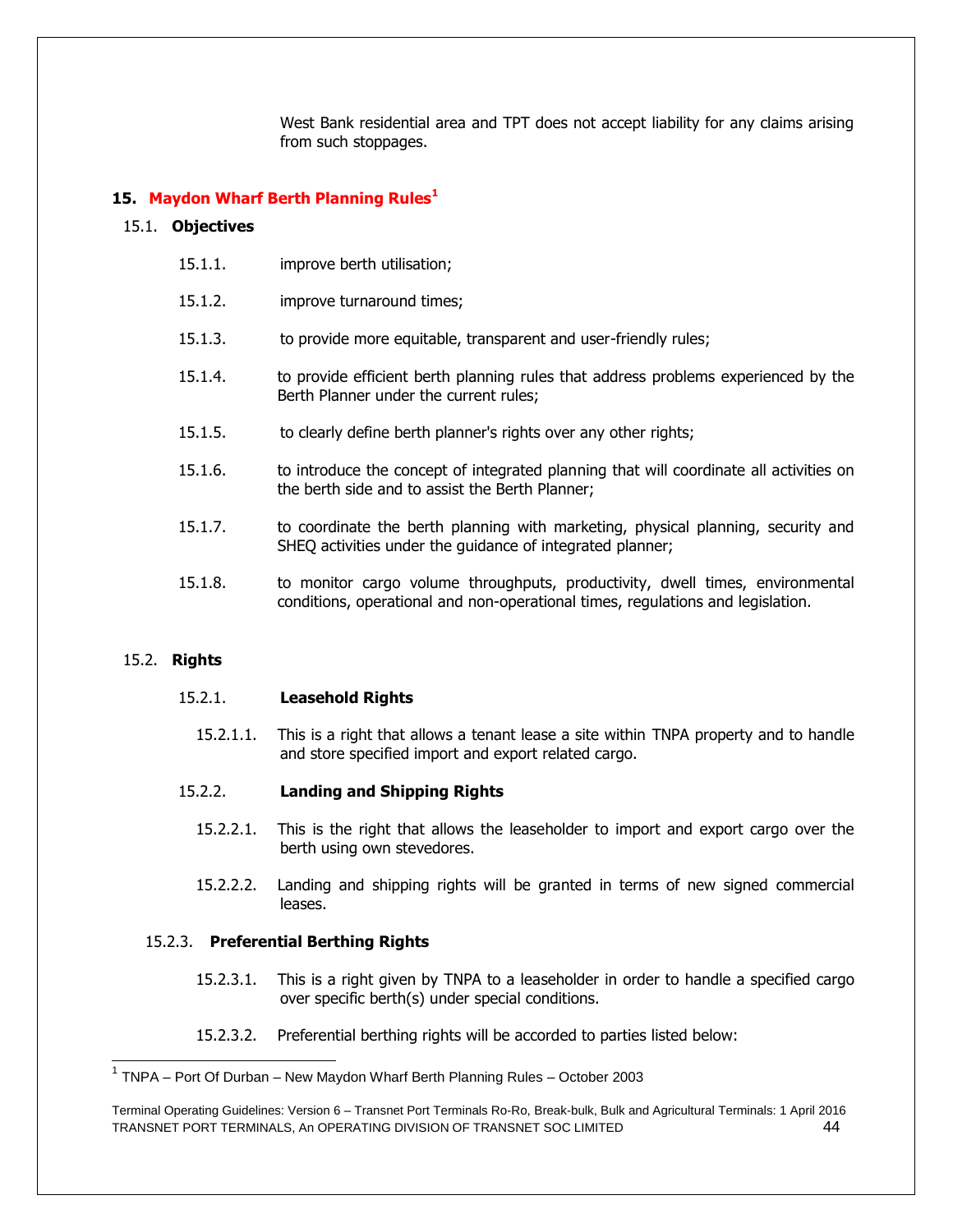West Bank residential area and TPT does not accept liability for any claims arising from such stoppages.

## 15. Maydon Wharf Berth Planning Rules[1]

### 15.1. Objectives

15.1.1. improve berth utilisation;

15.1.2. improve turnaround times;

15.1.3. to provide more equitable, transparent and user-friendly rules;

15.1.4. to provide efficient berth planning rules that address problems experienced by the Berth Planner under the current rules;

15.1.5. to clearly define berth planner's rights over any other rights;

15.1.6. to introduce the concept of integrated planning that will coordinate all activities on the berth side and to assist the Berth Planner;

15.1.7. to coordinate the berth planning with marketing, physical planning, security and SHEQ activities under the guidance of integrated planner;

15.1.8. to monitor cargo volume throughputs, productivity, dwell times, environmental conditions, operational and non-operational times, regulations and legislation.

### 15.2. Rights

#### 15.2.1. Leasehold Rights

15.2.1.1. This is a right that allows a tenant lease a site within TNPA property and to handle and store specified import and export related cargo.

#### 15.2.2. Landing and Shipping Rights

15.2.2.1. This is the right that allows the leaseholder to import and export cargo over the berth using own stevedores.

15.2.2.2. Landing and shipping rights will be granted in terms of new signed commercial leases.

#### 15.2.3. Preferential Berthing Rights

15.2.3.1. This is a right given by TNPA to a leaseholder in order to handle a specified cargo over specific berth(s) under special conditions.

15.2.3.2. Preferential berthing rights will be accorded to parties listed below:

[1] TNPA – Port Of Durban – New Maydon Wharf Berth Planning Rules – October 2003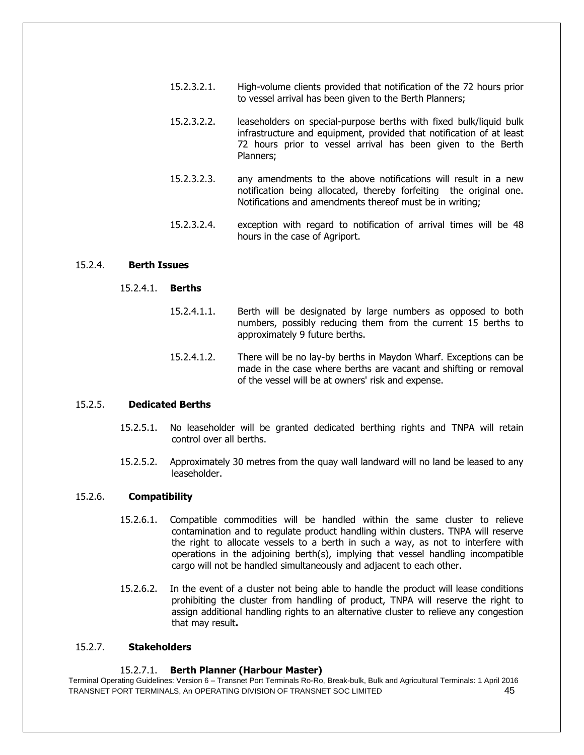15.2.3.2.1. High-volume clients provided that notification of the 72 hours prior to vessel arrival has been given to the Berth Planners;

15.2.3.2.2. leaseholders on special-purpose berths with fixed bulk/liquid bulk infrastructure and equipment, provided that notification of at least 72 hours prior to vessel arrival has been given to the Berth Planners;

15.2.3.2.3. any amendments to the above notifications will result in a new notification being allocated, thereby forfeiting the original one. Notifications and amendments thereof must be in writing;

15.2.3.2.4. exception with regard to notification of arrival times will be 48 hours in the case of Agriport.

### 15.2.4. **Berth Issues**

#### 15.2.4.1. **Berths**

15.2.4.1.1. Berth will be designated by large numbers as opposed to both numbers, possibly reducing them from the current 15 berths to approximately 9 future berths.

15.2.4.1.2. There will be no lay-by berths in Maydon Wharf. Exceptions can be made in the case where berths are vacant and shifting or removal of the vessel will be at owners' risk and expense.

### 15.2.5. **Dedicated Berths**

15.2.5.1. No leaseholder will be granted dedicated berthing rights and TNPA will retain control over all berths.

15.2.5.2. Approximately 30 metres from the quay wall landward will no land be leased to any leaseholder.

### 15.2.6. **Compatibility**

15.2.6.1. Compatible commodities will be handled within the same cluster to relieve contamination and to regulate product handling within clusters. TNPA will reserve the right to allocate vessels to a berth in such a way, as not to interfere with operations in the adjoining berth(s), implying that vessel handling incompatible cargo will not be handled simultaneously and adjacent to each other.

15.2.6.2. In the event of a cluster not being able to handle the product will lease conditions prohibiting the cluster from handling of product, TNPA will reserve the right to assign additional handling rights to an alternative cluster to relieve any congestion that may result**.**

### 15.2.7. **Stakeholders**

#### 15.2.7.1. **Berth Planner (Harbour Master)**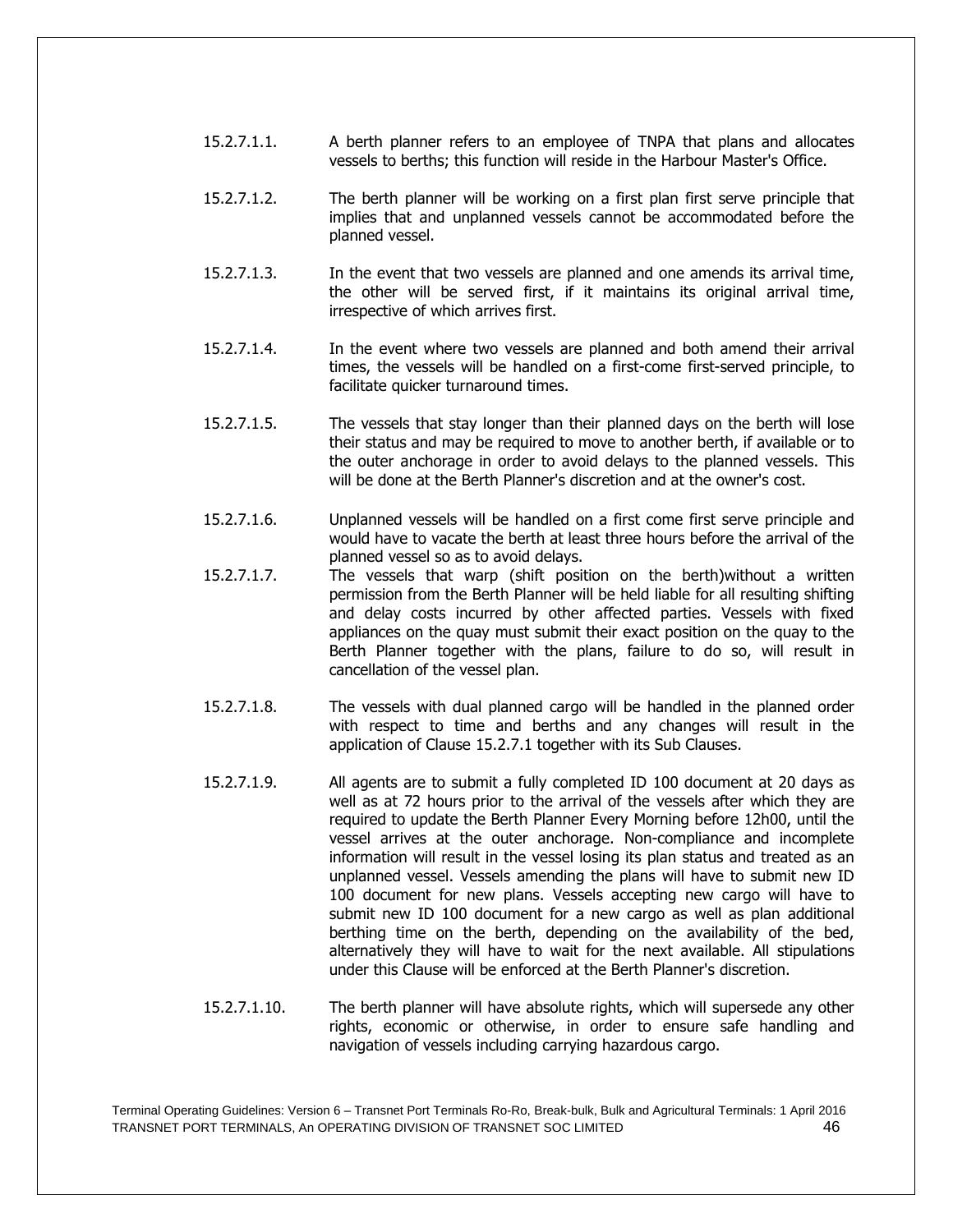15.2.7.1.1. A berth planner refers to an employee of TNPA that plans and allocates vessels to berths; this function will reside in the Harbour Master's Office.

15.2.7.1.2. The berth planner will be working on a first plan first serve principle that implies that and unplanned vessels cannot be accommodated before the planned vessel.

15.2.7.1.3. In the event that two vessels are planned and one amends its arrival time, the other will be served first, if it maintains its original arrival time, irrespective of which arrives first.

15.2.7.1.4. In the event where two vessels are planned and both amend their arrival times, the vessels will be handled on a first-come first-served principle, to facilitate quicker turnaround times.

15.2.7.1.5. The vessels that stay longer than their planned days on the berth will lose their status and may be required to move to another berth, if available or to the outer anchorage in order to avoid delays to the planned vessels. This will be done at the Berth Planner's discretion and at the owner's cost.

15.2.7.1.6. Unplanned vessels will be handled on a first come first serve principle and would have to vacate the berth at least three hours before the arrival of the planned vessel so as to avoid delays.

15.2.7.1.7. The vessels that warp (shift position on the berth)without a written permission from the Berth Planner will be held liable for all resulting shifting and delay costs incurred by other affected parties. Vessels with fixed appliances on the quay must submit their exact position on the quay to the Berth Planner together with the plans, failure to do so, will result in cancellation of the vessel plan.

15.2.7.1.8. The vessels with dual planned cargo will be handled in the planned order with respect to time and berths and any changes will result in the application of Clause 15.2.7.1 together with its Sub Clauses.

15.2.7.1.9. All agents are to submit a fully completed ID 100 document at 20 days as well as at 72 hours prior to the arrival of the vessels after which they are required to update the Berth Planner Every Morning before 12h00, until the vessel arrives at the outer anchorage. Non-compliance and incomplete information will result in the vessel losing its plan status and treated as an unplanned vessel. Vessels amending the plans will have to submit new ID 100 document for new plans. Vessels accepting new cargo will have to submit new ID 100 document for a new cargo as well as plan additional berthing time on the berth, depending on the availability of the bed, alternatively they will have to wait for the next available. All stipulations under this Clause will be enforced at the Berth Planner's discretion.

15.2.7.1.10. The berth planner will have absolute rights, which will supersede any other rights, economic or otherwise, in order to ensure safe handling and navigation of vessels including carrying hazardous cargo.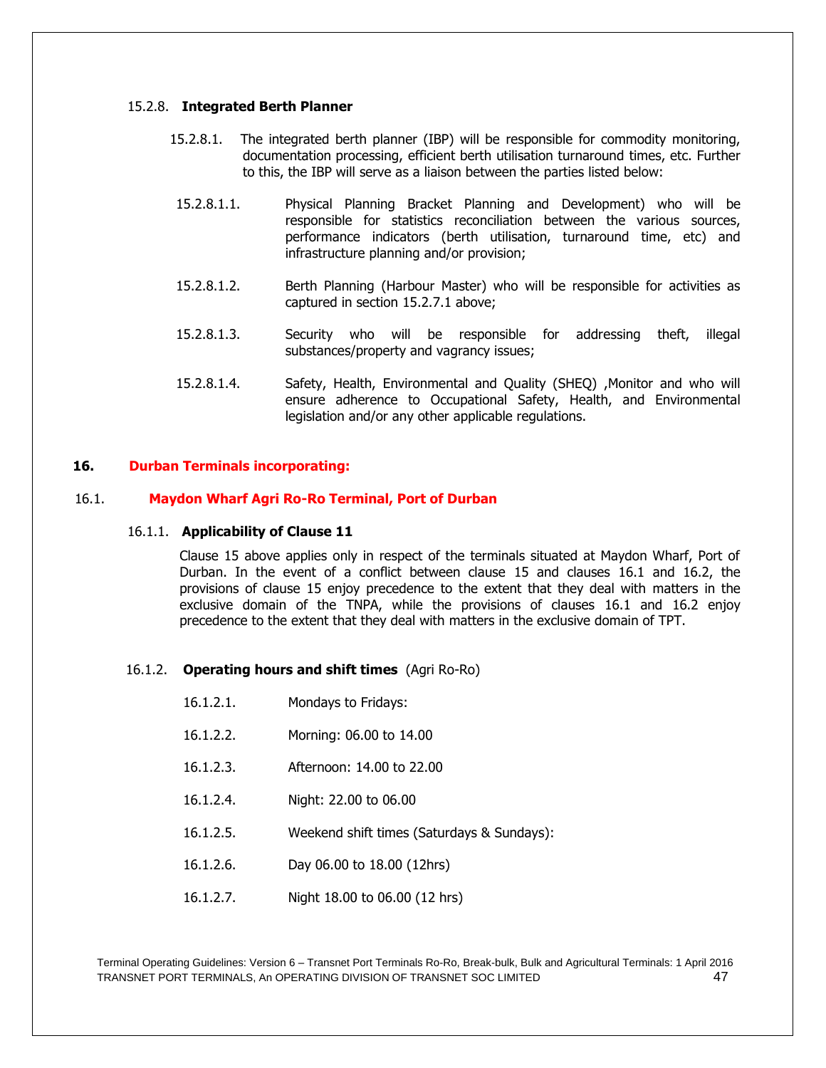#### 15.2.8. **Integrated Berth Planner**

15.2.8.1. The integrated berth planner (IBP) will be responsible for commodity monitoring, documentation processing, efficient berth utilisation turnaround times, etc. Further to this, the IBP will serve as a liaison between the parties listed below:

15.2.8.1.1. Physical Planning Bracket Planning and Development) who will be responsible for statistics reconciliation between the various sources, performance indicators (berth utilisation, turnaround time, etc) and infrastructure planning and/or provision;

15.2.8.1.2. Berth Planning (Harbour Master) who will be responsible for activities as captured in section 15.2.7.1 above;

15.2.8.1.3. Security who will be responsible for addressing theft, illegal substances/property and vagrancy issues;

15.2.8.1.4. Safety, Health, Environmental and Quality (SHEQ) ,Monitor and who will ensure adherence to Occupational Safety, Health, and Environmental legislation and/or any other applicable regulations.

## 16. Durban Terminals incorporating:

### 16.1. Maydon Wharf Agri Ro-Ro Terminal, Port of Durban

#### 16.1.1. **Applicability of Clause 11**

Clause 15 above applies only in respect of the terminals situated at Maydon Wharf, Port of Durban. In the event of a conflict between clause 15 and clauses 16.1 and 16.2, the provisions of clause 15 enjoy precedence to the extent that they deal with matters in the exclusive domain of the TNPA, while the provisions of clauses 16.1 and 16.2 enjoy precedence to the extent that they deal with matters in the exclusive domain of TPT.

#### 16.1.2. **Operating hours and shift times** (Agri Ro-Ro)

16.1.2.1. Mondays to Fridays:

16.1.2.2. Morning: 06.00 to 14.00

16.1.2.3. Afternoon: 14.00 to 22.00

16.1.2.4. Night: 22.00 to 06.00

16.1.2.5. Weekend shift times (Saturdays & Sundays):

16.1.2.6. Day 06.00 to 18.00 (12hrs)

16.1.2.7. Night 18.00 to 06.00 (12 hrs)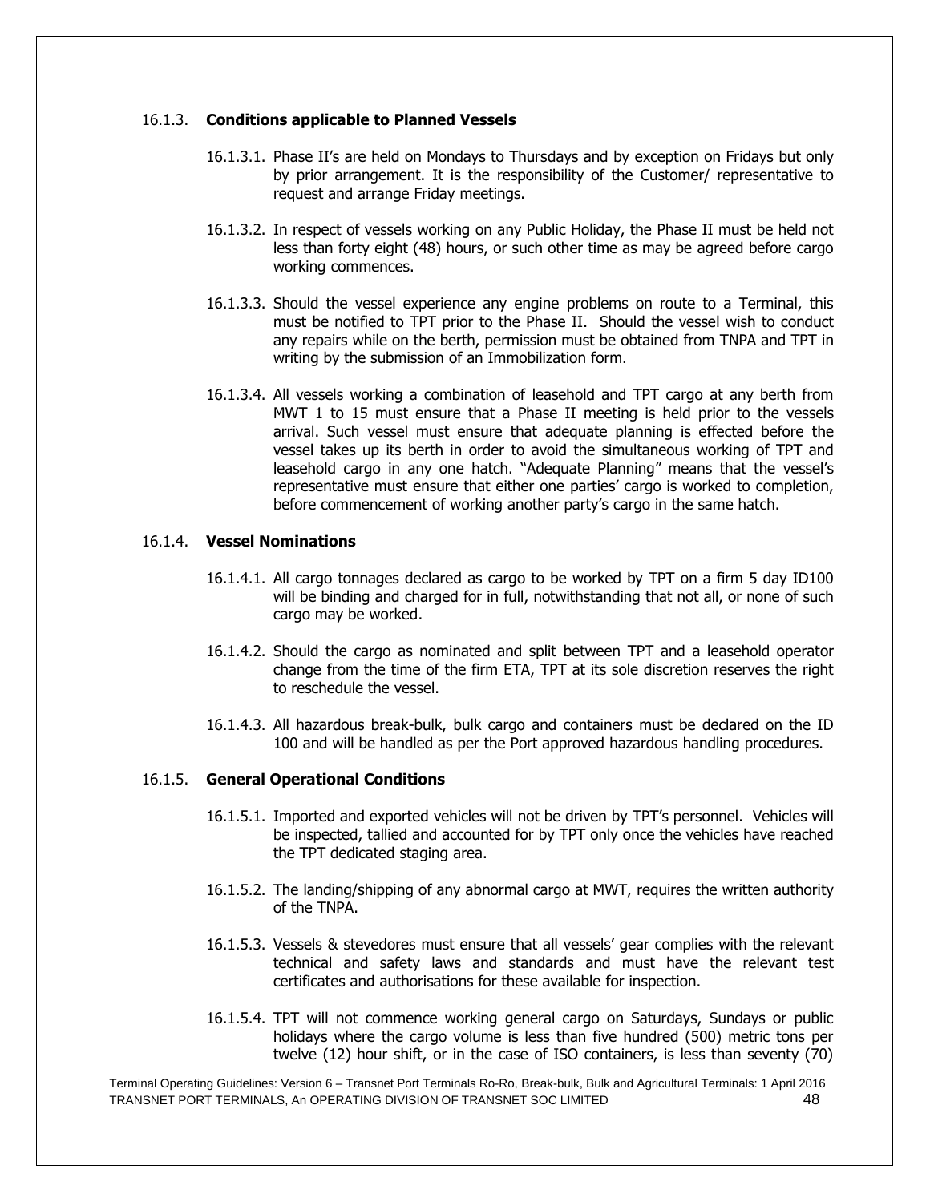### 16.1.3. **Conditions applicable to Planned Vessels**

16.1.3.1. Phase II's are held on Mondays to Thursdays and by exception on Fridays but only by prior arrangement. It is the responsibility of the Customer/ representative to request and arrange Friday meetings.

16.1.3.2. In respect of vessels working on any Public Holiday, the Phase II must be held not less than forty eight (48) hours, or such other time as may be agreed before cargo working commences.

16.1.3.3. Should the vessel experience any engine problems on route to a Terminal, this must be notified to TPT prior to the Phase II. Should the vessel wish to conduct any repairs while on the berth, permission must be obtained from TNPA and TPT in writing by the submission of an Immobilization form.

16.1.3.4. All vessels working a combination of leasehold and TPT cargo at any berth from MWT 1 to 15 must ensure that a Phase II meeting is held prior to the vessels arrival. Such vessel must ensure that adequate planning is effected before the vessel takes up its berth in order to avoid the simultaneous working of TPT and leasehold cargo in any one hatch. "Adequate Planning" means that the vessel's representative must ensure that either one parties' cargo is worked to completion, before commencement of working another party's cargo in the same hatch.

### 16.1.4. **Vessel Nominations**

16.1.4.1. All cargo tonnages declared as cargo to be worked by TPT on a firm 5 day ID100 will be binding and charged for in full, notwithstanding that not all, or none of such cargo may be worked.

16.1.4.2. Should the cargo as nominated and split between TPT and a leasehold operator change from the time of the firm ETA, TPT at its sole discretion reserves the right to reschedule the vessel.

16.1.4.3. All hazardous break-bulk, bulk cargo and containers must be declared on the ID 100 and will be handled as per the Port approved hazardous handling procedures.

### 16.1.5. **General Operational Conditions**

16.1.5.1. Imported and exported vehicles will not be driven by TPT's personnel. Vehicles will be inspected, tallied and accounted for by TPT only once the vehicles have reached the TPT dedicated staging area.

16.1.5.2. The landing/shipping of any abnormal cargo at MWT, requires the written authority of the TNPA.

16.1.5.3. Vessels & stevedores must ensure that all vessels' gear complies with the relevant technical and safety laws and standards and must have the relevant test certificates and authorisations for these available for inspection.

16.1.5.4. TPT will not commence working general cargo on Saturdays, Sundays or public holidays where the cargo volume is less than five hundred (500) metric tons per twelve (12) hour shift, or in the case of ISO containers, is less than seventy (70)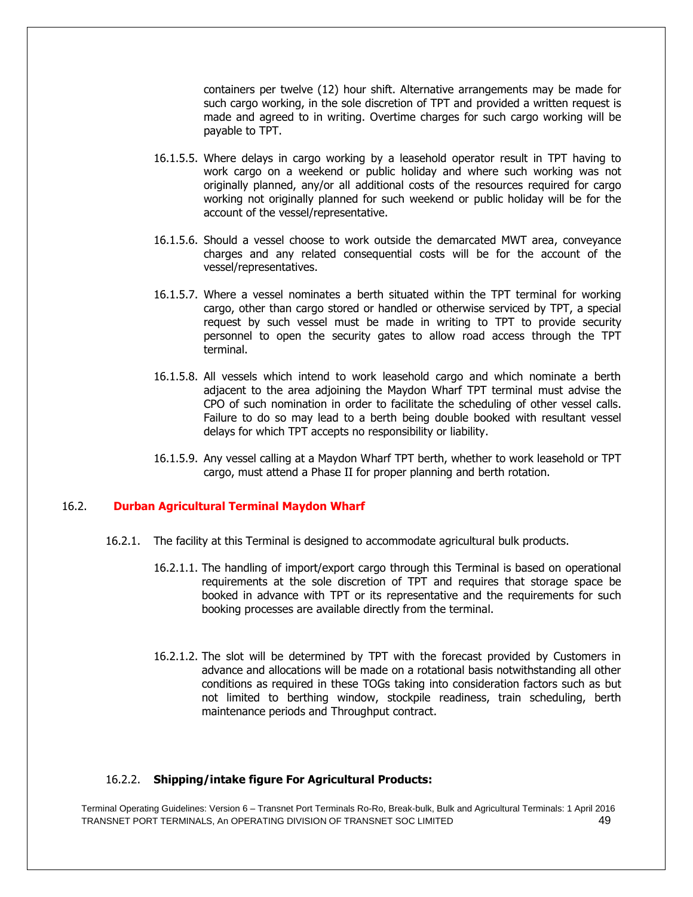containers per twelve (12) hour shift. Alternative arrangements may be made for such cargo working, in the sole discretion of TPT and provided a written request is made and agreed to in writing. Overtime charges for such cargo working will be payable to TPT.

16.1.5.5. Where delays in cargo working by a leasehold operator result in TPT having to work cargo on a weekend or public holiday and where such working was not originally planned, any/or all additional costs of the resources required for cargo working not originally planned for such weekend or public holiday will be for the account of the vessel/representative.

16.1.5.6. Should a vessel choose to work outside the demarcated MWT area, conveyance charges and any related consequential costs will be for the account of the vessel/representatives.

16.1.5.7. Where a vessel nominates a berth situated within the TPT terminal for working cargo, other than cargo stored or handled or otherwise serviced by TPT, a special request by such vessel must be made in writing to TPT to provide security personnel to open the security gates to allow road access through the TPT terminal.

16.1.5.8. All vessels which intend to work leasehold cargo and which nominate a berth adjacent to the area adjoining the Maydon Wharf TPT terminal must advise the CPO of such nomination in order to facilitate the scheduling of other vessel calls. Failure to do so may lead to a berth being double booked with resultant vessel delays for which TPT accepts no responsibility or liability.

16.1.5.9. Any vessel calling at a Maydon Wharf TPT berth, whether to work leasehold or TPT cargo, must attend a Phase II for proper planning and berth rotation.

## 16.2. Durban Agricultural Terminal Maydon Wharf

16.2.1. The facility at this Terminal is designed to accommodate agricultural bulk products.

16.2.1.1. The handling of import/export cargo through this Terminal is based on operational requirements at the sole discretion of TPT and requires that storage space be booked in advance with TPT or its representative and the requirements for such booking processes are available directly from the terminal.

16.2.1.2. The slot will be determined by TPT with the forecast provided by Customers in advance and allocations will be made on a rotational basis notwithstanding all other conditions as required in these TOGs taking into consideration factors such as but not limited to berthing window, stockpile readiness, train scheduling, berth maintenance periods and Throughput contract.

16.2.2. **Shipping/intake figure For Agricultural Products:**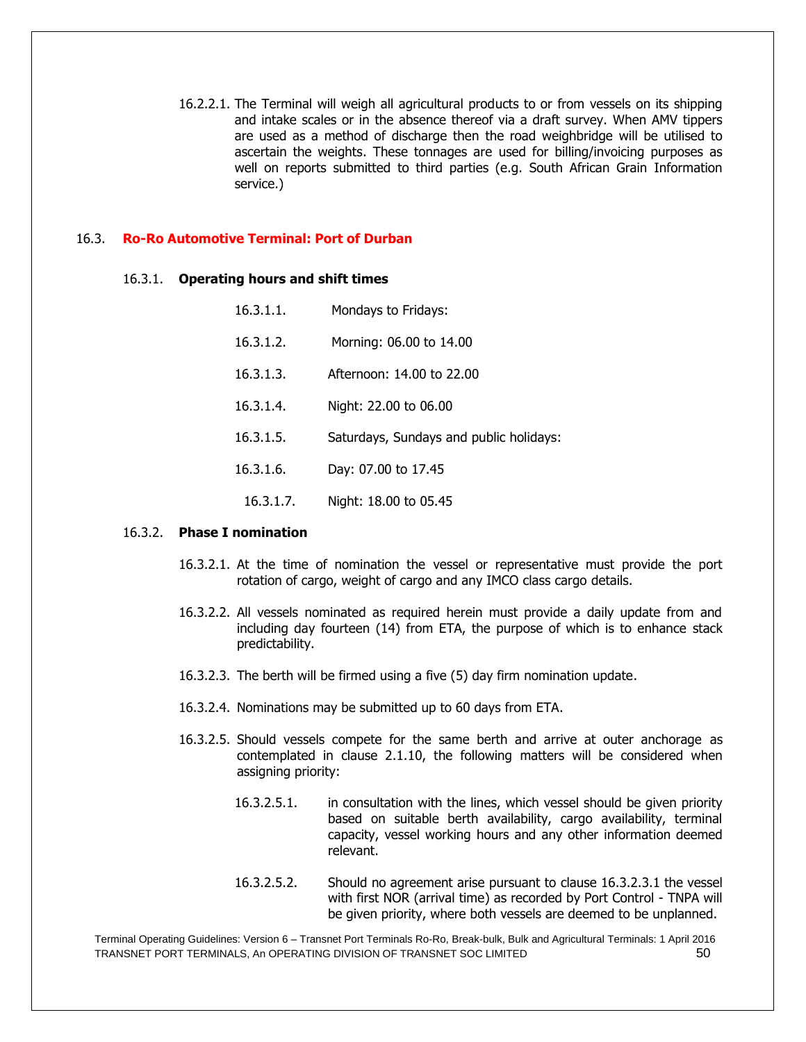16.2.2.1. The Terminal will weigh all agricultural products to or from vessels on its shipping and intake scales or in the absence thereof via a draft survey. When AMV tippers are used as a method of discharge then the road weighbridge will be utilised to ascertain the weights. These tonnages are used for billing/invoicing purposes as well on reports submitted to third parties (e.g. South African Grain Information service.)

## 16.3. Ro-Ro Automotive Terminal: Port of Durban

### 16.3.1. Operating hours and shift times

16.3.1.1. Mondays to Fridays:

16.3.1.2. Morning: 06.00 to 14.00

16.3.1.3. Afternoon: 14.00 to 22.00

16.3.1.4. Night: 22.00 to 06.00

16.3.1.5. Saturdays, Sundays and public holidays:

16.3.1.6. Day: 07.00 to 17.45

16.3.1.7. Night: 18.00 to 05.45

### 16.3.2. Phase I nomination

16.3.2.1. At the time of nomination the vessel or representative must provide the port rotation of cargo, weight of cargo and any IMCO class cargo details.

16.3.2.2. All vessels nominated as required herein must provide a daily update from and including day fourteen (14) from ETA, the purpose of which is to enhance stack predictability.

16.3.2.3. The berth will be firmed using a five (5) day firm nomination update.

16.3.2.4. Nominations may be submitted up to 60 days from ETA.

16.3.2.5. Should vessels compete for the same berth and arrive at outer anchorage as contemplated in clause 2.1.10, the following matters will be considered when assigning priority:

16.3.2.5.1. in consultation with the lines, which vessel should be given priority based on suitable berth availability, cargo availability, terminal capacity, vessel working hours and any other information deemed relevant.

16.3.2.5.2. Should no agreement arise pursuant to clause 16.3.2.3.1 the vessel with first NOR (arrival time) as recorded by Port Control - TNPA will be given priority, where both vessels are deemed to be unplanned.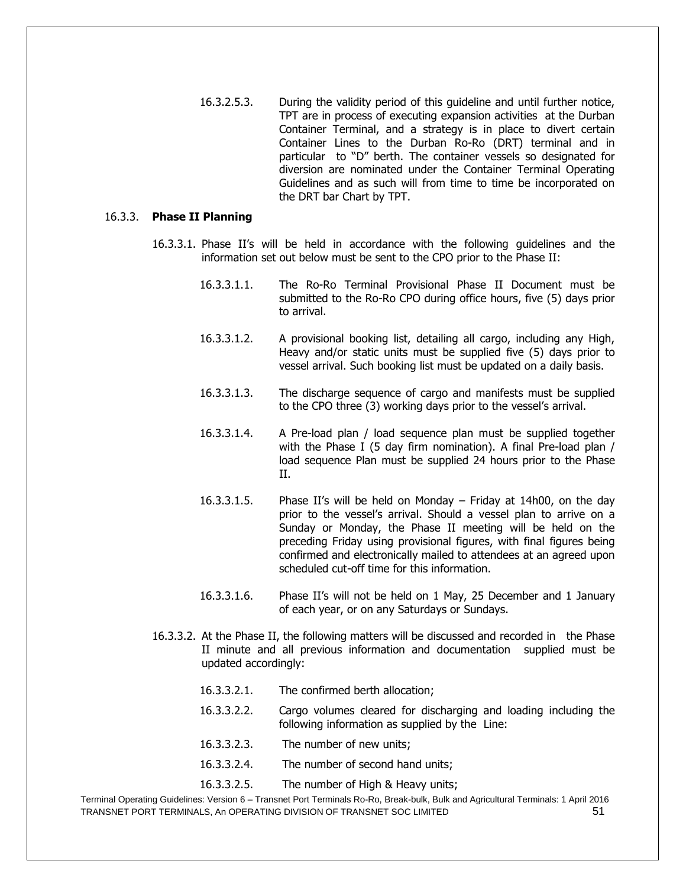16.3.2.5.3. During the validity period of this guideline and until further notice, TPT are in process of executing expansion activities at the Durban Container Terminal, and a strategy is in place to divert certain Container Lines to the Durban Ro-Ro (DRT) terminal and in particular to "D" berth. The container vessels so designated for diversion are nominated under the Container Terminal Operating Guidelines and as such will from time to time be incorporated on the DRT bar Chart by TPT.

16.3.3. **Phase II Planning**

16.3.3.1. Phase II's will be held in accordance with the following guidelines and the information set out below must be sent to the CPO prior to the Phase II:

16.3.3.1.1. The Ro-Ro Terminal Provisional Phase II Document must be submitted to the Ro-Ro CPO during office hours, five (5) days prior to arrival.

16.3.3.1.2. A provisional booking list, detailing all cargo, including any High, Heavy and/or static units must be supplied five (5) days prior to vessel arrival. Such booking list must be updated on a daily basis.

16.3.3.1.3. The discharge sequence of cargo and manifests must be supplied to the CPO three (3) working days prior to the vessel's arrival.

16.3.3.1.4. A Pre-load plan / load sequence plan must be supplied together with the Phase I (5 day firm nomination). A final Pre-load plan / load sequence Plan must be supplied 24 hours prior to the Phase II.

16.3.3.1.5. Phase II's will be held on Monday – Friday at 14h00, on the day prior to the vessel's arrival. Should a vessel plan to arrive on a Sunday or Monday, the Phase II meeting will be held on the preceding Friday using provisional figures, with final figures being confirmed and electronically mailed to attendees at an agreed upon scheduled cut-off time for this information.

16.3.3.1.6. Phase II's will not be held on 1 May, 25 December and 1 January of each year, or on any Saturdays or Sundays.

16.3.3.2. At the Phase II, the following matters will be discussed and recorded in the Phase II minute and all previous information and documentation supplied must be updated accordingly:

16.3.3.2.1. The confirmed berth allocation;

16.3.3.2.2. Cargo volumes cleared for discharging and loading including the following information as supplied by the Line:

16.3.3.2.3. The number of new units;

16.3.3.2.4. The number of second hand units;

16.3.3.2.5. The number of High & Heavy units;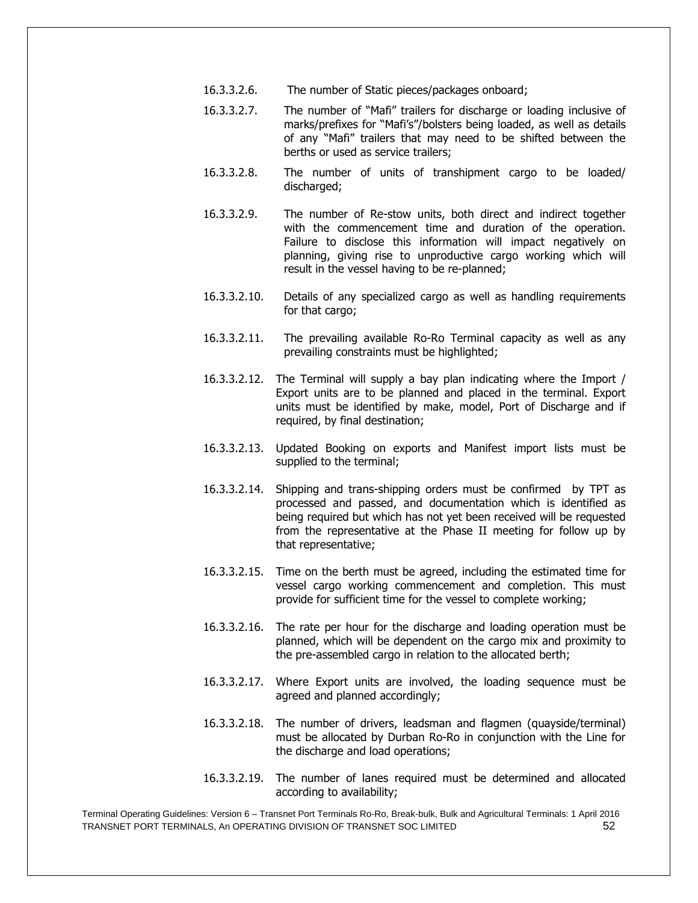16.3.3.2.6. The number of Static pieces/packages onboard;

16.3.3.2.7. The number of "Mafi" trailers for discharge or loading inclusive of marks/prefixes for "Mafi's"/bolsters being loaded, as well as details of any "Mafi" trailers that may need to be shifted between the berths or used as service trailers;

16.3.3.2.8. The number of units of transhipment cargo to be loaded/ discharged;

16.3.3.2.9. The number of Re-stow units, both direct and indirect together with the commencement time and duration of the operation. Failure to disclose this information will impact negatively on planning, giving rise to unproductive cargo working which will result in the vessel having to be re-planned;

16.3.3.2.10. Details of any specialized cargo as well as handling requirements for that cargo;

16.3.3.2.11. The prevailing available Ro-Ro Terminal capacity as well as any prevailing constraints must be highlighted;

16.3.3.2.12. The Terminal will supply a bay plan indicating where the Import / Export units are to be planned and placed in the terminal. Export units must be identified by make, model, Port of Discharge and if required, by final destination;

16.3.3.2.13. Updated Booking on exports and Manifest import lists must be supplied to the terminal;

16.3.3.2.14. Shipping and trans-shipping orders must be confirmed by TPT as processed and passed, and documentation which is identified as being required but which has not yet been received will be requested from the representative at the Phase II meeting for follow up by that representative;

16.3.3.2.15. Time on the berth must be agreed, including the estimated time for vessel cargo working commencement and completion. This must provide for sufficient time for the vessel to complete working;

16.3.3.2.16. The rate per hour for the discharge and loading operation must be planned, which will be dependent on the cargo mix and proximity to the pre-assembled cargo in relation to the allocated berth;

16.3.3.2.17. Where Export units are involved, the loading sequence must be agreed and planned accordingly;

16.3.3.2.18. The number of drivers, leadsman and flagmen (quayside/terminal) must be allocated by Durban Ro-Ro in conjunction with the Line for the discharge and load operations;

16.3.3.2.19. The number of lanes required must be determined and allocated according to availability;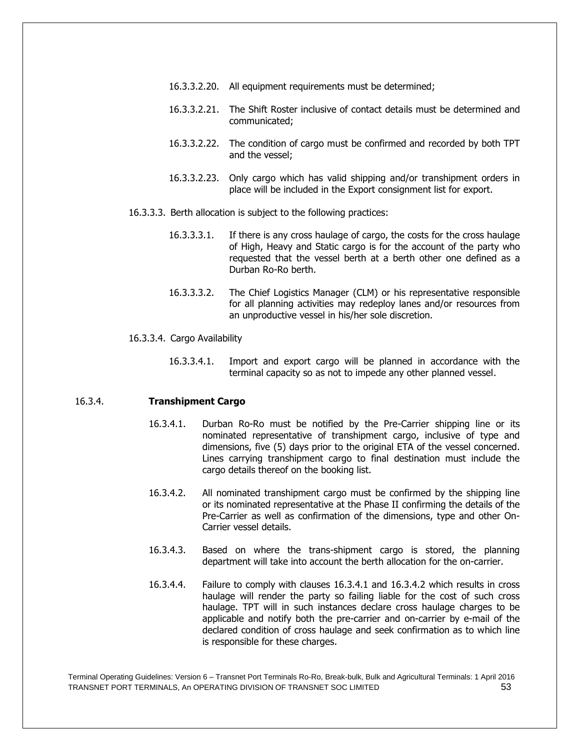16.3.3.2.20. All equipment requirements must be determined;

16.3.3.2.21. The Shift Roster inclusive of contact details must be determined and communicated;

16.3.3.2.22. The condition of cargo must be confirmed and recorded by both TPT and the vessel;

16.3.3.2.23. Only cargo which has valid shipping and/or transhipment orders in place will be included in the Export consignment list for export.

16.3.3.3. Berth allocation is subject to the following practices:

16.3.3.3.1. If there is any cross haulage of cargo, the costs for the cross haulage of High, Heavy and Static cargo is for the account of the party who requested that the vessel berth at a berth other one defined as a Durban Ro-Ro berth.

16.3.3.3.2. The Chief Logistics Manager (CLM) or his representative responsible for all planning activities may redeploy lanes and/or resources from an unproductive vessel in his/her sole discretion.

16.3.3.4. Cargo Availability

16.3.3.4.1. Import and export cargo will be planned in accordance with the terminal capacity so as not to impede any other planned vessel.

### 16.3.4. Transhipment Cargo

16.3.4.1. Durban Ro-Ro must be notified by the Pre-Carrier shipping line or its nominated representative of transhipment cargo, inclusive of type and dimensions, five (5) days prior to the original ETA of the vessel concerned. Lines carrying transhipment cargo to final destination must include the cargo details thereof on the booking list.

16.3.4.2. All nominated transhipment cargo must be confirmed by the shipping line or its nominated representative at the Phase II confirming the details of the Pre-Carrier as well as confirmation of the dimensions, type and other On-Carrier vessel details.

16.3.4.3. Based on where the trans-shipment cargo is stored, the planning department will take into account the berth allocation for the on-carrier.

16.3.4.4. Failure to comply with clauses 16.3.4.1 and 16.3.4.2 which results in cross haulage will render the party so failing liable for the cost of such cross haulage. TPT will in such instances declare cross haulage charges to be applicable and notify both the pre-carrier and on-carrier by e-mail of the declared condition of cross haulage and seek confirmation as to which line is responsible for these charges.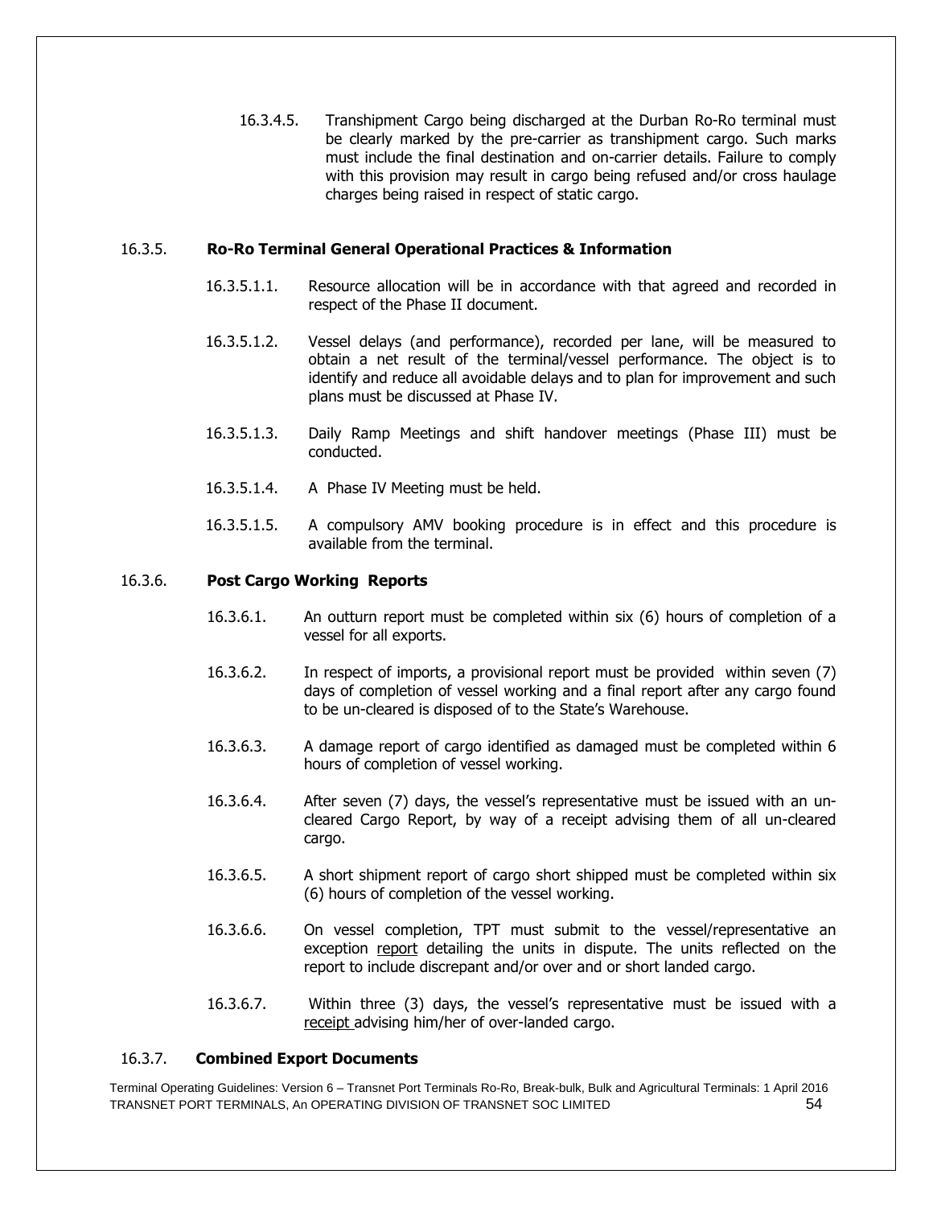16.3.4.5. Transhipment Cargo being discharged at the Durban Ro-Ro terminal must be clearly marked by the pre-carrier as transhipment cargo. Such marks must include the final destination and on-carrier details. Failure to comply with this provision may result in cargo being refused and/or cross haulage charges being raised in respect of static cargo.

### 16.3.5. **Ro-Ro Terminal General Operational Practices & Information**

16.3.5.1.1. Resource allocation will be in accordance with that agreed and recorded in respect of the Phase II document.

16.3.5.1.2. Vessel delays (and performance), recorded per lane, will be measured to obtain a net result of the terminal/vessel performance. The object is to identify and reduce all avoidable delays and to plan for improvement and such plans must be discussed at Phase IV.

16.3.5.1.3. Daily Ramp Meetings and shift handover meetings (Phase III) must be conducted.

16.3.5.1.4. A Phase IV Meeting must be held.

16.3.5.1.5. A compulsory AMV booking procedure is in effect and this procedure is available from the terminal.

### 16.3.6. **Post Cargo Working Reports**

16.3.6.1. An outturn report must be completed within six (6) hours of completion of a vessel for all exports.

16.3.6.2. In respect of imports, a provisional report must be provided within seven (7) days of completion of vessel working and a final report after any cargo found to be un-cleared is disposed of to the State's Warehouse.

16.3.6.3. A damage report of cargo identified as damaged must be completed within 6 hours of completion of vessel working.

16.3.6.4. After seven (7) days, the vessel's representative must be issued with an un-cleared Cargo Report, by way of a receipt advising them of all un-cleared cargo.

16.3.6.5. A short shipment report of cargo short shipped must be completed within six (6) hours of completion of the vessel working.

16.3.6.6. On vessel completion, TPT must submit to the vessel/representative an exception report detailing the units in dispute. The units reflected on the report to include discrepant and/or over and or short landed cargo.

16.3.6.7. Within three (3) days, the vessel's representative must be issued with a receipt advising him/her of over-landed cargo.

### 16.3.7. **Combined Export Documents**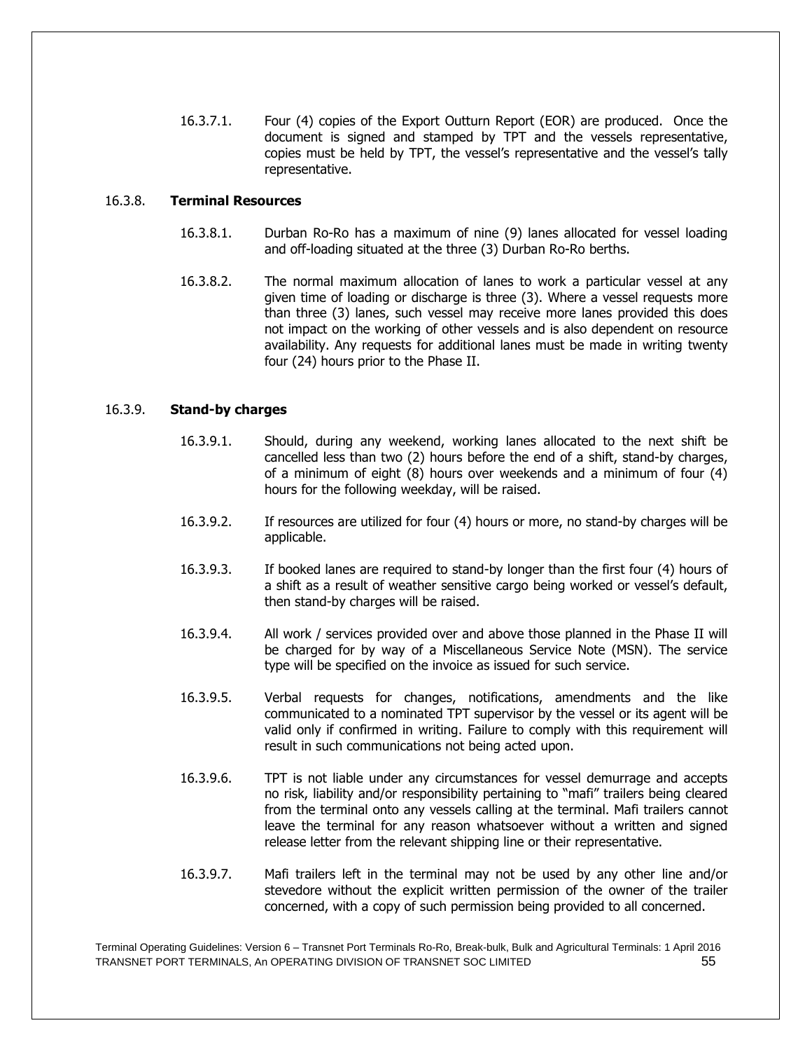16.3.7.1. Four (4) copies of the Export Outturn Report (EOR) are produced. Once the document is signed and stamped by TPT and the vessels representative, copies must be held by TPT, the vessel's representative and the vessel's tally representative.

### 16.3.8. **Terminal Resources**

16.3.8.1. Durban Ro-Ro has a maximum of nine (9) lanes allocated for vessel loading and off-loading situated at the three (3) Durban Ro-Ro berths.

16.3.8.2. The normal maximum allocation of lanes to work a particular vessel at any given time of loading or discharge is three (3). Where a vessel requests more than three (3) lanes, such vessel may receive more lanes provided this does not impact on the working of other vessels and is also dependent on resource availability. Any requests for additional lanes must be made in writing twenty four (24) hours prior to the Phase II.

### 16.3.9. **Stand-by charges**

16.3.9.1. Should, during any weekend, working lanes allocated to the next shift be cancelled less than two (2) hours before the end of a shift, stand-by charges, of a minimum of eight (8) hours over weekends and a minimum of four (4) hours for the following weekday, will be raised.

16.3.9.2. If resources are utilized for four (4) hours or more, no stand-by charges will be applicable.

16.3.9.3. If booked lanes are required to stand-by longer than the first four (4) hours of a shift as a result of weather sensitive cargo being worked or vessel's default, then stand-by charges will be raised.

16.3.9.4. All work / services provided over and above those planned in the Phase II will be charged for by way of a Miscellaneous Service Note (MSN). The service type will be specified on the invoice as issued for such service.

16.3.9.5. Verbal requests for changes, notifications, amendments and the like communicated to a nominated TPT supervisor by the vessel or its agent will be valid only if confirmed in writing. Failure to comply with this requirement will result in such communications not being acted upon.

16.3.9.6. TPT is not liable under any circumstances for vessel demurrage and accepts no risk, liability and/or responsibility pertaining to "mafi" trailers being cleared from the terminal onto any vessels calling at the terminal. Mafi trailers cannot leave the terminal for any reason whatsoever without a written and signed release letter from the relevant shipping line or their representative.

16.3.9.7. Mafi trailers left in the terminal may not be used by any other line and/or stevedore without the explicit written permission of the owner of the trailer concerned, with a copy of such permission being provided to all concerned.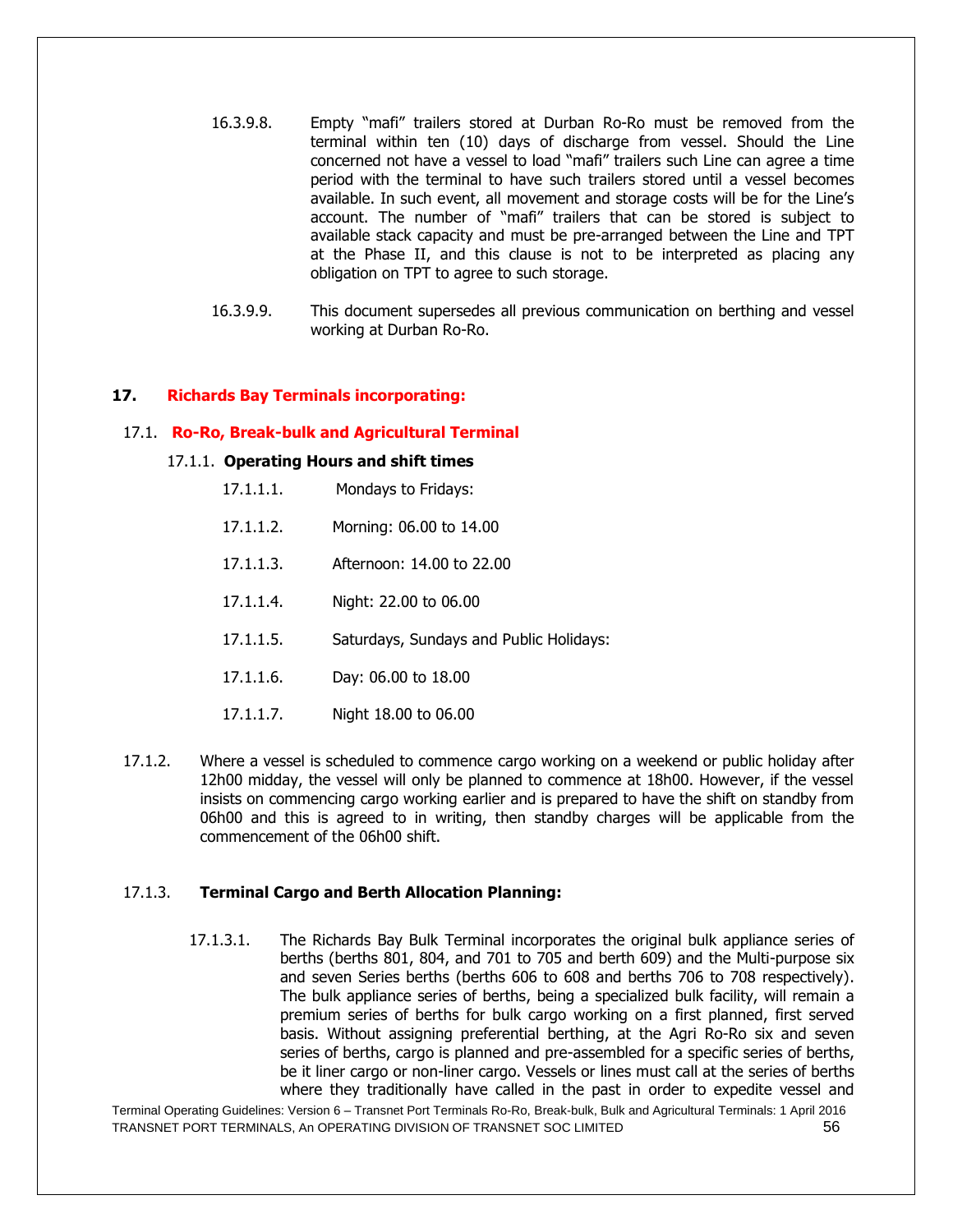16.3.9.8. Empty "mafi" trailers stored at Durban Ro-Ro must be removed from the terminal within ten (10) days of discharge from vessel. Should the Line concerned not have a vessel to load "mafi" trailers such Line can agree a time period with the terminal to have such trailers stored until a vessel becomes available. In such event, all movement and storage costs will be for the Line's account. The number of "mafi" trailers that can be stored is subject to available stack capacity and must be pre-arranged between the Line and TPT at the Phase II, and this clause is not to be interpreted as placing any obligation on TPT to agree to such storage.

16.3.9.9. This document supersedes all previous communication on berthing and vessel working at Durban Ro-Ro.

## 17. Richards Bay Terminals incorporating:

### 17.1. Ro-Ro, Break-bulk and Agricultural Terminal

#### 17.1.1. Operating Hours and shift times

17.1.1.1. Mondays to Fridays:

17.1.1.2. Morning: 06.00 to 14.00

17.1.1.3. Afternoon: 14.00 to 22.00

17.1.1.4. Night: 22.00 to 06.00

17.1.1.5. Saturdays, Sundays and Public Holidays:

17.1.1.6. Day: 06.00 to 18.00

17.1.1.7. Night 18.00 to 06.00

17.1.2. Where a vessel is scheduled to commence cargo working on a weekend or public holiday after 12h00 midday, the vessel will only be planned to commence at 18h00. However, if the vessel insists on commencing cargo working earlier and is prepared to have the shift on standby from 06h00 and this is agreed to in writing, then standby charges will be applicable from the commencement of the 06h00 shift.

#### 17.1.3. Terminal Cargo and Berth Allocation Planning:

17.1.3.1. The Richards Bay Bulk Terminal incorporates the original bulk appliance series of berths (berths 801, 804, and 701 to 705 and berth 609) and the Multi-purpose six and seven Series berths (berths 606 to 608 and berths 706 to 708 respectively). The bulk appliance series of berths, being a specialized bulk facility, will remain a premium series of berths for bulk cargo working on a first planned, first served basis. Without assigning preferential berthing, at the Agri Ro-Ro six and seven series of berths, cargo is planned and pre-assembled for a specific series of berths, be it liner cargo or non-liner cargo. Vessels or lines must call at the series of berths where they traditionally have called in the past in order to expedite vessel and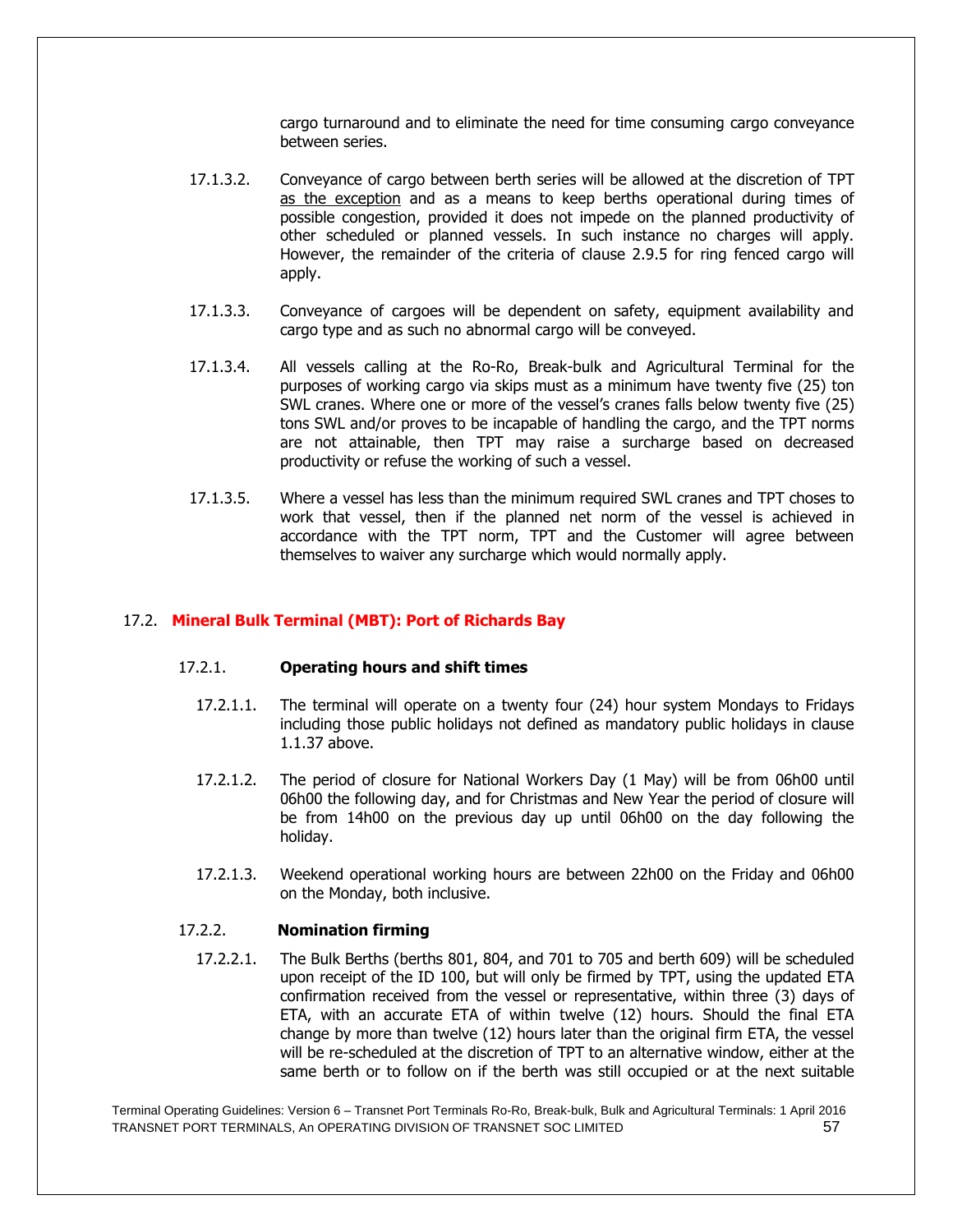cargo turnaround and to eliminate the need for time consuming cargo conveyance between series.

17.1.3.2. Conveyance of cargo between berth series will be allowed at the discretion of TPT as the exception and as a means to keep berths operational during times of possible congestion, provided it does not impede on the planned productivity of other scheduled or planned vessels. In such instance no charges will apply. However, the remainder of the criteria of clause 2.9.5 for ring fenced cargo will apply.

17.1.3.3. Conveyance of cargoes will be dependent on safety, equipment availability and cargo type and as such no abnormal cargo will be conveyed.

17.1.3.4. All vessels calling at the Ro-Ro, Break-bulk and Agricultural Terminal for the purposes of working cargo via skips must as a minimum have twenty five (25) ton SWL cranes. Where one or more of the vessel's cranes falls below twenty five (25) tons SWL and/or proves to be incapable of handling the cargo, and the TPT norms are not attainable, then TPT may raise a surcharge based on decreased productivity or refuse the working of such a vessel.

17.1.3.5. Where a vessel has less than the minimum required SWL cranes and TPT choses to work that vessel, then if the planned net norm of the vessel is achieved in accordance with the TPT norm, TPT and the Customer will agree between themselves to waiver any surcharge which would normally apply.

## 17.2. Mineral Bulk Terminal (MBT): Port of Richards Bay

### 17.2.1. Operating hours and shift times

17.2.1.1. The terminal will operate on a twenty four (24) hour system Mondays to Fridays including those public holidays not defined as mandatory public holidays in clause 1.1.37 above.

17.2.1.2. The period of closure for National Workers Day (1 May) will be from 06h00 until 06h00 the following day, and for Christmas and New Year the period of closure will be from 14h00 on the previous day up until 06h00 on the day following the holiday.

17.2.1.3. Weekend operational working hours are between 22h00 on the Friday and 06h00 on the Monday, both inclusive.

### 17.2.2. Nomination firming

17.2.2.1. The Bulk Berths (berths 801, 804, and 701 to 705 and berth 609) will be scheduled upon receipt of the ID 100, but will only be firmed by TPT, using the updated ETA confirmation received from the vessel or representative, within three (3) days of ETA, with an accurate ETA of within twelve (12) hours. Should the final ETA change by more than twelve (12) hours later than the original firm ETA, the vessel will be re-scheduled at the discretion of TPT to an alternative window, either at the same berth or to follow on if the berth was still occupied or at the next suitable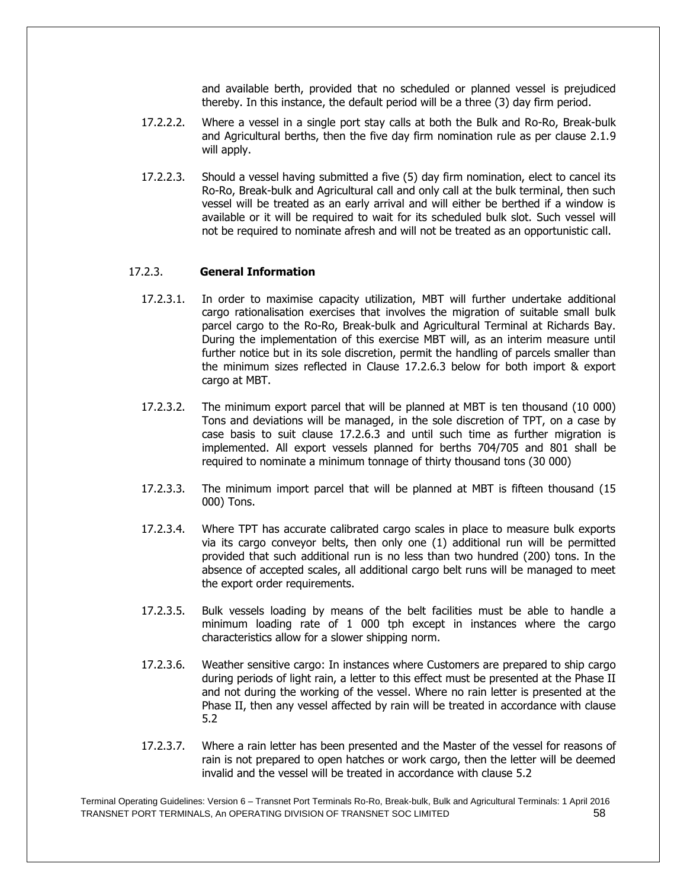and available berth, provided that no scheduled or planned vessel is prejudiced thereby. In this instance, the default period will be a three (3) day firm period.

17.2.2.2. Where a vessel in a single port stay calls at both the Bulk and Ro-Ro, Break-bulk and Agricultural berths, then the five day firm nomination rule as per clause 2.1.9 will apply.

17.2.2.3. Should a vessel having submitted a five (5) day firm nomination, elect to cancel its Ro-Ro, Break-bulk and Agricultural call and only call at the bulk terminal, then such vessel will be treated as an early arrival and will either be berthed if a window is available or it will be required to wait for its scheduled bulk slot. Such vessel will not be required to nominate afresh and will not be treated as an opportunistic call.

### 17.2.3. General Information

17.2.3.1. In order to maximise capacity utilization, MBT will further undertake additional cargo rationalisation exercises that involves the migration of suitable small bulk parcel cargo to the Ro-Ro, Break-bulk and Agricultural Terminal at Richards Bay. During the implementation of this exercise MBT will, as an interim measure until further notice but in its sole discretion, permit the handling of parcels smaller than the minimum sizes reflected in Clause 17.2.6.3 below for both import & export cargo at MBT.

17.2.3.2. The minimum export parcel that will be planned at MBT is ten thousand (10 000) Tons and deviations will be managed, in the sole discretion of TPT, on a case by case basis to suit clause 17.2.6.3 and until such time as further migration is implemented. All export vessels planned for berths 704/705 and 801 shall be required to nominate a minimum tonnage of thirty thousand tons (30 000)

17.2.3.3. The minimum import parcel that will be planned at MBT is fifteen thousand (15 000) Tons.

17.2.3.4. Where TPT has accurate calibrated cargo scales in place to measure bulk exports via its cargo conveyor belts, then only one (1) additional run will be permitted provided that such additional run is no less than two hundred (200) tons. In the absence of accepted scales, all additional cargo belt runs will be managed to meet the export order requirements.

17.2.3.5. Bulk vessels loading by means of the belt facilities must be able to handle a minimum loading rate of 1 000 tph except in instances where the cargo characteristics allow for a slower shipping norm.

17.2.3.6. Weather sensitive cargo: In instances where Customers are prepared to ship cargo during periods of light rain, a letter to this effect must be presented at the Phase II and not during the working of the vessel. Where no rain letter is presented at the Phase II, then any vessel affected by rain will be treated in accordance with clause 5.2

17.2.3.7. Where a rain letter has been presented and the Master of the vessel for reasons of rain is not prepared to open hatches or work cargo, then the letter will be deemed invalid and the vessel will be treated in accordance with clause 5.2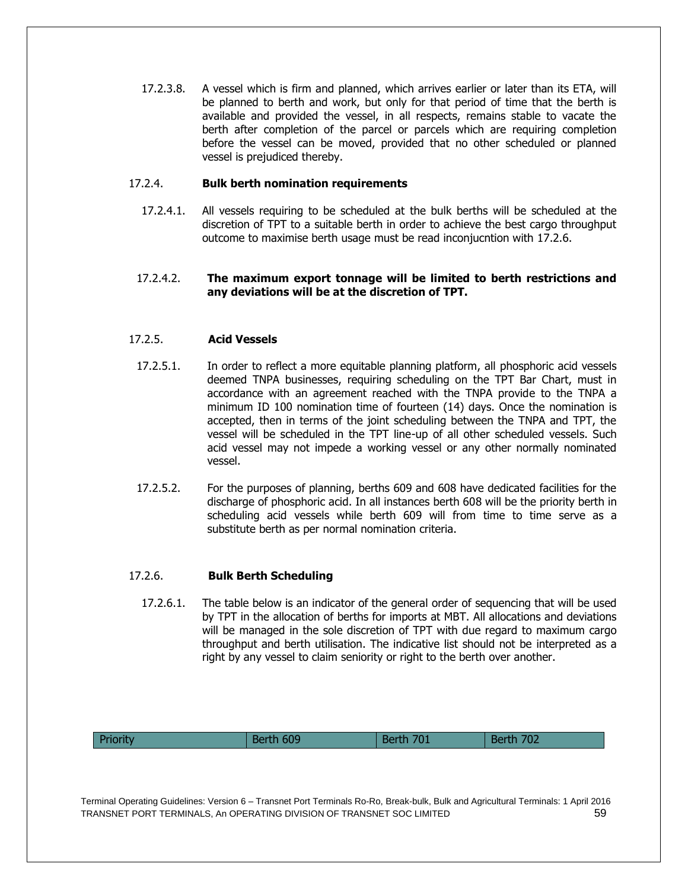17.2.3.8. A vessel which is firm and planned, which arrives earlier or later than its ETA, will be planned to berth and work, but only for that period of time that the berth is available and provided the vessel, in all respects, remains stable to vacate the berth after completion of the parcel or parcels which are requiring completion before the vessel can be moved, provided that no other scheduled or planned vessel is prejudiced thereby.

### 17.2.4. Bulk berth nomination requirements

17.2.4.1. All vessels requiring to be scheduled at the bulk berths will be scheduled at the discretion of TPT to a suitable berth in order to achieve the best cargo throughput outcome to maximise berth usage must be read inconjucntion with 17.2.6.

17.2.4.2. **The maximum export tonnage will be limited to berth restrictions and any deviations will be at the discretion of TPT.**

### 17.2.5. Acid Vessels

17.2.5.1. In order to reflect a more equitable planning platform, all phosphoric acid vessels deemed TNPA businesses, requiring scheduling on the TPT Bar Chart, must in accordance with an agreement reached with the TNPA provide to the TNPA a minimum ID 100 nomination time of fourteen (14) days. Once the nomination is accepted, then in terms of the joint scheduling between the TNPA and TPT, the vessel will be scheduled in the TPT line-up of all other scheduled vessels. Such acid vessel may not impede a working vessel or any other normally nominated vessel.

17.2.5.2. For the purposes of planning, berths 609 and 608 have dedicated facilities for the discharge of phosphoric acid. In all instances berth 608 will be the priority berth in scheduling acid vessels while berth 609 will from time to time serve as a substitute berth as per normal nomination criteria.

### 17.2.6. Bulk Berth Scheduling

17.2.6.1. The table below is an indicator of the general order of sequencing that will be used by TPT in the allocation of berths for imports at MBT. All allocations and deviations will be managed in the sole discretion of TPT with due regard to maximum cargo throughput and berth utilisation. The indicative list should not be interpreted as a right by any vessel to claim seniority or right to the berth over another.

| Priority | Berth 609 | Berth 701 | Berth 702 |
|---|---|---|---|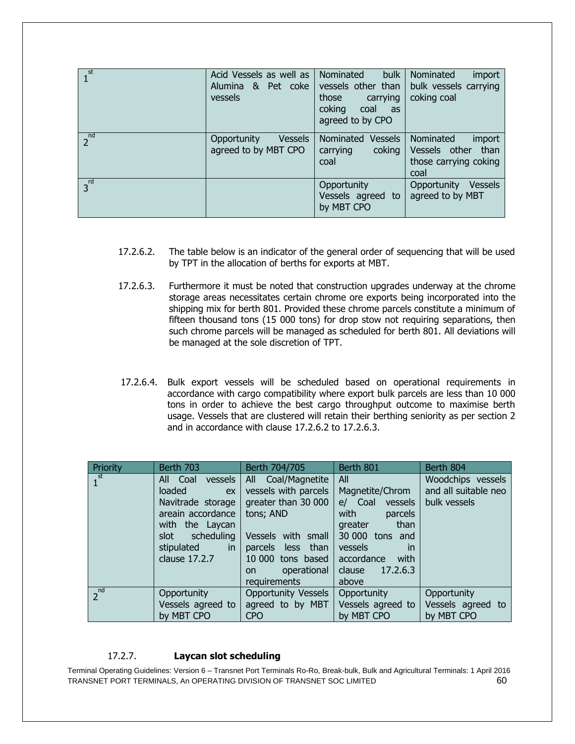| | | | |
|---|---|---|---|
| 1st | Acid Vessels as well as Alumina & Pet coke vessels | Nominated bulk vessels other than those carrying coking coal as agreed to by CPO | Nominated import bulk vessels carrying coking coal |
| 2nd | Opportunity Vessels agreed to by MBT CPO | Nominated Vessels carrying coking coal | Nominated import Vessels other than those carrying coking coal |
| 3rd | | Opportunity Vessels agreed to by MBT CPO | Opportunity Vessels agreed to by MBT |

17.2.6.2. The table below is an indicator of the general order of sequencing that will be used by TPT in the allocation of berths for exports at MBT.

17.2.6.3. Furthermore it must be noted that construction upgrades underway at the chrome storage areas necessitates certain chrome ore exports being incorporated into the shipping mix for berth 801. Provided these chrome parcels constitute a minimum of fifteen thousand tons (15 000 tons) for drop stow not requiring separations, then such chrome parcels will be managed as scheduled for berth 801. All deviations will be managed at the sole discretion of TPT.

17.2.6.4. Bulk export vessels will be scheduled based on operational requirements in accordance with cargo compatibility where export bulk parcels are less than 10 000 tons in order to achieve the best cargo throughput outcome to maximise berth usage. Vessels that are clustered will retain their berthing seniority as per section 2 and in accordance with clause 17.2.6.2 to 17.2.6.3.

| Priority | Berth 703 | Berth 704/705 | Berth 801 | Berth 804 |
|---|---|---|---|---|
| 1st | All Coal vessels loaded ex Navitrade storage areain accordance with the Laycan slot scheduling stipulated in clause 17.2.7 | All Coal/Magnetite vessels with parcels greater than 30 000 tons; AND<br><br>Vessels with small parcels less than 10 000 tons based on operational requirements | All Magnetite/Chrome/ Coal vessels with parcels greater than 30 000 tons and vessels in accordance with clause 17.2.6.3 above | Woodchips vessels and all suitable neo bulk vessels |
| 2nd | Opportunity Vessels agreed to by MBT CPO | Opportunity Vessels agreed to by MBT CPO | Opportunity Vessels agreed to by MBT CPO | Opportunity Vessels agreed to by MBT CPO |

### 17.2.7. **Laycan slot scheduling**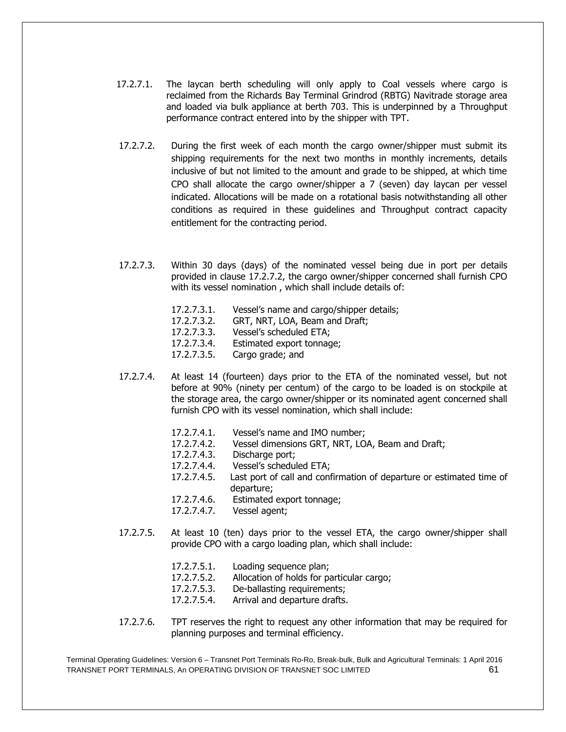17.2.7.1. The laycan berth scheduling will only apply to Coal vessels where cargo is reclaimed from the Richards Bay Terminal Grindrod (RBTG) Navitrade storage area and loaded via bulk appliance at berth 703. This is underpinned by a Throughput performance contract entered into by the shipper with TPT.

17.2.7.2. During the first week of each month the cargo owner/shipper must submit its shipping requirements for the next two months in monthly increments, details inclusive of but not limited to the amount and grade to be shipped, at which time CPO shall allocate the cargo owner/shipper a 7 (seven) day laycan per vessel indicated. Allocations will be made on a rotational basis notwithstanding all other conditions as required in these guidelines and Throughput contract capacity entitlement for the contracting period.

17.2.7.3. Within 30 days (days) of the nominated vessel being due in port per details provided in clause 17.2.7.2, the cargo owner/shipper concerned shall furnish CPO with its vessel nomination , which shall include details of:

- 17.2.7.3.1. Vessel's name and cargo/shipper details;
- 17.2.7.3.2. GRT, NRT, LOA, Beam and Draft;
- 17.2.7.3.3. Vessel's scheduled ETA;
- 17.2.7.3.4. Estimated export tonnage;
- 17.2.7.3.5. Cargo grade; and

17.2.7.4. At least 14 (fourteen) days prior to the ETA of the nominated vessel, but not before at 90% (ninety per centum) of the cargo to be loaded is on stockpile at the storage area, the cargo owner/shipper or its nominated agent concerned shall furnish CPO with its vessel nomination, which shall include:

- 17.2.7.4.1. Vessel's name and IMO number;
- 17.2.7.4.2. Vessel dimensions GRT, NRT, LOA, Beam and Draft;
- 17.2.7.4.3. Discharge port;
- 17.2.7.4.4. Vessel's scheduled ETA;
- 17.2.7.4.5. Last port of call and confirmation of departure or estimated time of departure;
- 17.2.7.4.6. Estimated export tonnage;
- 17.2.7.4.7. Vessel agent;

17.2.7.5. At least 10 (ten) days prior to the vessel ETA, the cargo owner/shipper shall provide CPO with a cargo loading plan, which shall include:

- 17.2.7.5.1. Loading sequence plan;
- 17.2.7.5.2. Allocation of holds for particular cargo;
- 17.2.7.5.3. De-ballasting requirements;
- 17.2.7.5.4. Arrival and departure drafts.

17.2.7.6. TPT reserves the right to request any other information that may be required for planning purposes and terminal efficiency.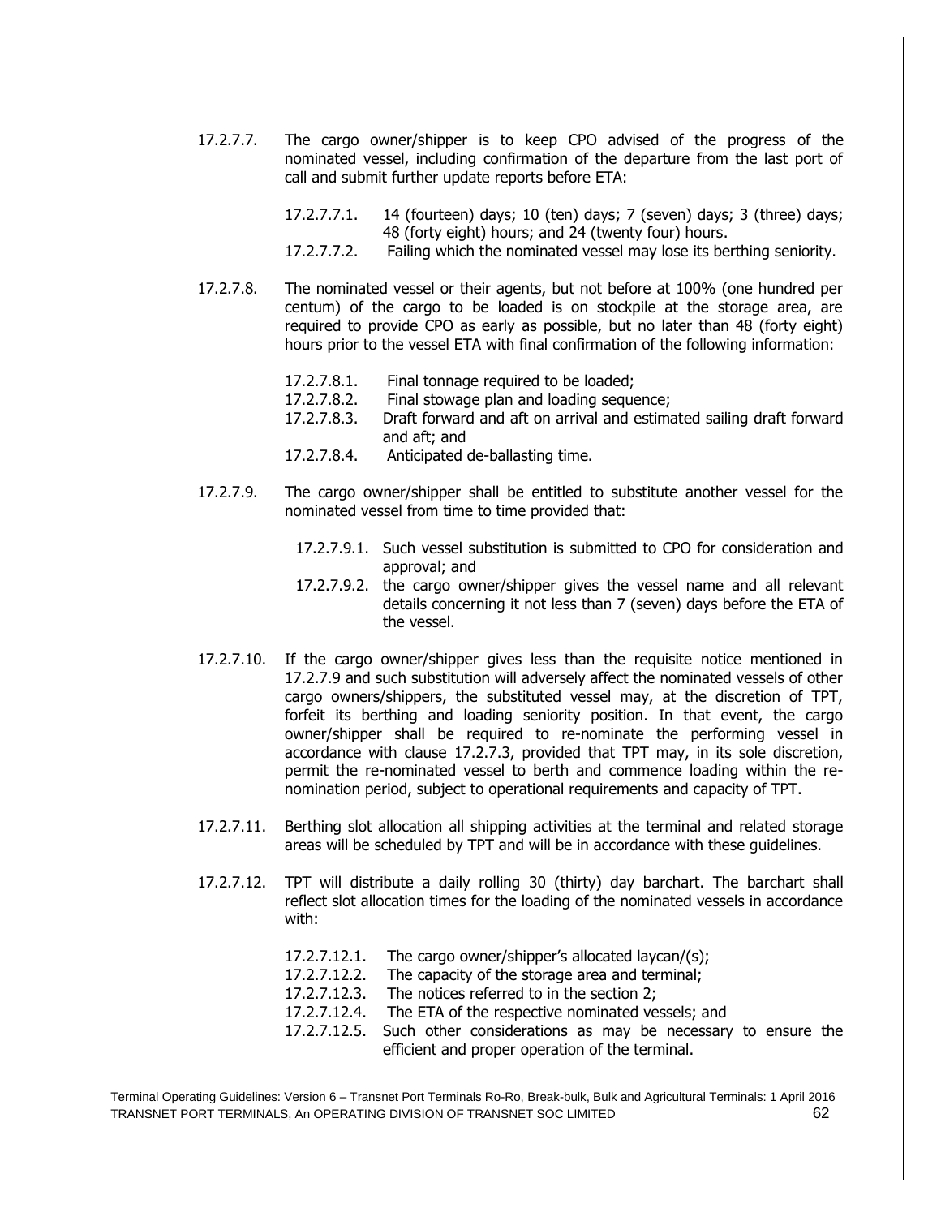17.2.7.7. The cargo owner/shipper is to keep CPO advised of the progress of the nominated vessel, including confirmation of the departure from the last port of call and submit further update reports before ETA:

17.2.7.7.1. 14 (fourteen) days; 10 (ten) days; 7 (seven) days; 3 (three) days; 48 (forty eight) hours; and 24 (twenty four) hours.

17.2.7.7.2. Failing which the nominated vessel may lose its berthing seniority.

17.2.7.8. The nominated vessel or their agents, but not before at 100% (one hundred per centum) of the cargo to be loaded is on stockpile at the storage area, are required to provide CPO as early as possible, but no later than 48 (forty eight) hours prior to the vessel ETA with final confirmation of the following information:

17.2.7.8.1. Final tonnage required to be loaded;

17.2.7.8.2. Final stowage plan and loading sequence;

17.2.7.8.3. Draft forward and aft on arrival and estimated sailing draft forward and aft; and

17.2.7.8.4. Anticipated de-ballasting time.

17.2.7.9. The cargo owner/shipper shall be entitled to substitute another vessel for the nominated vessel from time to time provided that:

17.2.7.9.1. Such vessel substitution is submitted to CPO for consideration and approval; and

17.2.7.9.2. the cargo owner/shipper gives the vessel name and all relevant details concerning it not less than 7 (seven) days before the ETA of the vessel.

17.2.7.10. If the cargo owner/shipper gives less than the requisite notice mentioned in 17.2.7.9 and such substitution will adversely affect the nominated vessels of other cargo owners/shippers, the substituted vessel may, at the discretion of TPT, forfeit its berthing and loading seniority position. In that event, the cargo owner/shipper shall be required to re-nominate the performing vessel in accordance with clause 17.2.7.3, provided that TPT may, in its sole discretion, permit the re-nominated vessel to berth and commence loading within the re-nomination period, subject to operational requirements and capacity of TPT.

17.2.7.11. Berthing slot allocation all shipping activities at the terminal and related storage areas will be scheduled by TPT and will be in accordance with these guidelines.

17.2.7.12. TPT will distribute a daily rolling 30 (thirty) day barchart. The barchart shall reflect slot allocation times for the loading of the nominated vessels in accordance with:

17.2.7.12.1. The cargo owner/shipper's allocated laycan/(s);

17.2.7.12.2. The capacity of the storage area and terminal;

17.2.7.12.3. The notices referred to in the section 2;

17.2.7.12.4. The ETA of the respective nominated vessels; and

17.2.7.12.5. Such other considerations as may be necessary to ensure the efficient and proper operation of the terminal.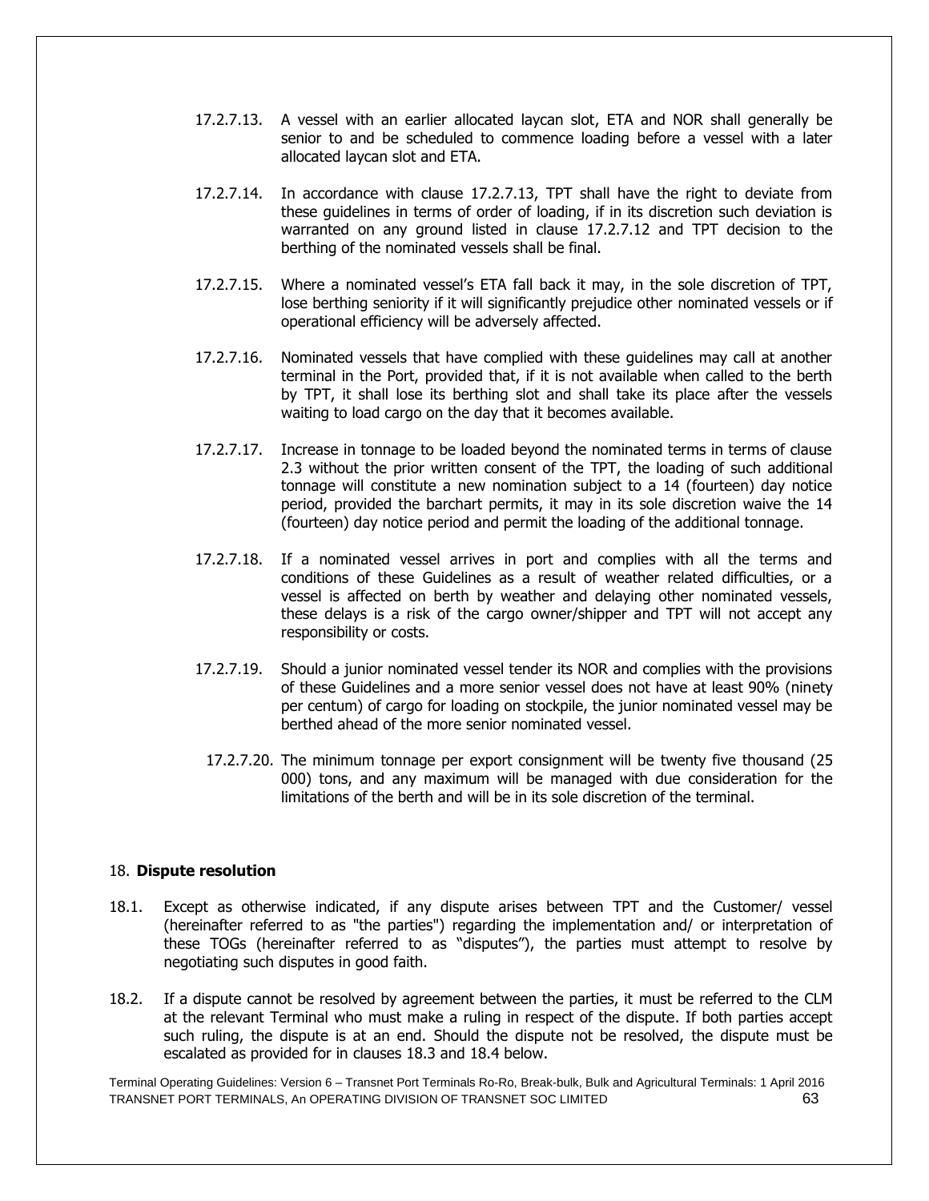17.2.7.13. A vessel with an earlier allocated laycan slot, ETA and NOR shall generally be senior to and be scheduled to commence loading before a vessel with a later allocated laycan slot and ETA.

17.2.7.14. In accordance with clause 17.2.7.13, TPT shall have the right to deviate from these guidelines in terms of order of loading, if in its discretion such deviation is warranted on any ground listed in clause 17.2.7.12 and TPT decision to the berthing of the nominated vessels shall be final.

17.2.7.15. Where a nominated vessel's ETA fall back it may, in the sole discretion of TPT, lose berthing seniority if it will significantly prejudice other nominated vessels or if operational efficiency will be adversely affected.

17.2.7.16. Nominated vessels that have complied with these guidelines may call at another terminal in the Port, provided that, if it is not available when called to the berth by TPT, it shall lose its berthing slot and shall take its place after the vessels waiting to load cargo on the day that it becomes available.

17.2.7.17. Increase in tonnage to be loaded beyond the nominated terms in terms of clause 2.3 without the prior written consent of the TPT, the loading of such additional tonnage will constitute a new nomination subject to a 14 (fourteen) day notice period, provided the barchart permits, it may in its sole discretion waive the 14 (fourteen) day notice period and permit the loading of the additional tonnage.

17.2.7.18. If a nominated vessel arrives in port and complies with all the terms and conditions of these Guidelines as a result of weather related difficulties, or a vessel is affected on berth by weather and delaying other nominated vessels, these delays is a risk of the cargo owner/shipper and TPT will not accept any responsibility or costs.

17.2.7.19. Should a junior nominated vessel tender its NOR and complies with the provisions of these Guidelines and a more senior vessel does not have at least 90% (ninety per centum) of cargo for loading on stockpile, the junior nominated vessel may be berthed ahead of the more senior nominated vessel.

17.2.7.20. The minimum tonnage per export consignment will be twenty five thousand (25 000) tons, and any maximum will be managed with due consideration for the limitations of the berth and will be in its sole discretion of the terminal.

## 18. **Dispute resolution**

18.1. Except as otherwise indicated, if any dispute arises between TPT and the Customer/ vessel (hereinafter referred to as "the parties") regarding the implementation and/ or interpretation of these TOGs (hereinafter referred to as "disputes"), the parties must attempt to resolve by negotiating such disputes in good faith.

18.2. If a dispute cannot be resolved by agreement between the parties, it must be referred to the CLM at the relevant Terminal who must make a ruling in respect of the dispute. If both parties accept such ruling, the dispute is at an end. Should the dispute not be resolved, the dispute must be escalated as provided for in clauses 18.3 and 18.4 below.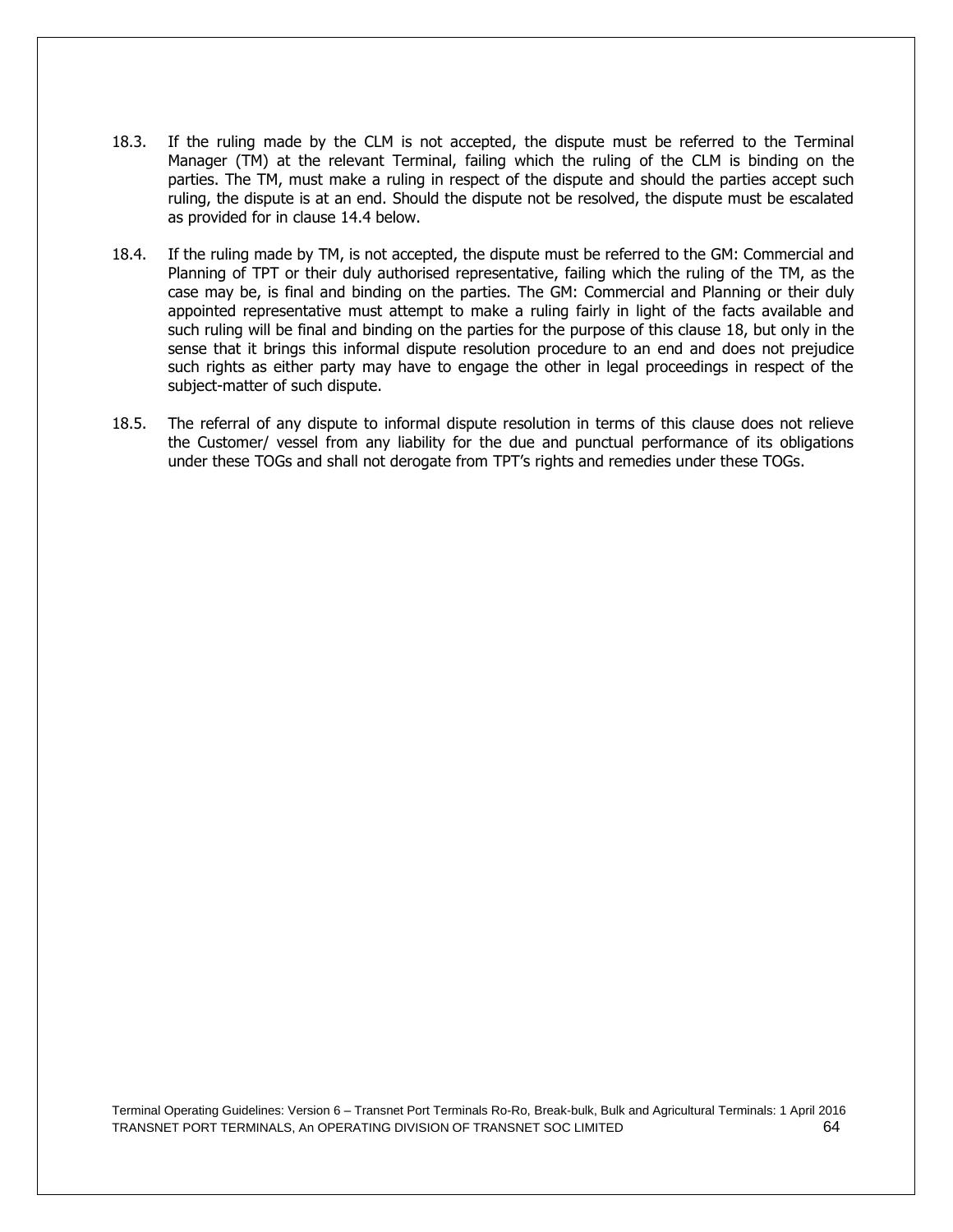18.3. If the ruling made by the CLM is not accepted, the dispute must be referred to the Terminal Manager (TM) at the relevant Terminal, failing which the ruling of the CLM is binding on the parties. The TM, must make a ruling in respect of the dispute and should the parties accept such ruling, the dispute is at an end. Should the dispute not be resolved, the dispute must be escalated as provided for in clause 14.4 below.

18.4. If the ruling made by TM, is not accepted, the dispute must be referred to the GM: Commercial and Planning of TPT or their duly authorised representative, failing which the ruling of the TM, as the case may be, is final and binding on the parties. The GM: Commercial and Planning or their duly appointed representative must attempt to make a ruling fairly in light of the facts available and such ruling will be final and binding on the parties for the purpose of this clause 18, but only in the sense that it brings this informal dispute resolution procedure to an end and does not prejudice such rights as either party may have to engage the other in legal proceedings in respect of the subject-matter of such dispute.

18.5. The referral of any dispute to informal dispute resolution in terms of this clause does not relieve the Customer/ vessel from any liability for the due and punctual performance of its obligations under these TOGs and shall not derogate from TPT's rights and remedies under these TOGs.